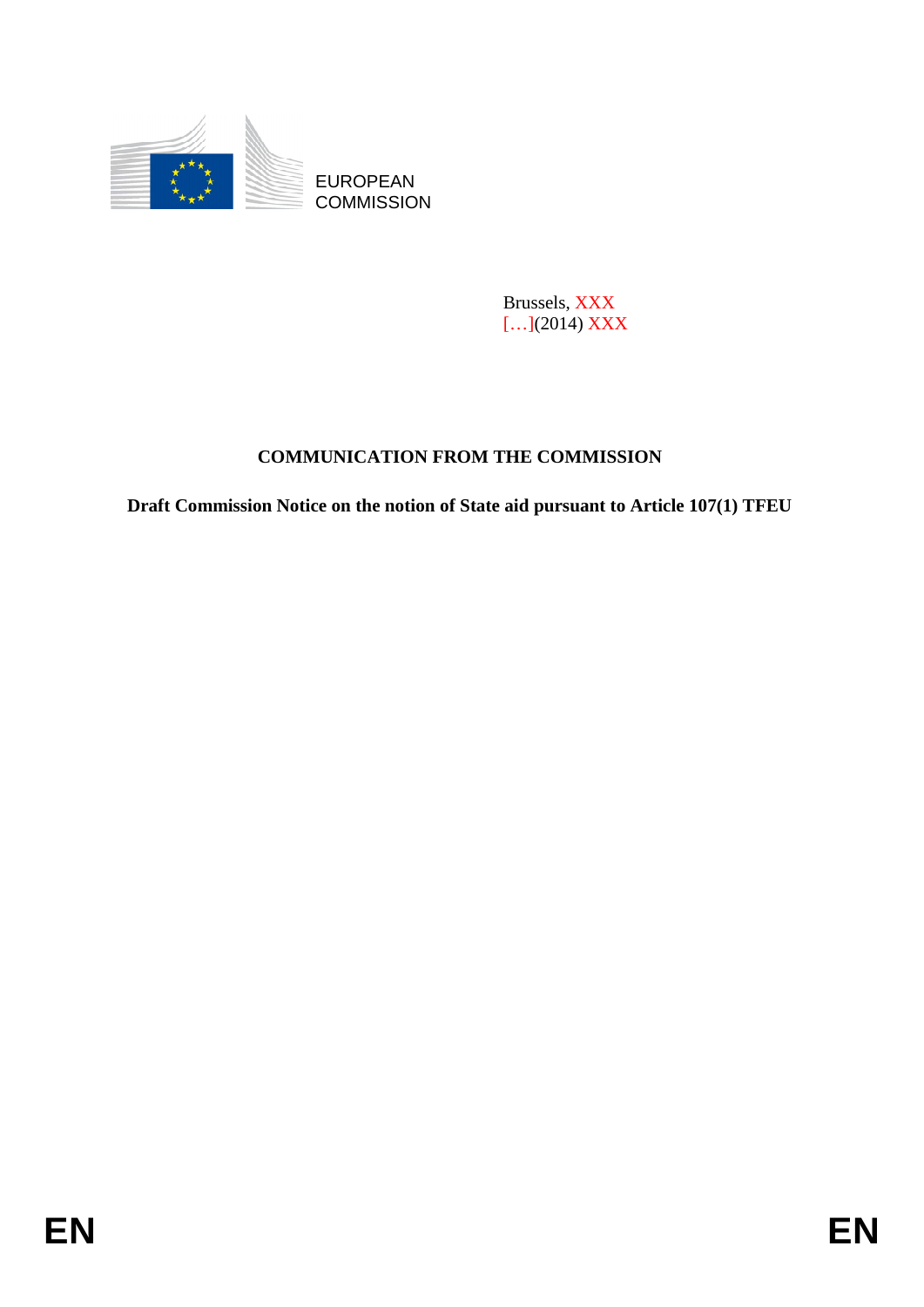EUROPEAN
COMMISSION

Brussels, XXX
[…](2014) XXX

# COMMUNICATION FROM THE COMMISSION

## Draft Commission Notice on the notion of State aid pursuant to Article 107(1) TFEU

EN EN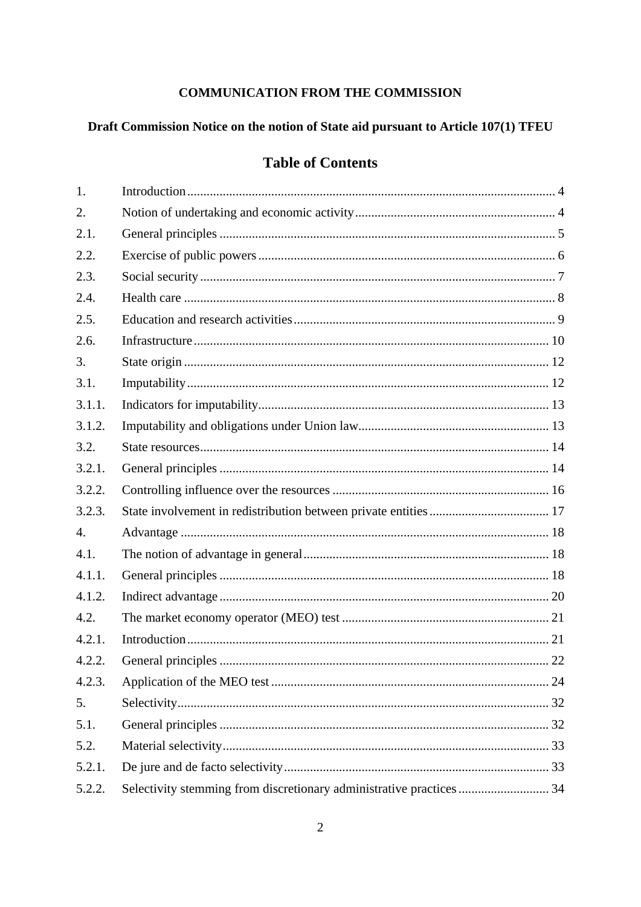**COMMUNICATION FROM THE COMMISSION**

**Draft Commission Notice on the notion of State aid pursuant to Article 107(1) TFEU**

# Table of Contents

| | | |
|---|---|---|
| 1. | Introduction | 4 |
| 2. | Notion of undertaking and economic activity | 4 |
| 2.1. | General principles | 5 |
| 2.2. | Exercise of public powers | 6 |
| 2.3. | Social security | 7 |
| 2.4. | Health care | 8 |
| 2.5. | Education and research activities | 9 |
| 2.6. | Infrastructure | 10 |
| 3. | State origin | 12 |
| 3.1. | Imputability | 12 |
| 3.1.1. | Indicators for imputability | 13 |
| 3.1.2. | Imputability and obligations under Union law | 13 |
| 3.2. | State resources | 14 |
| 3.2.1. | General principles | 14 |
| 3.2.2. | Controlling influence over the resources | 16 |
| 3.2.3. | State involvement in redistribution between private entities | 17 |
| 4. | Advantage | 18 |
| 4.1. | The notion of advantage in general | 18 |
| 4.1.1. | General principles | 18 |
| 4.1.2. | Indirect advantage | 20 |
| 4.2. | The market economy operator (MEO) test | 21 |
| 4.2.1. | Introduction | 21 |
| 4.2.2. | General principles | 22 |
| 4.2.3. | Application of the MEO test | 24 |
| 5. | Selectivity | 32 |
| 5.1. | General principles | 32 |
| 5.2. | Material selectivity | 33 |
| 5.2.1. | De jure and de facto selectivity | 33 |
| 5.2.2. | Selectivity stemming from discretionary administrative practices | 34 |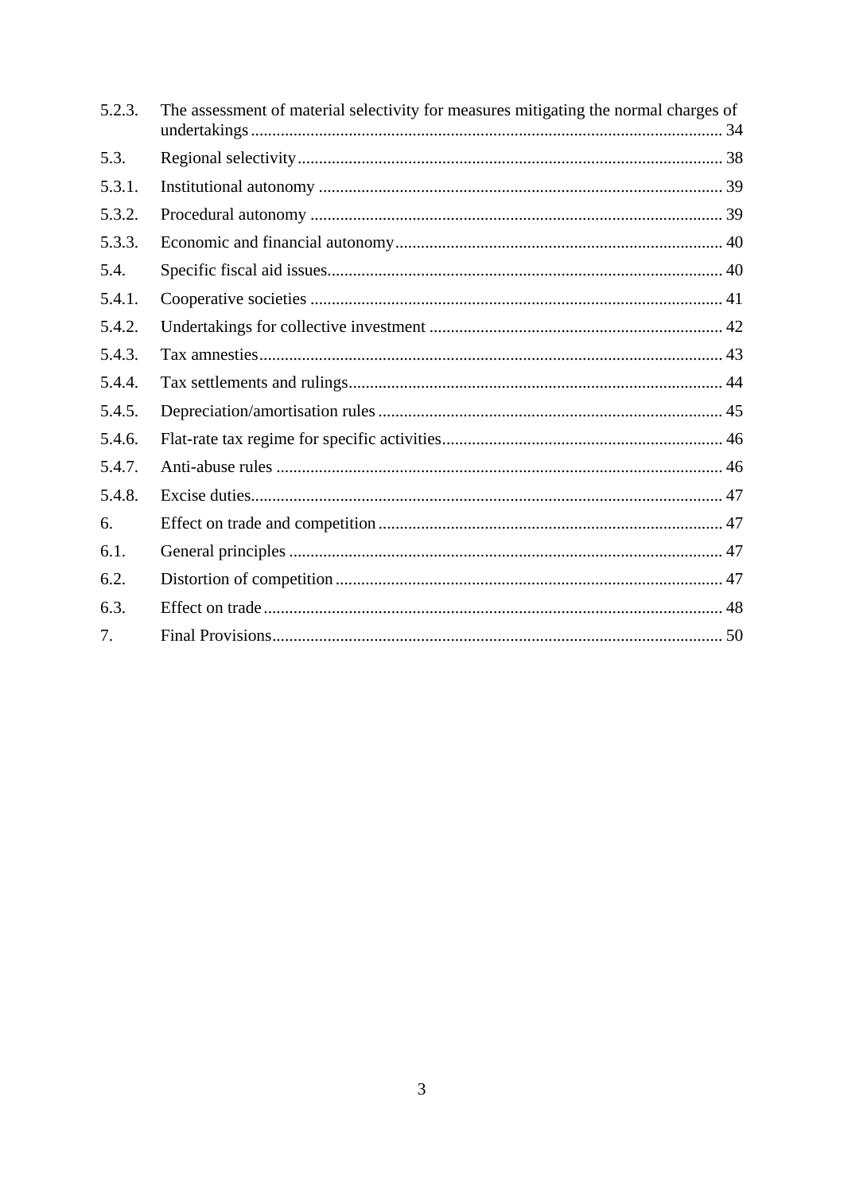5.2.3. The assessment of material selectivity for measures mitigating the normal charges of undertakings ..... 34

5.3. Regional selectivity ..... 38

5.3.1. Institutional autonomy ..... 39

5.3.2. Procedural autonomy ..... 39

5.3.3. Economic and financial autonomy ..... 40

5.4. Specific fiscal aid issues ..... 40

5.4.1. Cooperative societies ..... 41

5.4.2. Undertakings for collective investment ..... 42

5.4.3. Tax amnesties ..... 43

5.4.4. Tax settlements and rulings ..... 44

5.4.5. Depreciation/amortisation rules ..... 45

5.4.6. Flat-rate tax regime for specific activities ..... 46

5.4.7. Anti-abuse rules ..... 46

5.4.8. Excise duties ..... 47

6. Effect on trade and competition ..... 47

6.1. General principles ..... 47

6.2. Distortion of competition ..... 47

6.3. Effect on trade ..... 48

7. Final Provisions ..... 50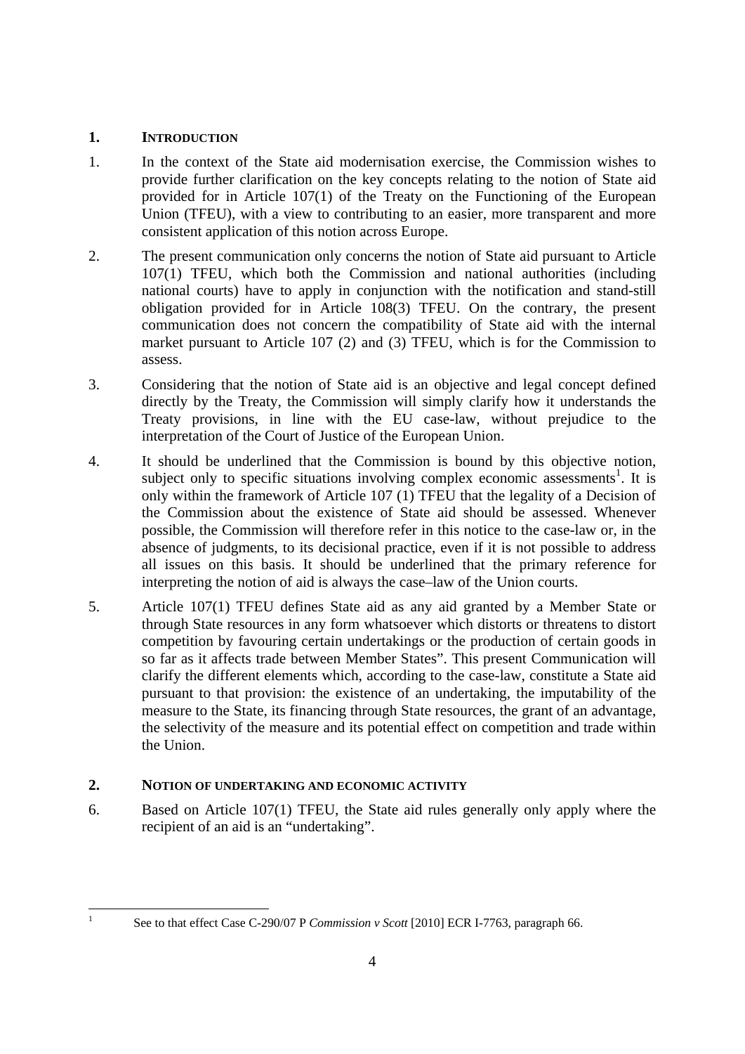## 1. INTRODUCTION

1. In the context of the State aid modernisation exercise, the Commission wishes to provide further clarification on the key concepts relating to the notion of State aid provided for in Article 107(1) of the Treaty on the Functioning of the European Union (TFEU), with a view to contributing to an easier, more transparent and more consistent application of this notion across Europe.

2. The present communication only concerns the notion of State aid pursuant to Article 107(1) TFEU, which both the Commission and national authorities (including national courts) have to apply in conjunction with the notification and stand-still obligation provided for in Article 108(3) TFEU. On the contrary, the present communication does not concern the compatibility of State aid with the internal market pursuant to Article 107 (2) and (3) TFEU, which is for the Commission to assess.

3. Considering that the notion of State aid is an objective and legal concept defined directly by the Treaty, the Commission will simply clarify how it understands the Treaty provisions, in line with the EU case-law, without prejudice to the interpretation of the Court of Justice of the European Union.

4. It should be underlined that the Commission is bound by this objective notion, subject only to specific situations involving complex economic assessments[1]. It is only within the framework of Article 107 (1) TFEU that the legality of a Decision of the Commission about the existence of State aid should be assessed. Whenever possible, the Commission will therefore refer in this notice to the case-law or, in the absence of judgments, to its decisional practice, even if it is not possible to address all issues on this basis. It should be underlined that the primary reference for interpreting the notion of aid is always the case–law of the Union courts.

5. Article 107(1) TFEU defines State aid as any aid granted by a Member State or through State resources in any form whatsoever which distorts or threatens to distort competition by favouring certain undertakings or the production of certain goods in so far as it affects trade between Member States". This present Communication will clarify the different elements which, according to the case-law, constitute a State aid pursuant to that provision: the existence of an undertaking, the imputability of the measure to the State, its financing through State resources, the grant of an advantage, the selectivity of the measure and its potential effect on competition and trade within the Union.

## 2. NOTION OF UNDERTAKING AND ECONOMIC ACTIVITY

6. Based on Article 107(1) TFEU, the State aid rules generally only apply where the recipient of an aid is an "undertaking".

---

[1] See to that effect Case C-290/07 P *Commission v Scott* [2010] ECR I-7763, paragraph 66.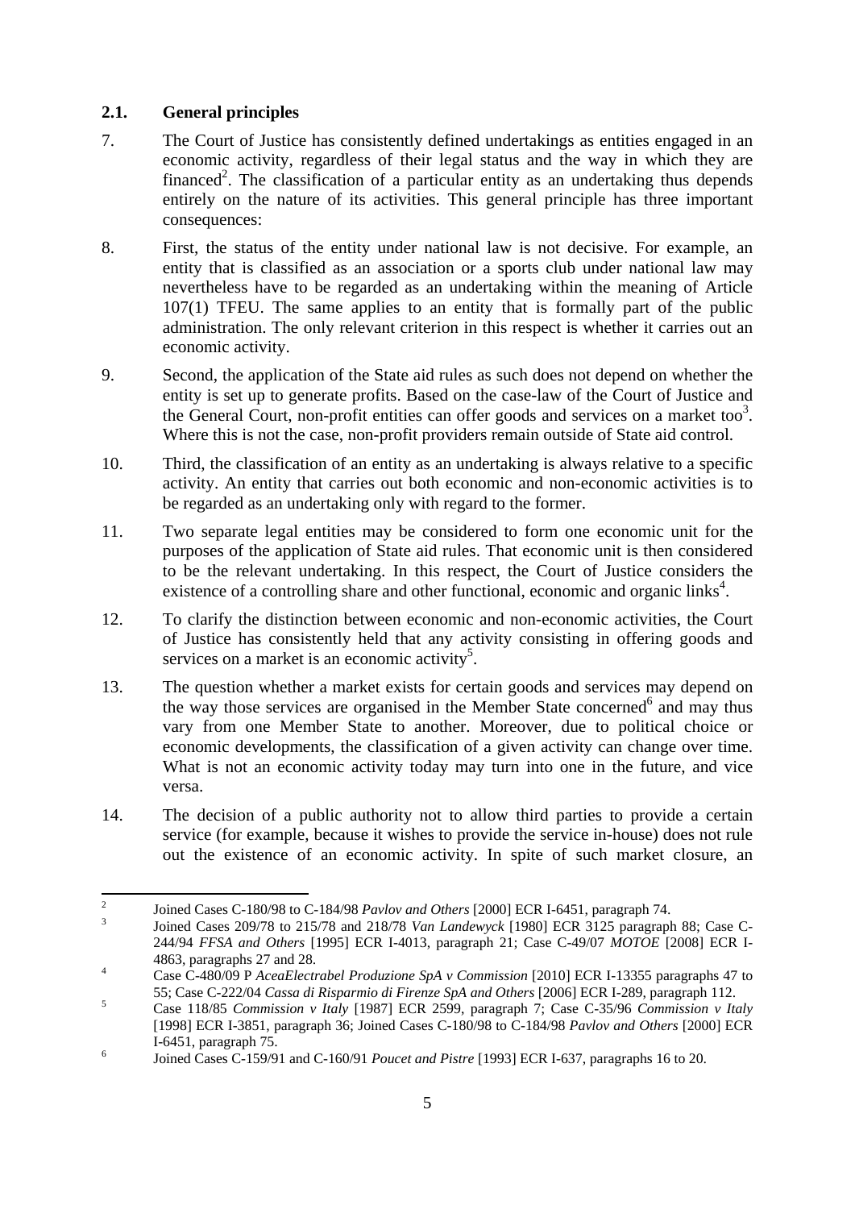### 2.1. General principles

7. The Court of Justice has consistently defined undertakings as entities engaged in an economic activity, regardless of their legal status and the way in which they are financed[2]. The classification of a particular entity as an undertaking thus depends entirely on the nature of its activities. This general principle has three important consequences:

8. First, the status of the entity under national law is not decisive. For example, an entity that is classified as an association or a sports club under national law may nevertheless have to be regarded as an undertaking within the meaning of Article 107(1) TFEU. The same applies to an entity that is formally part of the public administration. The only relevant criterion in this respect is whether it carries out an economic activity.

9. Second, the application of the State aid rules as such does not depend on whether the entity is set up to generate profits. Based on the case-law of the Court of Justice and the General Court, non-profit entities can offer goods and services on a market too[3]. Where this is not the case, non-profit providers remain outside of State aid control.

10. Third, the classification of an entity as an undertaking is always relative to a specific activity. An entity that carries out both economic and non-economic activities is to be regarded as an undertaking only with regard to the former.

11. Two separate legal entities may be considered to form one economic unit for the purposes of the application of State aid rules. That economic unit is then considered to be the relevant undertaking. In this respect, the Court of Justice considers the existence of a controlling share and other functional, economic and organic links[4].

12. To clarify the distinction between economic and non-economic activities, the Court of Justice has consistently held that any activity consisting in offering goods and services on a market is an economic activity[5].

13. The question whether a market exists for certain goods and services may depend on the way those services are organised in the Member State concerned[6] and may thus vary from one Member State to another. Moreover, due to political choice or economic developments, the classification of a given activity can change over time. What is not an economic activity today may turn into one in the future, and vice versa.

14. The decision of a public authority not to allow third parties to provide a certain service (for example, because it wishes to provide the service in-house) does not rule out the existence of an economic activity. In spite of such market closure, an

---

[2] Joined Cases C-180/98 to C-184/98 *Pavlov and Others* [2000] ECR I-6451, paragraph 74.

[3] Joined Cases 209/78 to 215/78 and 218/78 *Van Landewyck* [1980] ECR 3125 paragraph 88; Case C-244/94 *FFSA and Others* [1995] ECR I-4013, paragraph 21; Case C-49/07 *MOTOE* [2008] ECR I-4863, paragraphs 27 and 28.

[4] Case C-480/09 P *AceaElectrabel Produzione SpA v Commission* [2010] ECR I-13355 paragraphs 47 to 55; Case C-222/04 *Cassa di Risparmio di Firenze SpA and Others* [2006] ECR I-289, paragraph 112.

[5] Case 118/85 *Commission v Italy* [1987] ECR 2599, paragraph 7; Case C-35/96 *Commission v Italy* [1998] ECR I-3851, paragraph 36; Joined Cases C-180/98 to C-184/98 *Pavlov and Others* [2000] ECR I-6451, paragraph 75.

[6] Joined Cases C-159/91 and C-160/91 *Poucet and Pistre* [1993] ECR I-637, paragraphs 16 to 20.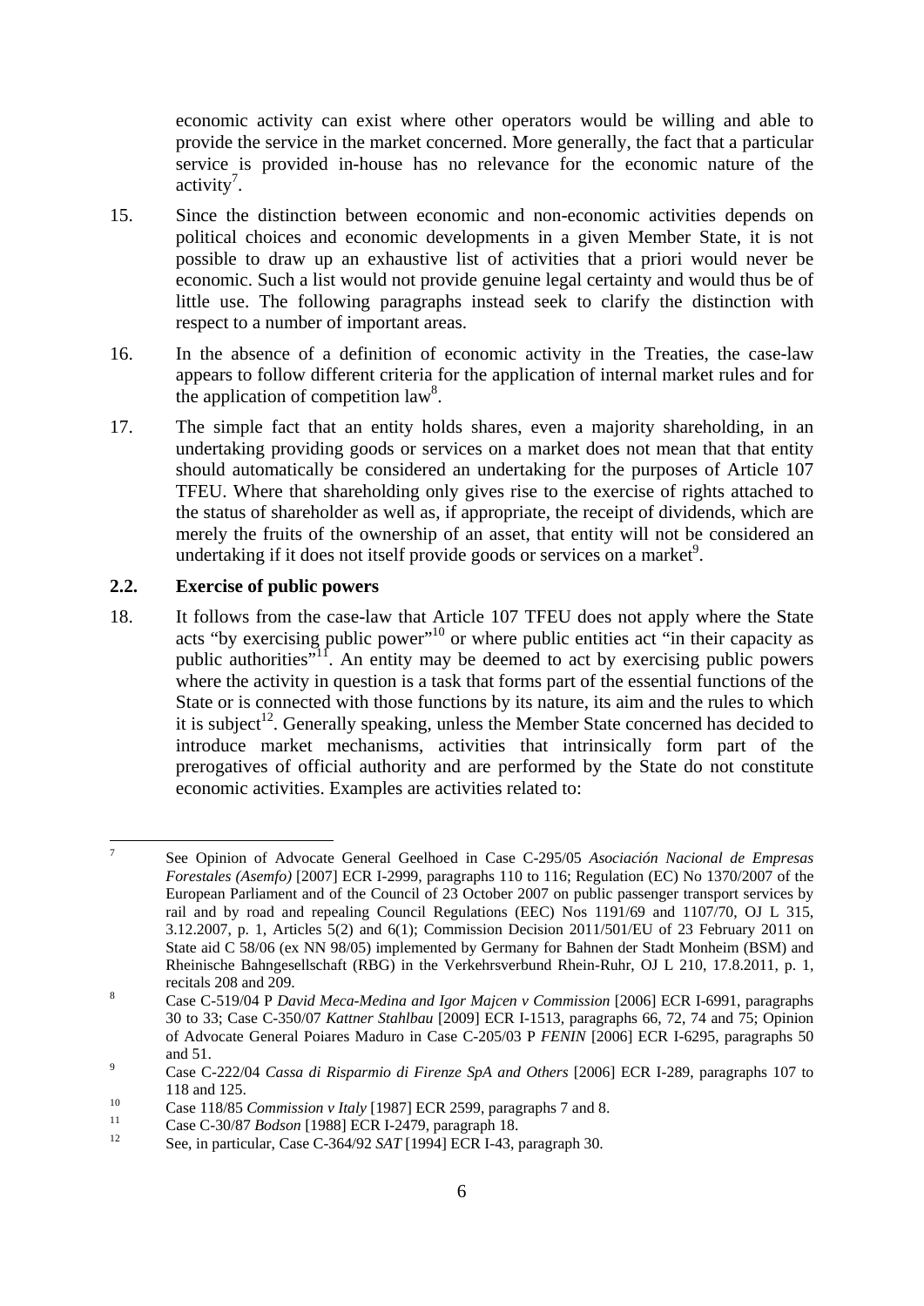economic activity can exist where other operators would be willing and able to provide the service in the market concerned. More generally, the fact that a particular service is provided in-house has no relevance for the economic nature of the activity[7].

15. Since the distinction between economic and non-economic activities depends on political choices and economic developments in a given Member State, it is not possible to draw up an exhaustive list of activities that a priori would never be economic. Such a list would not provide genuine legal certainty and would thus be of little use. The following paragraphs instead seek to clarify the distinction with respect to a number of important areas.

16. In the absence of a definition of economic activity in the Treaties, the case-law appears to follow different criteria for the application of internal market rules and for the application of competition law[8].

17. The simple fact that an entity holds shares, even a majority shareholding, in an undertaking providing goods or services on a market does not mean that that entity should automatically be considered an undertaking for the purposes of Article 107 TFEU. Where that shareholding only gives rise to the exercise of rights attached to the status of shareholder as well as, if appropriate, the receipt of dividends, which are merely the fruits of the ownership of an asset, that entity will not be considered an undertaking if it does not itself provide goods or services on a market[9].

## 2.2. Exercise of public powers

18. It follows from the case-law that Article 107 TFEU does not apply where the State acts "by exercising public power"[10] or where public entities act "in their capacity as public authorities"[11]. An entity may be deemed to act by exercising public powers where the activity in question is a task that forms part of the essential functions of the State or is connected with those functions by its nature, its aim and the rules to which it is subject[12]. Generally speaking, unless the Member State concerned has decided to introduce market mechanisms, activities that intrinsically form part of the prerogatives of official authority and are performed by the State do not constitute economic activities. Examples are activities related to:

---

[7] See Opinion of Advocate General Geelhoed in Case C-295/05 *Asociación Nacional de Empresas Forestales (Asemfo)* [2007] ECR I-2999, paragraphs 110 to 116; Regulation (EC) No 1370/2007 of the European Parliament and of the Council of 23 October 2007 on public passenger transport services by rail and by road and repealing Council Regulations (EEC) Nos 1191/69 and 1107/70, OJ L 315, 3.12.2007, p. 1, Articles 5(2) and 6(1); Commission Decision 2011/501/EU of 23 February 2011 on State aid C 58/06 (ex NN 98/05) implemented by Germany for Bahnen der Stadt Monheim (BSM) and Rheinische Bahngesellschaft (RBG) in the Verkehrsverbund Rhein-Ruhr, OJ L 210, 17.8.2011, p. 1, recitals 208 and 209.

[8] Case C-519/04 P *David Meca-Medina and Igor Majcen v Commission* [2006] ECR I-6991, paragraphs 30 to 33; Case C-350/07 *Kattner Stahlbau* [2009] ECR I-1513, paragraphs 66, 72, 74 and 75; Opinion of Advocate General Poiares Maduro in Case C-205/03 P *FENIN* [2006] ECR I-6295, paragraphs 50 and 51.

[9] Case C-222/04 *Cassa di Risparmio di Firenze SpA and Others* [2006] ECR I-289, paragraphs 107 to 118 and 125.

[10] Case 118/85 *Commission v Italy* [1987] ECR 2599, paragraphs 7 and 8.

[11] Case C-30/87 *Bodson* [1988] ECR I-2479, paragraph 18.

[12] See, in particular, Case C-364/92 *SAT* [1994] ECR I-43, paragraph 30.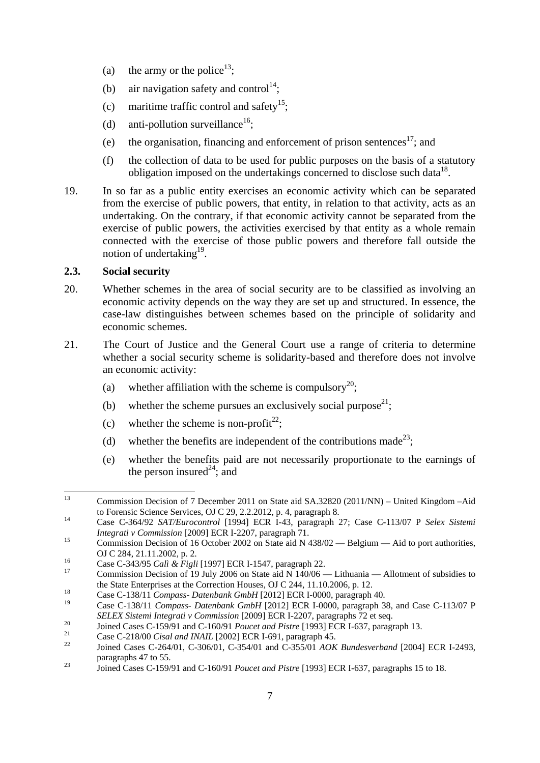(a) the army or the police[13];

(b) air navigation safety and control[14];

(c) maritime traffic control and safety[15];

(d) anti-pollution surveillance[16];

(e) the organisation, financing and enforcement of prison sentences[17]; and

(f) the collection of data to be used for public purposes on the basis of a statutory obligation imposed on the undertakings concerned to disclose such data[18].

19. In so far as a public entity exercises an economic activity which can be separated from the exercise of public powers, that entity, in relation to that activity, acts as an undertaking. On the contrary, if that economic activity cannot be separated from the exercise of public powers, the activities exercised by that entity as a whole remain connected with the exercise of those public powers and therefore fall outside the notion of undertaking[19].

### 2.3. Social security

20. Whether schemes in the area of social security are to be classified as involving an economic activity depends on the way they are set up and structured. In essence, the case-law distinguishes between schemes based on the principle of solidarity and economic schemes.

21. The Court of Justice and the General Court use a range of criteria to determine whether a social security scheme is solidarity-based and therefore does not involve an economic activity:

(a) whether affiliation with the scheme is compulsory[20];

(b) whether the scheme pursues an exclusively social purpose[21];

(c) whether the scheme is non-profit[22];

(d) whether the benefits are independent of the contributions made[23];

(e) whether the benefits paid are not necessarily proportionate to the earnings of the person insured[24]; and

---

[13] Commission Decision of 7 December 2011 on State aid SA.32820 (2011/NN) – United Kingdom –Aid to Forensic Science Services, OJ C 29, 2.2.2012, p. 4, paragraph 8.

[14] Case C-364/92 *SAT/Eurocontrol* [1994] ECR I-43, paragraph 27; Case C-113/07 P *Selex Sistemi Integrati v Commission* [2009] ECR I-2207, paragraph 71.

[15] Commission Decision of 16 October 2002 on State aid N 438/02 — Belgium — Aid to port authorities, OJ C 284, 21.11.2002, p. 2.

[16] Case C-343/95 *Calì & Figli* [1997] ECR I-1547, paragraph 22.

[17] Commission Decision of 19 July 2006 on State aid N 140/06 — Lithuania — Allotment of subsidies to the State Enterprises at the Correction Houses, OJ C 244, 11.10.2006, p. 12.

[18] Case C-138/11 *Compass- Datenbank GmbH* [2012] ECR I-0000, paragraph 40.

[19] Case C-138/11 *Compass- Datenbank GmbH* [2012] ECR I-0000, paragraph 38, and Case C-113/07 P *SELEX Sistemi Integrati v Commission* [2009] ECR I-2207, paragraphs 72 et seq.

[20] Joined Cases C-159/91 and C-160/91 *Poucet and Pistre* [1993] ECR I-637, paragraph 13.

[21] Case C-218/00 *Cisal and INAIL* [2002] ECR I-691, paragraph 45.

[22] Joined Cases C-264/01, C-306/01, C-354/01 and C-355/01 *AOK Bundesverband* [2004] ECR I-2493, paragraphs 47 to 55.

[23] Joined Cases C-159/91 and C-160/91 *Poucet and Pistre* [1993] ECR I-637, paragraphs 15 to 18.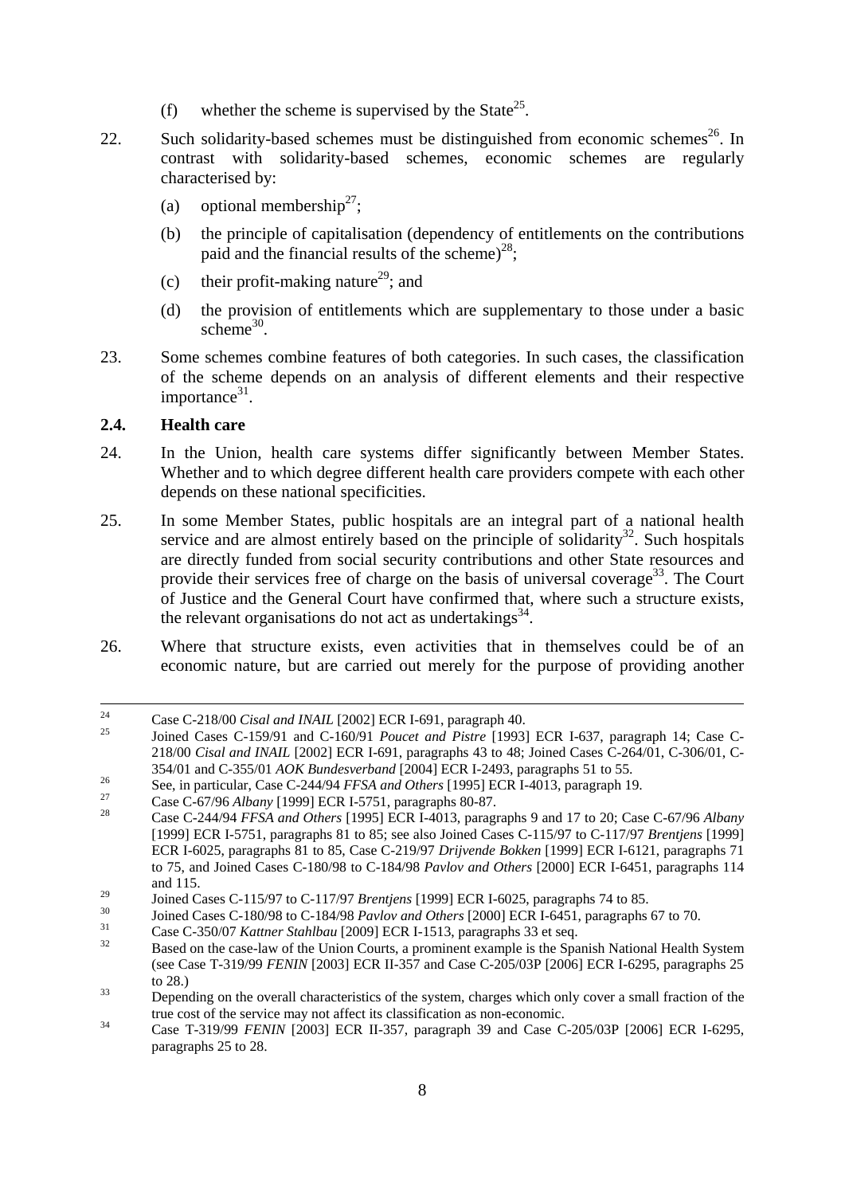(f) whether the scheme is supervised by the State[25].

22. Such solidarity-based schemes must be distinguished from economic schemes[26]. In contrast with solidarity-based schemes, economic schemes are regularly characterised by:

(a) optional membership[27];

(b) the principle of capitalisation (dependency of entitlements on the contributions paid and the financial results of the scheme)[28];

(c) their profit-making nature[29]; and

(d) the provision of entitlements which are supplementary to those under a basic scheme[30].

23. Some schemes combine features of both categories. In such cases, the classification of the scheme depends on an analysis of different elements and their respective importance[31].

### 2.4. Health care

24. In the Union, health care systems differ significantly between Member States. Whether and to which degree different health care providers compete with each other depends on these national specificities.

25. In some Member States, public hospitals are an integral part of a national health service and are almost entirely based on the principle of solidarity[32]. Such hospitals are directly funded from social security contributions and other State resources and provide their services free of charge on the basis of universal coverage[33]. The Court of Justice and the General Court have confirmed that, where such a structure exists, the relevant organisations do not act as undertakings[34].

26. Where that structure exists, even activities that in themselves could be of an economic nature, but are carried out merely for the purpose of providing another

---

[24] Case C-218/00 *Cisal and INAIL* [2002] ECR I-691, paragraph 40.

[25] Joined Cases C-159/91 and C-160/91 *Poucet and Pistre* [1993] ECR I-637, paragraph 14; Case C-218/00 *Cisal and INAIL* [2002] ECR I-691, paragraphs 43 to 48; Joined Cases C-264/01, C-306/01, C-354/01 and C-355/01 *AOK Bundesverband* [2004] ECR I-2493, paragraphs 51 to 55.

[26] See, in particular, Case C-244/94 *FFSA and Others* [1995] ECR I-4013, paragraph 19.

[27] Case C-67/96 *Albany* [1999] ECR I-5751, paragraphs 80-87.

[28] Case C-244/94 *FFSA and Others* [1995] ECR I-4013, paragraphs 9 and 17 to 20; Case C-67/96 *Albany* [1999] ECR I-5751, paragraphs 81 to 85; see also Joined Cases C-115/97 to C-117/97 *Brentjens* [1999] ECR I-6025, paragraphs 81 to 85, Case C-219/97 *Drijvende Bokken* [1999] ECR I-6121, paragraphs 71 to 75, and Joined Cases C-180/98 to C-184/98 *Pavlov and Others* [2000] ECR I-6451, paragraphs 114 and 115.

[29] Joined Cases C-115/97 to C-117/97 *Brentjens* [1999] ECR I-6025, paragraphs 74 to 85.

[30] Joined Cases C-180/98 to C-184/98 *Pavlov and Others* [2000] ECR I-6451, paragraphs 67 to 70.

[31] Case C-350/07 *Kattner Stahlbau* [2009] ECR I-1513, paragraphs 33 et seq.

[32] Based on the case-law of the Union Courts, a prominent example is the Spanish National Health System (see Case T-319/99 *FENIN* [2003] ECR II-357 and Case C-205/03P [2006] ECR I-6295, paragraphs 25 to 28.)

[33] Depending on the overall characteristics of the system, charges which only cover a small fraction of the true cost of the service may not affect its classification as non-economic.

[34] Case T-319/99 *FENIN* [2003] ECR II-357, paragraph 39 and Case C-205/03P [2006] ECR I-6295, paragraphs 25 to 28.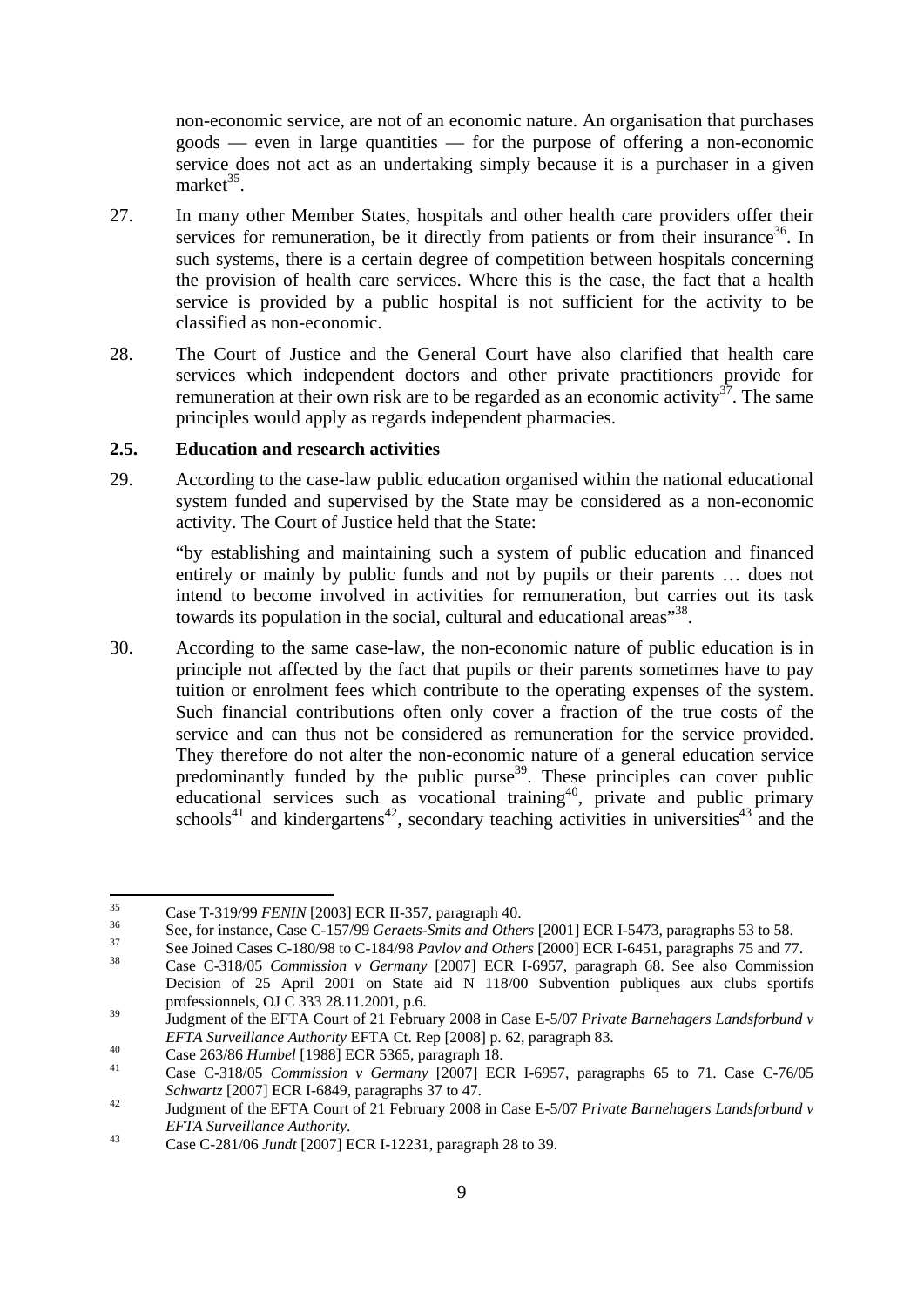non-economic service, are not of an economic nature. An organisation that purchases goods — even in large quantities — for the purpose of offering a non-economic service does not act as an undertaking simply because it is a purchaser in a given market[35].

27. In many other Member States, hospitals and other health care providers offer their services for remuneration, be it directly from patients or from their insurance[36]. In such systems, there is a certain degree of competition between hospitals concerning the provision of health care services. Where this is the case, the fact that a health service is provided by a public hospital is not sufficient for the activity to be classified as non-economic.

28. The Court of Justice and the General Court have also clarified that health care services which independent doctors and other private practitioners provide for remuneration at their own risk are to be regarded as an economic activity[37]. The same principles would apply as regards independent pharmacies.

### 2.5. Education and research activities

29. According to the case-law public education organised within the national educational system funded and supervised by the State may be considered as a non-economic activity. The Court of Justice held that the State:

"by establishing and maintaining such a system of public education and financed entirely or mainly by public funds and not by pupils or their parents … does not intend to become involved in activities for remuneration, but carries out its task towards its population in the social, cultural and educational areas"[38].

30. According to the same case-law, the non-economic nature of public education is in principle not affected by the fact that pupils or their parents sometimes have to pay tuition or enrolment fees which contribute to the operating expenses of the system. Such financial contributions often only cover a fraction of the true costs of the service and can thus not be considered as remuneration for the service provided. They therefore do not alter the non-economic nature of a general education service predominantly funded by the public purse[39]. These principles can cover public educational services such as vocational training[40], private and public primary schools[41] and kindergartens[42], secondary teaching activities in universities[43] and the

---

[35] Case T-319/99 *FENIN* [2003] ECR II-357, paragraph 40.

[36] See, for instance, Case C-157/99 *Geraets-Smits and Others* [2001] ECR I-5473, paragraphs 53 to 58.

[37] See Joined Cases C-180/98 to C-184/98 *Pavlov and Others* [2000] ECR I-6451, paragraphs 75 and 77.

[38] Case C-318/05 *Commission v Germany* [2007] ECR I-6957, paragraph 68. See also Commission Decision of 25 April 2001 on State aid N 118/00 Subvention publiques aux clubs sportifs professionnels, OJ C 333 28.11.2001, p.6.

[39] Judgment of the EFTA Court of 21 February 2008 in Case E-5/07 *Private Barnehagers Landsforbund v EFTA Surveillance Authority* EFTA Ct. Rep [2008] p. 62, paragraph 83.

[40] Case 263/86 *Humbel* [1988] ECR 5365, paragraph 18.

[41] Case C-318/05 *Commission v Germany* [2007] ECR I-6957, paragraphs 65 to 71. Case C-76/05 *Schwartz* [2007] ECR I-6849, paragraphs 37 to 47.

[42] Judgment of the EFTA Court of 21 February 2008 in Case E-5/07 *Private Barnehagers Landsforbund v EFTA Surveillance Authority*.

[43] Case C-281/06 *Jundt* [2007] ECR I-12231, paragraph 28 to 39.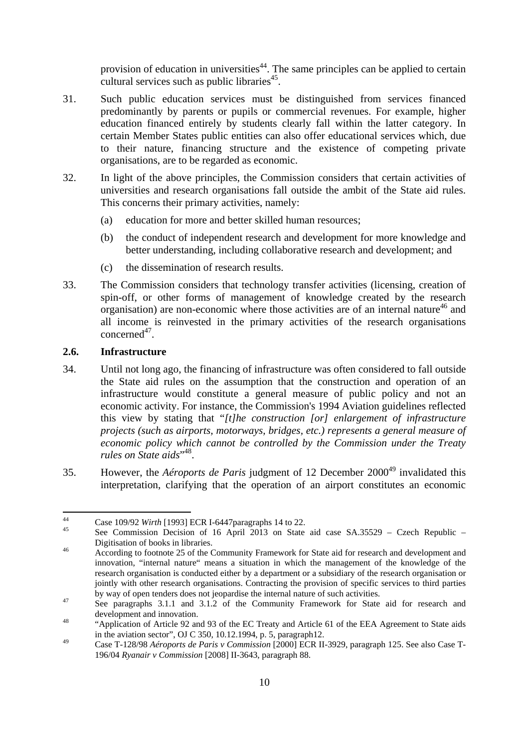provision of education in universities[44]. The same principles can be applied to certain cultural services such as public libraries[45].

31. Such public education services must be distinguished from services financed predominantly by parents or pupils or commercial revenues. For example, higher education financed entirely by students clearly fall within the latter category. In certain Member States public entities can also offer educational services which, due to their nature, financing structure and the existence of competing private organisations, are to be regarded as economic.

32. In light of the above principles, the Commission considers that certain activities of universities and research organisations fall outside the ambit of the State aid rules. This concerns their primary activities, namely:

    (a) education for more and better skilled human resources;

    (b) the conduct of independent research and development for more knowledge and better understanding, including collaborative research and development; and

    (c) the dissemination of research results.

33. The Commission considers that technology transfer activities (licensing, creation of spin-off, or other forms of management of knowledge created by the research organisation) are non-economic where those activities are of an internal nature[46] and all income is reinvested in the primary activities of the research organisations concerned[47].

### 2.6. Infrastructure

34. Until not long ago, the financing of infrastructure was often considered to fall outside the State aid rules on the assumption that the construction and operation of an infrastructure would constitute a general measure of public policy and not an economic activity. For instance, the Commission's 1994 Aviation guidelines reflected this view by stating that "*[t]he construction [or] enlargement of infrastructure projects (such as airports, motorways, bridges, etc.) represents a general measure of economic policy which cannot be controlled by the Commission under the Treaty rules on State aids*"[48].

35. However, the *Aéroports de Paris* judgment of 12 December 2000[49] invalidated this interpretation, clarifying that the operation of an airport constitutes an economic

---

[44] Case 109/92 *Wirth* [1993] ECR I-6447paragraphs 14 to 22.

[45] See Commission Decision of 16 April 2013 on State aid case SA.35529 – Czech Republic – Digitisation of books in libraries.

[46] According to footnote 25 of the Community Framework for State aid for research and development and innovation, "internal nature" means a situation in which the management of the knowledge of the research organisation is conducted either by a department or a subsidiary of the research organisation or jointly with other research organisations. Contracting the provision of specific services to third parties by way of open tenders does not jeopardise the internal nature of such activities.

[47] See paragraphs 3.1.1 and 3.1.2 of the Community Framework for State aid for research and development and innovation.

[48] "Application of Article 92 and 93 of the EC Treaty and Article 61 of the EEA Agreement to State aids in the aviation sector", OJ C 350, 10.12.1994, p. 5, paragraph12.

[49] Case T-128/98 *Aéroports de Paris v Commission* [2000] ECR II-3929, paragraph 125. See also Case T-196/04 *Ryanair v Commission* [2008] II-3643, paragraph 88.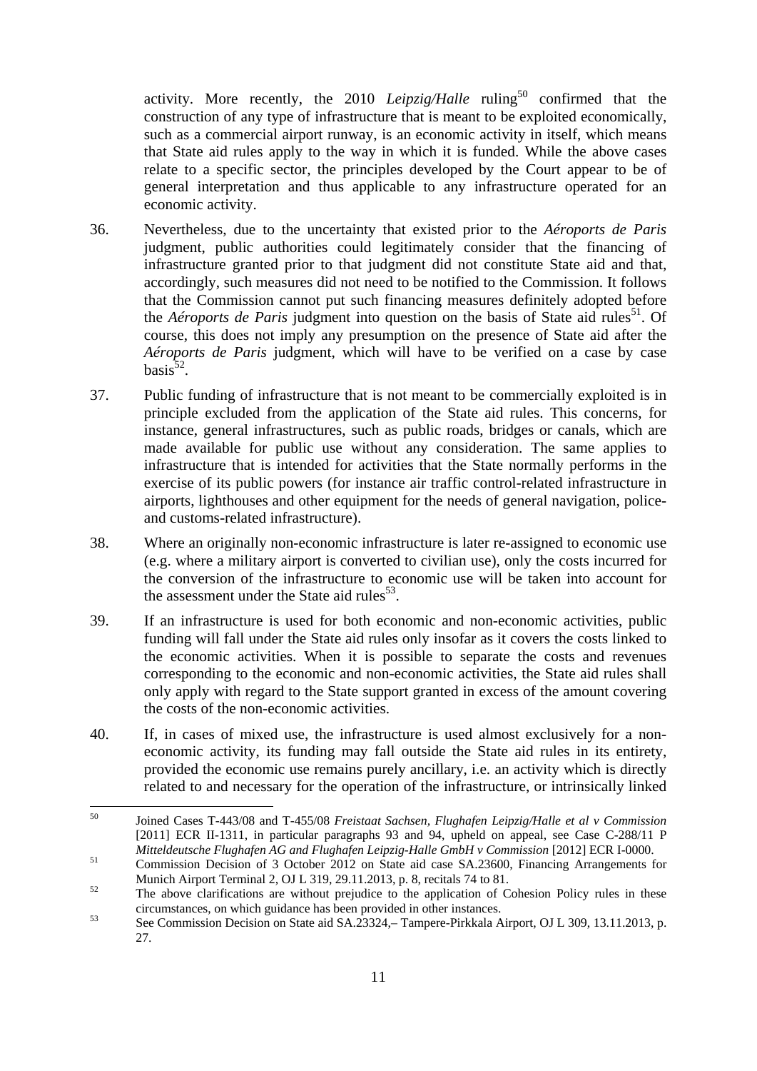activity. More recently, the 2010 *Leipzig/Halle* ruling[50] confirmed that the construction of any type of infrastructure that is meant to be exploited economically, such as a commercial airport runway, is an economic activity in itself, which means that State aid rules apply to the way in which it is funded. While the above cases relate to a specific sector, the principles developed by the Court appear to be of general interpretation and thus applicable to any infrastructure operated for an economic activity.

36. Nevertheless, due to the uncertainty that existed prior to the *Aéroports de Paris* judgment, public authorities could legitimately consider that the financing of infrastructure granted prior to that judgment did not constitute State aid and that, accordingly, such measures did not need to be notified to the Commission. It follows that the Commission cannot put such financing measures definitely adopted before the *Aéroports de Paris* judgment into question on the basis of State aid rules[51]. Of course, this does not imply any presumption on the presence of State aid after the *Aéroports de Paris* judgment, which will have to be verified on a case by case basis[52].

37. Public funding of infrastructure that is not meant to be commercially exploited is in principle excluded from the application of the State aid rules. This concerns, for instance, general infrastructures, such as public roads, bridges or canals, which are made available for public use without any consideration. The same applies to infrastructure that is intended for activities that the State normally performs in the exercise of its public powers (for instance air traffic control-related infrastructure in airports, lighthouses and other equipment for the needs of general navigation, police- and customs-related infrastructure).

38. Where an originally non-economic infrastructure is later re-assigned to economic use (e.g. where a military airport is converted to civilian use), only the costs incurred for the conversion of the infrastructure to economic use will be taken into account for the assessment under the State aid rules[53].

39. If an infrastructure is used for both economic and non-economic activities, public funding will fall under the State aid rules only insofar as it covers the costs linked to the economic activities. When it is possible to separate the costs and revenues corresponding to the economic and non-economic activities, the State aid rules shall only apply with regard to the State support granted in excess of the amount covering the costs of the non-economic activities.

40. If, in cases of mixed use, the infrastructure is used almost exclusively for a non-economic activity, its funding may fall outside the State aid rules in its entirety, provided the economic use remains purely ancillary, i.e. an activity which is directly related to and necessary for the operation of the infrastructure, or intrinsically linked

---

[50] Joined Cases T-443/08 and T-455/08 *Freistaat Sachsen, Flughafen Leipzig/Halle et al v Commission* [2011] ECR II-1311, in particular paragraphs 93 and 94, upheld on appeal, see Case C-288/11 P *Mitteldeutsche Flughafen AG and Flughafen Leipzig-Halle GmbH v Commission* [2012] ECR I-0000.

[51] Commission Decision of 3 October 2012 on State aid case SA.23600, Financing Arrangements for Munich Airport Terminal 2, OJ L 319, 29.11.2013, p. 8, recitals 74 to 81.

[52] The above clarifications are without prejudice to the application of Cohesion Policy rules in these circumstances, on which guidance has been provided in other instances.

[53] See Commission Decision on State aid SA.23324,– Tampere-Pirkkala Airport, OJ L 309, 13.11.2013, p. 27.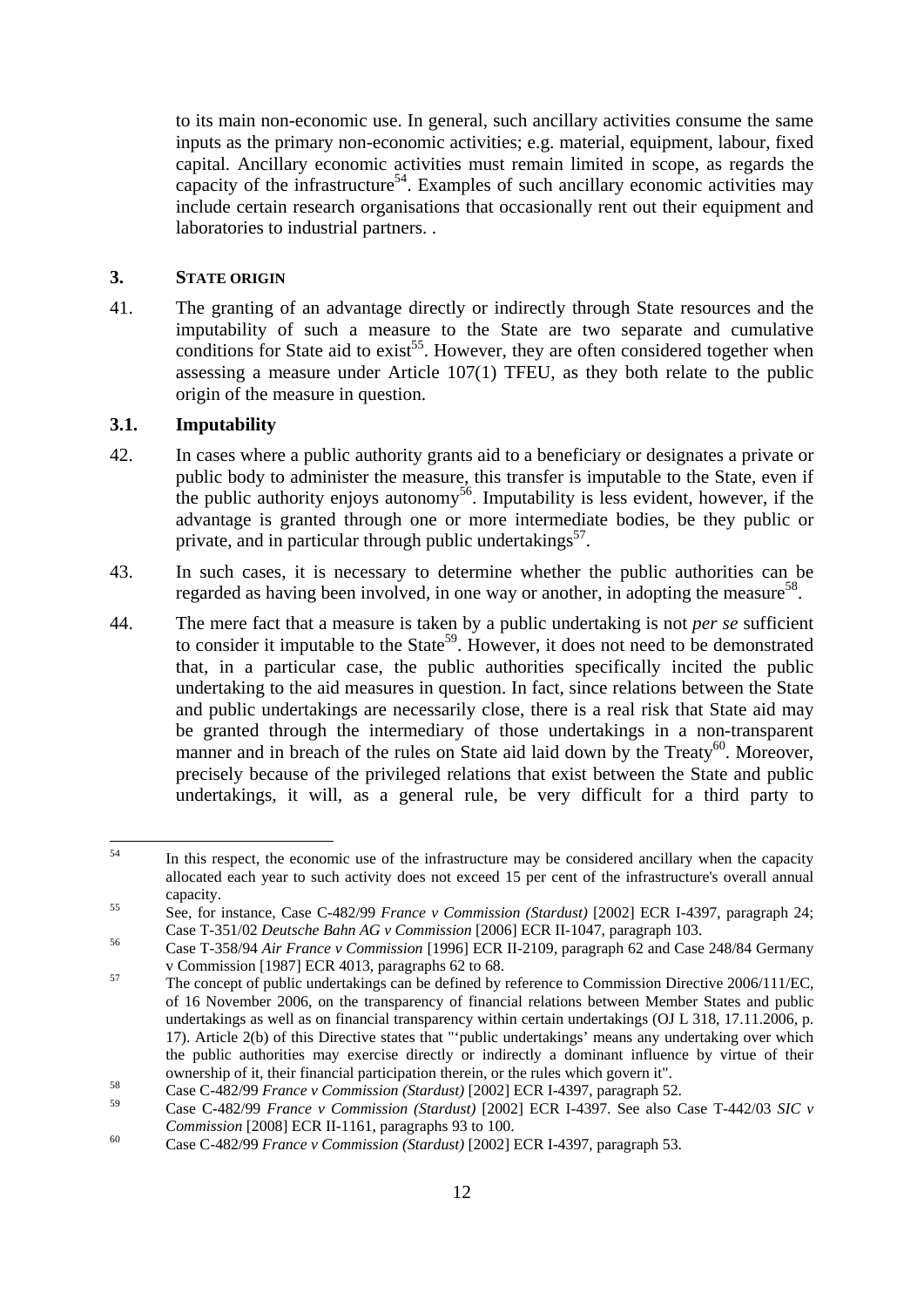to its main non-economic use. In general, such ancillary activities consume the same inputs as the primary non-economic activities; e.g. material, equipment, labour, fixed capital. Ancillary economic activities must remain limited in scope, as regards the capacity of the infrastructure[54]. Examples of such ancillary economic activities may include certain research organisations that occasionally rent out their equipment and laboratories to industrial partners. .

## 3. STATE ORIGIN

41. The granting of an advantage directly or indirectly through State resources and the imputability of such a measure to the State are two separate and cumulative conditions for State aid to exist[55]. However, they are often considered together when assessing a measure under Article 107(1) TFEU, as they both relate to the public origin of the measure in question.

### 3.1. Imputability

42. In cases where a public authority grants aid to a beneficiary or designates a private or public body to administer the measure, this transfer is imputable to the State, even if the public authority enjoys autonomy[56]. Imputability is less evident, however, if the advantage is granted through one or more intermediate bodies, be they public or private, and in particular through public undertakings[57].

43. In such cases, it is necessary to determine whether the public authorities can be regarded as having been involved, in one way or another, in adopting the measure[58].

44. The mere fact that a measure is taken by a public undertaking is not *per se* sufficient to consider it imputable to the State[59]. However, it does not need to be demonstrated that, in a particular case, the public authorities specifically incited the public undertaking to the aid measures in question. In fact, since relations between the State and public undertakings are necessarily close, there is a real risk that State aid may be granted through the intermediary of those undertakings in a non-transparent manner and in breach of the rules on State aid laid down by the Treaty[60]. Moreover, precisely because of the privileged relations that exist between the State and public undertakings, it will, as a general rule, be very difficult for a third party to

---

[54] In this respect, the economic use of the infrastructure may be considered ancillary when the capacity allocated each year to such activity does not exceed 15 per cent of the infrastructure's overall annual capacity.

[55] See, for instance, Case C-482/99 *France v Commission (Stardust)* [2002] ECR I-4397, paragraph 24; Case T-351/02 *Deutsche Bahn AG v Commission* [2006] ECR II-1047, paragraph 103.

[56] Case T-358/94 *Air France v Commission* [1996] ECR II-2109, paragraph 62 and Case 248/84 Germany v Commission [1987] ECR 4013, paragraphs 62 to 68.

[57] The concept of public undertakings can be defined by reference to Commission Directive 2006/111/EC, of 16 November 2006, on the transparency of financial relations between Member States and public undertakings as well as on financial transparency within certain undertakings (OJ L 318, 17.11.2006, p. 17). Article 2(b) of this Directive states that "'public undertakings' means any undertaking over which the public authorities may exercise directly or indirectly a dominant influence by virtue of their ownership of it, their financial participation therein, or the rules which govern it".

[58] Case C-482/99 *France v Commission (Stardust)* [2002] ECR I-4397, paragraph 52.

[59] Case C-482/99 *France v Commission (Stardust)* [2002] ECR I-4397. See also Case T-442/03 *SIC v Commission* [2008] ECR II-1161, paragraphs 93 to 100.

[60] Case C-482/99 *France v Commission (Stardust)* [2002] ECR I-4397, paragraph 53.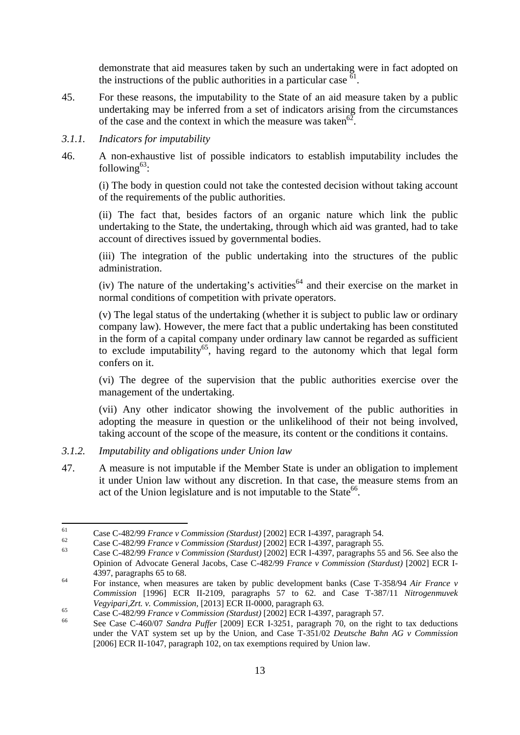demonstrate that aid measures taken by such an undertaking were in fact adopted on the instructions of the public authorities in a particular case [61].

45. For these reasons, the imputability to the State of an aid measure taken by a public undertaking may be inferred from a set of indicators arising from the circumstances of the case and the context in which the measure was taken[62].

### *3.1.1. Indicators for imputability*

46. A non-exhaustive list of possible indicators to establish imputability includes the following[63]:

(i) The body in question could not take the contested decision without taking account of the requirements of the public authorities.

(ii) The fact that, besides factors of an organic nature which link the public undertaking to the State, the undertaking, through which aid was granted, had to take account of directives issued by governmental bodies.

(iii) The integration of the public undertaking into the structures of the public administration.

(iv) The nature of the undertaking's activities[64] and their exercise on the market in normal conditions of competition with private operators.

(v) The legal status of the undertaking (whether it is subject to public law or ordinary company law). However, the mere fact that a public undertaking has been constituted in the form of a capital company under ordinary law cannot be regarded as sufficient to exclude imputability[65], having regard to the autonomy which that legal form confers on it.

(vi) The degree of the supervision that the public authorities exercise over the management of the undertaking.

(vii) Any other indicator showing the involvement of the public authorities in adopting the measure in question or the unlikelihood of their not being involved, taking account of the scope of the measure, its content or the conditions it contains.

### *3.1.2. Imputability and obligations under Union law*

47. A measure is not imputable if the Member State is under an obligation to implement it under Union law without any discretion. In that case, the measure stems from an act of the Union legislature and is not imputable to the State[66].

---

[61] Case C-482/99 *France v Commission (Stardust)* [2002] ECR I-4397, paragraph 54.

[62] Case C-482/99 *France v Commission (Stardust)* [2002] ECR I-4397, paragraph 55.

[63] Case C-482/99 *France v Commission (Stardust)* [2002] ECR I-4397, paragraphs 55 and 56. See also the Opinion of Advocate General Jacobs, Case C-482/99 *France v Commission (Stardust)* [2002] ECR I-4397, paragraphs 65 to 68.

[64] For instance, when measures are taken by public development banks (Case T-358/94 *Air France v Commission* [1996] ECR II-2109, paragraphs 57 to 62. and Case T-387/11 *Nitrogenmuvek Vegyipari,Zrt. v. Commission*, [2013] ECR II-0000, paragraph 63.

[65] Case C-482/99 *France v Commission (Stardust)* [2002] ECR I-4397, paragraph 57.

[66] See Case C-460/07 *Sandra Puffer* [2009] ECR I-3251, paragraph 70, on the right to tax deductions under the VAT system set up by the Union, and Case T-351/02 *Deutsche Bahn AG v Commission* [2006] ECR II-1047, paragraph 102, on tax exemptions required by Union law.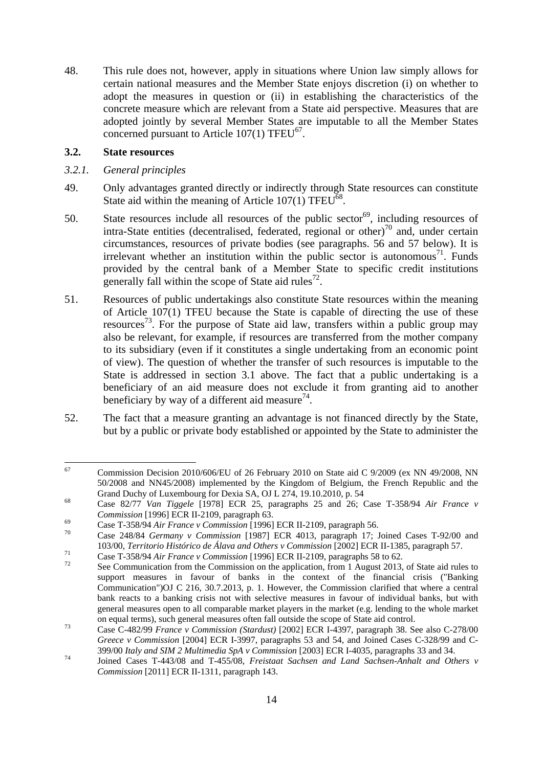48. This rule does not, however, apply in situations where Union law simply allows for certain national measures and the Member State enjoys discretion (i) on whether to adopt the measures in question or (ii) in establishing the characteristics of the concrete measure which are relevant from a State aid perspective. Measures that are adopted jointly by several Member States are imputable to all the Member States concerned pursuant to Article 107(1) TFEU[67].

### 3.2. State resources

#### *3.2.1. General principles*

49. Only advantages granted directly or indirectly through State resources can constitute State aid within the meaning of Article 107(1) TFEU[68].

50. State resources include all resources of the public sector[69], including resources of intra-State entities (decentralised, federated, regional or other)[70] and, under certain circumstances, resources of private bodies (see paragraphs. 56 and 57 below). It is irrelevant whether an institution within the public sector is autonomous[71]. Funds provided by the central bank of a Member State to specific credit institutions generally fall within the scope of State aid rules[72].

51. Resources of public undertakings also constitute State resources within the meaning of Article 107(1) TFEU because the State is capable of directing the use of these resources[73]. For the purpose of State aid law, transfers within a public group may also be relevant, for example, if resources are transferred from the mother company to its subsidiary (even if it constitutes a single undertaking from an economic point of view). The question of whether the transfer of such resources is imputable to the State is addressed in section 3.1 above. The fact that a public undertaking is a beneficiary of an aid measure does not exclude it from granting aid to another beneficiary by way of a different aid measure[74].

52. The fact that a measure granting an advantage is not financed directly by the State, but by a public or private body established or appointed by the State to administer the

---

[67] Commission Decision 2010/606/EU of 26 February 2010 on State aid C 9/2009 (ex NN 49/2008, NN 50/2008 and NN45/2008) implemented by the Kingdom of Belgium, the French Republic and the Grand Duchy of Luxembourg for Dexia SA, OJ L 274, 19.10.2010, p. 54

[68] Case 82/77 *Van Tiggele* [1978] ECR 25, paragraphs 25 and 26; Case T-358/94 *Air France v Commission* [1996] ECR II-2109, paragraph 63.

[69] Case T-358/94 *Air France v Commission* [1996] ECR II-2109, paragraph 56.

[70] Case 248/84 *Germany v Commission* [1987] ECR 4013, paragraph 17; Joined Cases T-92/00 and 103/00, *Territorio Histórico de Álava and Others v Commission* [2002] ECR II-1385, paragraph 57.

[71] Case T-358/94 *Air France v Commission* [1996] ECR II-2109, paragraphs 58 to 62.

[72] See Communication from the Commission on the application, from 1 August 2013, of State aid rules to support measures in favour of banks in the context of the financial crisis ("Banking Communication")OJ C 216, 30.7.2013, p. 1. However, the Commission clarified that where a central bank reacts to a banking crisis not with selective measures in favour of individual banks, but with general measures open to all comparable market players in the market (e.g. lending to the whole market on equal terms), such general measures often fall outside the scope of State aid control.

[73] Case C-482/99 *France v Commission (Stardust)* [2002] ECR I-4397, paragraph 38. See also C-278/00 *Greece v Commission* [2004] ECR I-3997, paragraphs 53 and 54, and Joined Cases C-328/99 and C-399/00 *Italy and SIM 2 Multimedia SpA v Commission* [2003] ECR I-4035, paragraphs 33 and 34.

[74] Joined Cases T-443/08 and T-455/08, *Freistaat Sachsen and Land Sachsen-Anhalt and Others v Commission* [2011] ECR II-1311, paragraph 143.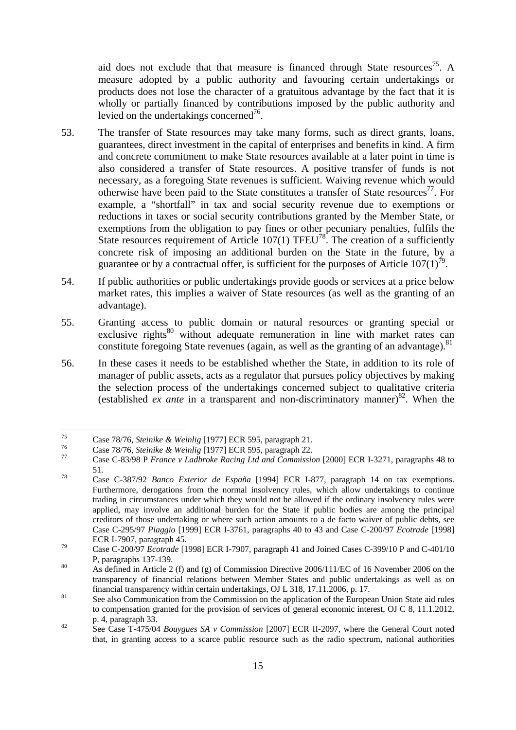aid does not exclude that that measure is financed through State resources[75]. A measure adopted by a public authority and favouring certain undertakings or products does not lose the character of a gratuitous advantage by the fact that it is wholly or partially financed by contributions imposed by the public authority and levied on the undertakings concerned[76].

53. The transfer of State resources may take many forms, such as direct grants, loans, guarantees, direct investment in the capital of enterprises and benefits in kind. A firm and concrete commitment to make State resources available at a later point in time is also considered a transfer of State resources. A positive transfer of funds is not necessary, as a foregoing State revenues is sufficient. Waiving revenue which would otherwise have been paid to the State constitutes a transfer of State resources[77]. For example, a "shortfall" in tax and social security revenue due to exemptions or reductions in taxes or social security contributions granted by the Member State, or exemptions from the obligation to pay fines or other pecuniary penalties, fulfils the State resources requirement of Article 107(1) TFEU[78]. The creation of a sufficiently concrete risk of imposing an additional burden on the State in the future, by a guarantee or by a contractual offer, is sufficient for the purposes of Article 107(1)[79].

54. If public authorities or public undertakings provide goods or services at a price below market rates, this implies a waiver of State resources (as well as the granting of an advantage).

55. Granting access to public domain or natural resources or granting special or exclusive rights[80] without adequate remuneration in line with market rates can constitute foregoing State revenues (again, as well as the granting of an advantage).[81]

56. In these cases it needs to be established whether the State, in addition to its role of manager of public assets, acts as a regulator that pursues policy objectives by making the selection process of the undertakings concerned subject to qualitative criteria (established *ex ante* in a transparent and non-discriminatory manner)[82]. When the

---

[75] Case 78/76, *Steinike & Weinlig* [1977] ECR 595, paragraph 21.

[76] Case 78/76, *Steinike & Weinlig* [1977] ECR 595, paragraph 22.

[77] Case C-83/98 P *France v Ladbroke Racing Ltd and Commission* [2000] ECR I-3271, paragraphs 48 to 51.

[78] Case C-387/92 *Banco Exterior de España* [1994] ECR I-877, paragraph 14 on tax exemptions. Furthermore, derogations from the normal insolvency rules, which allow undertakings to continue trading in circumstances under which they would not be allowed if the ordinary insolvency rules were applied, may involve an additional burden for the State if public bodies are among the principal creditors of those undertaking or where such action amounts to a de facto waiver of public debts, see Case C-295/97 *Piaggio* [1999] ECR I-3761, paragraphs 40 to 43 and Case C-200/97 *Ecotrade* [1998] ECR I-7907, paragraph 45.

[79] Case C-200/97 *Ecotrade* [1998] ECR I-7907, paragraph 41 and Joined Cases C-399/10 P and C-401/10 P, paragraphs 137-139.

[80] As defined in Article 2 (f) and (g) of Commission Directive 2006/111/EC of 16 November 2006 on the transparency of financial relations between Member States and public undertakings as well as on financial transparency within certain undertakings, OJ L 318, 17.11.2006, p. 17.

[81] See also Communication from the Commission on the application of the European Union State aid rules to compensation granted for the provision of services of general economic interest, OJ C 8, 11.1.2012, p. 4, paragraph 33.

[82] See Case T-475/04 *Bouygues SA v Commission* [2007] ECR II-2097, where the General Court noted that, in granting access to a scarce public resource such as the radio spectrum, national authorities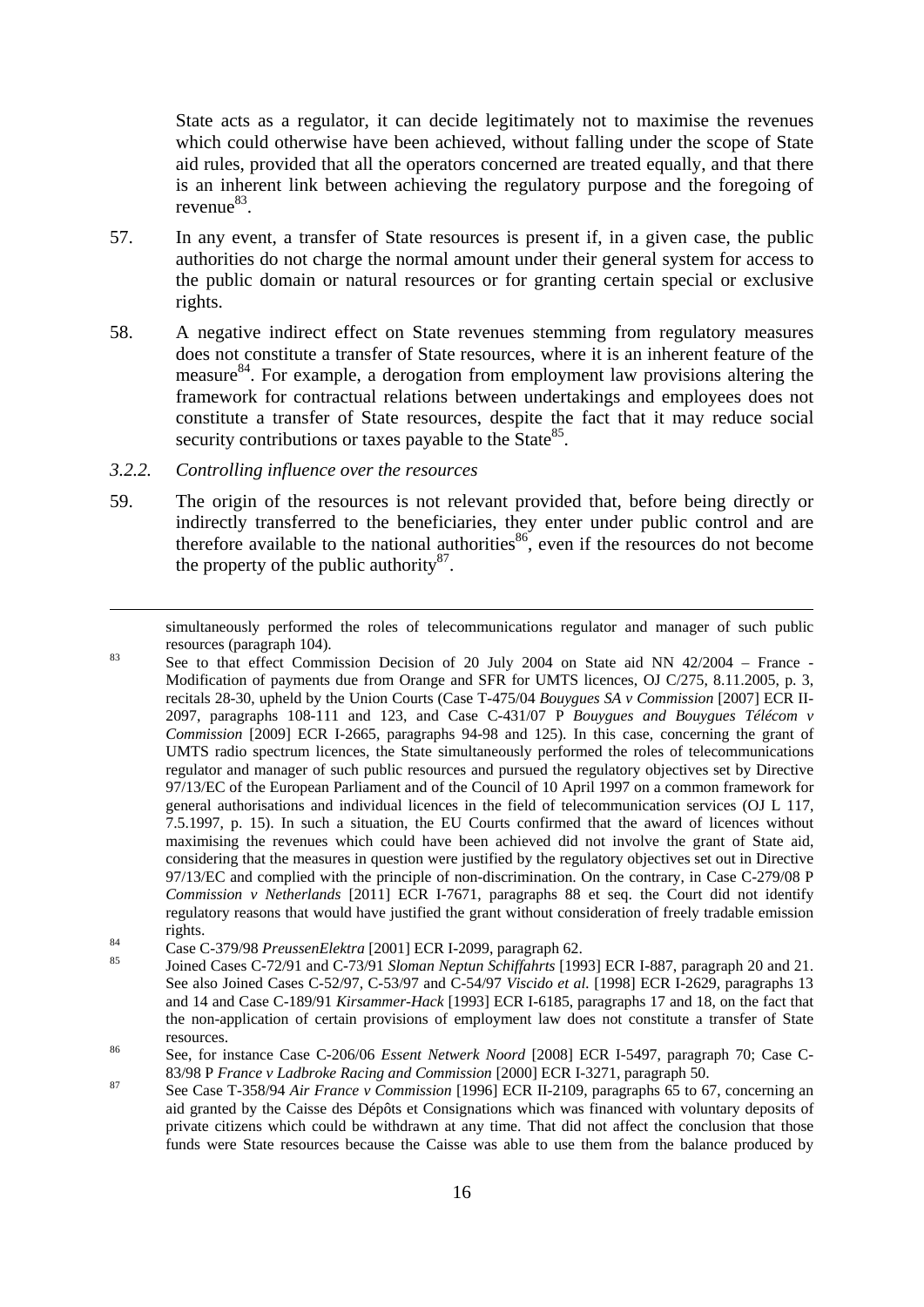State acts as a regulator, it can decide legitimately not to maximise the revenues which could otherwise have been achieved, without falling under the scope of State aid rules, provided that all the operators concerned are treated equally, and that there is an inherent link between achieving the regulatory purpose and the foregoing of revenue[83].

57. In any event, a transfer of State resources is present if, in a given case, the public authorities do not charge the normal amount under their general system for access to the public domain or natural resources or for granting certain special or exclusive rights.

58. A negative indirect effect on State revenues stemming from regulatory measures does not constitute a transfer of State resources, where it is an inherent feature of the measure[84]. For example, a derogation from employment law provisions altering the framework for contractual relations between undertakings and employees does not constitute a transfer of State resources, despite the fact that it may reduce social security contributions or taxes payable to the State[85].

### *3.2.2. Controlling influence over the resources*

59. The origin of the resources is not relevant provided that, before being directly or indirectly transferred to the beneficiaries, they enter under public control and are therefore available to the national authorities[86], even if the resources do not become the property of the public authority[87].

---

simultaneously performed the roles of telecommunications regulator and manager of such public resources (paragraph 104).

[83] See to that effect Commission Decision of 20 July 2004 on State aid NN 42/2004 – France - Modification of payments due from Orange and SFR for UMTS licences, OJ C/275, 8.11.2005, p. 3, recitals 28-30, upheld by the Union Courts (Case T-475/04 *Bouygues SA v Commission* [2007] ECR II-2097, paragraphs 108-111 and 123, and Case C-431/07 P *Bouygues and Bouygues Télécom v Commission* [2009] ECR I-2665, paragraphs 94-98 and 125). In this case, concerning the grant of UMTS radio spectrum licences, the State simultaneously performed the roles of telecommunications regulator and manager of such public resources and pursued the regulatory objectives set by Directive 97/13/EC of the European Parliament and of the Council of 10 April 1997 on a common framework for general authorisations and individual licences in the field of telecommunication services (OJ L 117, 7.5.1997, p. 15). In such a situation, the EU Courts confirmed that the award of licences without maximising the revenues which could have been achieved did not involve the grant of State aid, considering that the measures in question were justified by the regulatory objectives set out in Directive 97/13/EC and complied with the principle of non-discrimination. On the contrary, in Case C-279/08 P *Commission v Netherlands* [2011] ECR I-7671, paragraphs 88 et seq. the Court did not identify regulatory reasons that would have justified the grant without consideration of freely tradable emission rights.

[84] Case C-379/98 *PreussenElektra* [2001] ECR I-2099, paragraph 62.

[85] Joined Cases C-72/91 and C-73/91 *Sloman Neptun Schiffahrts* [1993] ECR I-887, paragraph 20 and 21. See also Joined Cases C-52/97, C-53/97 and C-54/97 *Viscido et al.* [1998] ECR I-2629, paragraphs 13 and 14 and Case C-189/91 *Kirsammer-Hack* [1993] ECR I-6185, paragraphs 17 and 18, on the fact that the non-application of certain provisions of employment law does not constitute a transfer of State resources.

[86] See, for instance Case C-206/06 *Essent Netwerk Noord* [2008] ECR I-5497, paragraph 70; Case C-83/98 P *France v Ladbroke Racing and Commission* [2000] ECR I-3271, paragraph 50.

[87] See Case T-358/94 *Air France v Commission* [1996] ECR II-2109, paragraphs 65 to 67, concerning an aid granted by the Caisse des Dépôts et Consignations which was financed with voluntary deposits of private citizens which could be withdrawn at any time. That did not affect the conclusion that those funds were State resources because the Caisse was able to use them from the balance produced by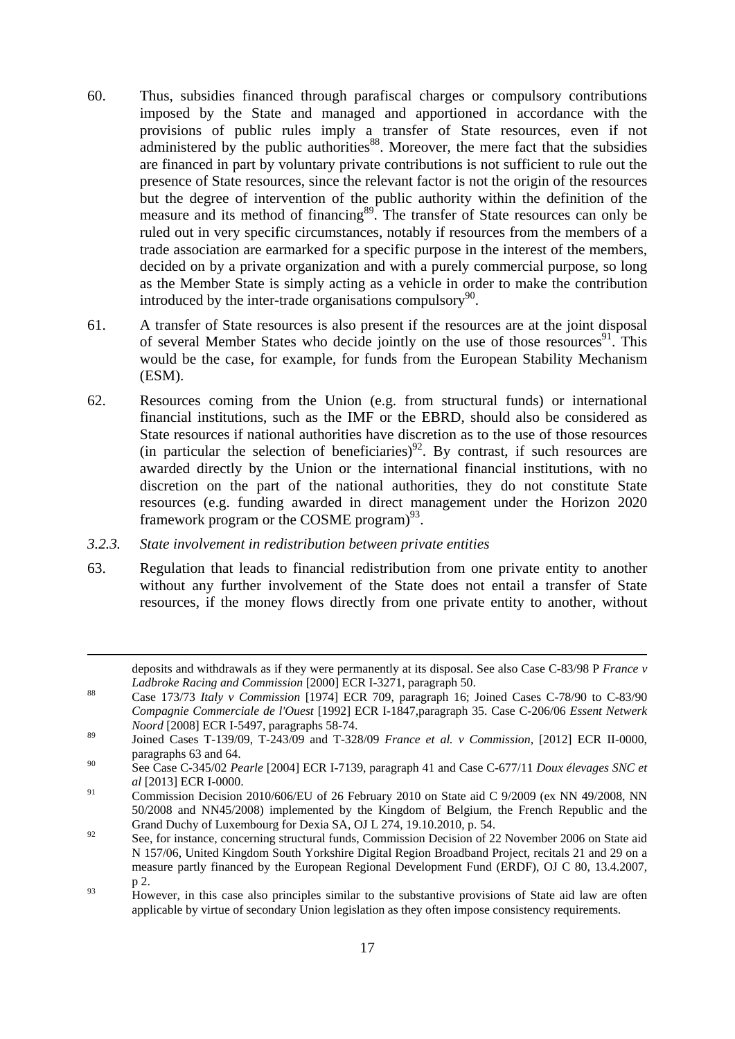60. Thus, subsidies financed through parafiscal charges or compulsory contributions imposed by the State and managed and apportioned in accordance with the provisions of public rules imply a transfer of State resources, even if not administered by the public authorities[88]. Moreover, the mere fact that the subsidies are financed in part by voluntary private contributions is not sufficient to rule out the presence of State resources, since the relevant factor is not the origin of the resources but the degree of intervention of the public authority within the definition of the measure and its method of financing[89]. The transfer of State resources can only be ruled out in very specific circumstances, notably if resources from the members of a trade association are earmarked for a specific purpose in the interest of the members, decided on by a private organization and with a purely commercial purpose, so long as the Member State is simply acting as a vehicle in order to make the contribution introduced by the inter-trade organisations compulsory[90].

61. A transfer of State resources is also present if the resources are at the joint disposal of several Member States who decide jointly on the use of those resources[91]. This would be the case, for example, for funds from the European Stability Mechanism (ESM).

62. Resources coming from the Union (e.g. from structural funds) or international financial institutions, such as the IMF or the EBRD, should also be considered as State resources if national authorities have discretion as to the use of those resources (in particular the selection of beneficiaries)[92]. By contrast, if such resources are awarded directly by the Union or the international financial institutions, with no discretion on the part of the national authorities, they do not constitute State resources (e.g. funding awarded in direct management under the Horizon 2020 framework program or the COSME program)[93].

### *3.2.3. State involvement in redistribution between private entities*

63. Regulation that leads to financial redistribution from one private entity to another without any further involvement of the State does not entail a transfer of State resources, if the money flows directly from one private entity to another, without

---

deposits and withdrawals as if they were permanently at its disposal. See also Case C-83/98 P *France v Ladbroke Racing and Commission* [2000] ECR I-3271, paragraph 50.

[88] Case 173/73 *Italy v Commission* [1974] ECR 709, paragraph 16; Joined Cases C-78/90 to C-83/90 *Compagnie Commerciale de l'Ouest* [1992] ECR I-1847,paragraph 35. Case C-206/06 *Essent Netwerk Noord* [2008] ECR I-5497, paragraphs 58-74.

[89] Joined Cases T-139/09, T-243/09 and T-328/09 *France et al. v Commission*, [2012] ECR II-0000, paragraphs 63 and 64.

[90] See Case C-345/02 *Pearle* [2004] ECR I-7139, paragraph 41 and Case C-677/11 *Doux élevages SNC et al* [2013] ECR I-0000.

[91] Commission Decision 2010/606/EU of 26 February 2010 on State aid C 9/2009 (ex NN 49/2008, NN 50/2008 and NN45/2008) implemented by the Kingdom of Belgium, the French Republic and the Grand Duchy of Luxembourg for Dexia SA, OJ L 274, 19.10.2010, p. 54.

[92] See, for instance, concerning structural funds, Commission Decision of 22 November 2006 on State aid N 157/06, United Kingdom South Yorkshire Digital Region Broadband Project, recitals 21 and 29 on a measure partly financed by the European Regional Development Fund (ERDF), OJ C 80, 13.4.2007, p 2.

[93] However, in this case also principles similar to the substantive provisions of State aid law are often applicable by virtue of secondary Union legislation as they often impose consistency requirements.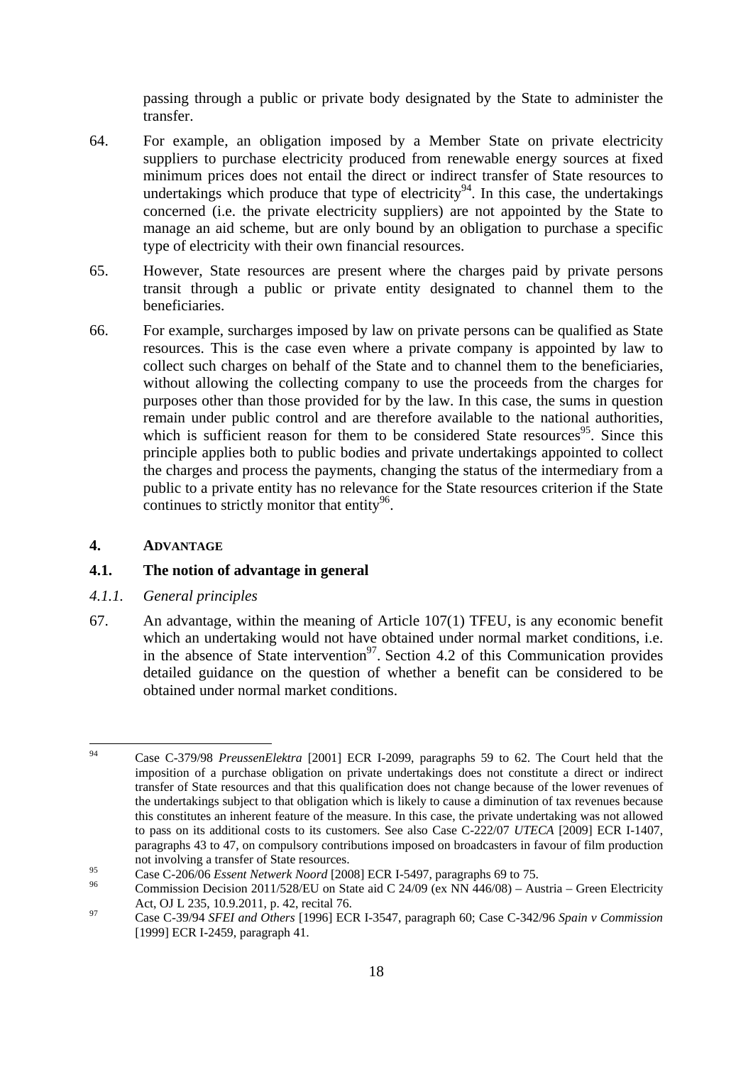passing through a public or private body designated by the State to administer the transfer.

64. For example, an obligation imposed by a Member State on private electricity suppliers to purchase electricity produced from renewable energy sources at fixed minimum prices does not entail the direct or indirect transfer of State resources to undertakings which produce that type of electricity[94]. In this case, the undertakings concerned (i.e. the private electricity suppliers) are not appointed by the State to manage an aid scheme, but are only bound by an obligation to purchase a specific type of electricity with their own financial resources.

65. However, State resources are present where the charges paid by private persons transit through a public or private entity designated to channel them to the beneficiaries.

66. For example, surcharges imposed by law on private persons can be qualified as State resources. This is the case even where a private company is appointed by law to collect such charges on behalf of the State and to channel them to the beneficiaries, without allowing the collecting company to use the proceeds from the charges for purposes other than those provided for by the law. In this case, the sums in question remain under public control and are therefore available to the national authorities, which is sufficient reason for them to be considered State resources[95]. Since this principle applies both to public bodies and private undertakings appointed to collect the charges and process the payments, changing the status of the intermediary from a public to a private entity has no relevance for the State resources criterion if the State continues to strictly monitor that entity[96].

## 4. ADVANTAGE

### 4.1. The notion of advantage in general

#### *4.1.1. General principles*

67. An advantage, within the meaning of Article 107(1) TFEU, is any economic benefit which an undertaking would not have obtained under normal market conditions, i.e. in the absence of State intervention[97]. Section 4.2 of this Communication provides detailed guidance on the question of whether a benefit can be considered to be obtained under normal market conditions.

---

[94] Case C-379/98 *PreussenElektra* [2001] ECR I-2099, paragraphs 59 to 62. The Court held that the imposition of a purchase obligation on private undertakings does not constitute a direct or indirect transfer of State resources and that this qualification does not change because of the lower revenues of the undertakings subject to that obligation which is likely to cause a diminution of tax revenues because this constitutes an inherent feature of the measure. In this case, the private undertaking was not allowed to pass on its additional costs to its customers. See also Case C-222/07 *UTECA* [2009] ECR I-1407, paragraphs 43 to 47, on compulsory contributions imposed on broadcasters in favour of film production not involving a transfer of State resources.

[95] Case C-206/06 *Essent Netwerk Noord* [2008] ECR I-5497, paragraphs 69 to 75.

[96] Commission Decision 2011/528/EU on State aid C 24/09 (ex NN 446/08) – Austria – Green Electricity Act, OJ L 235, 10.9.2011, p. 42, recital 76.

[97] Case C-39/94 *SFEI and Others* [1996] ECR I-3547, paragraph 60; Case C-342/96 *Spain v Commission* [1999] ECR I-2459, paragraph 41.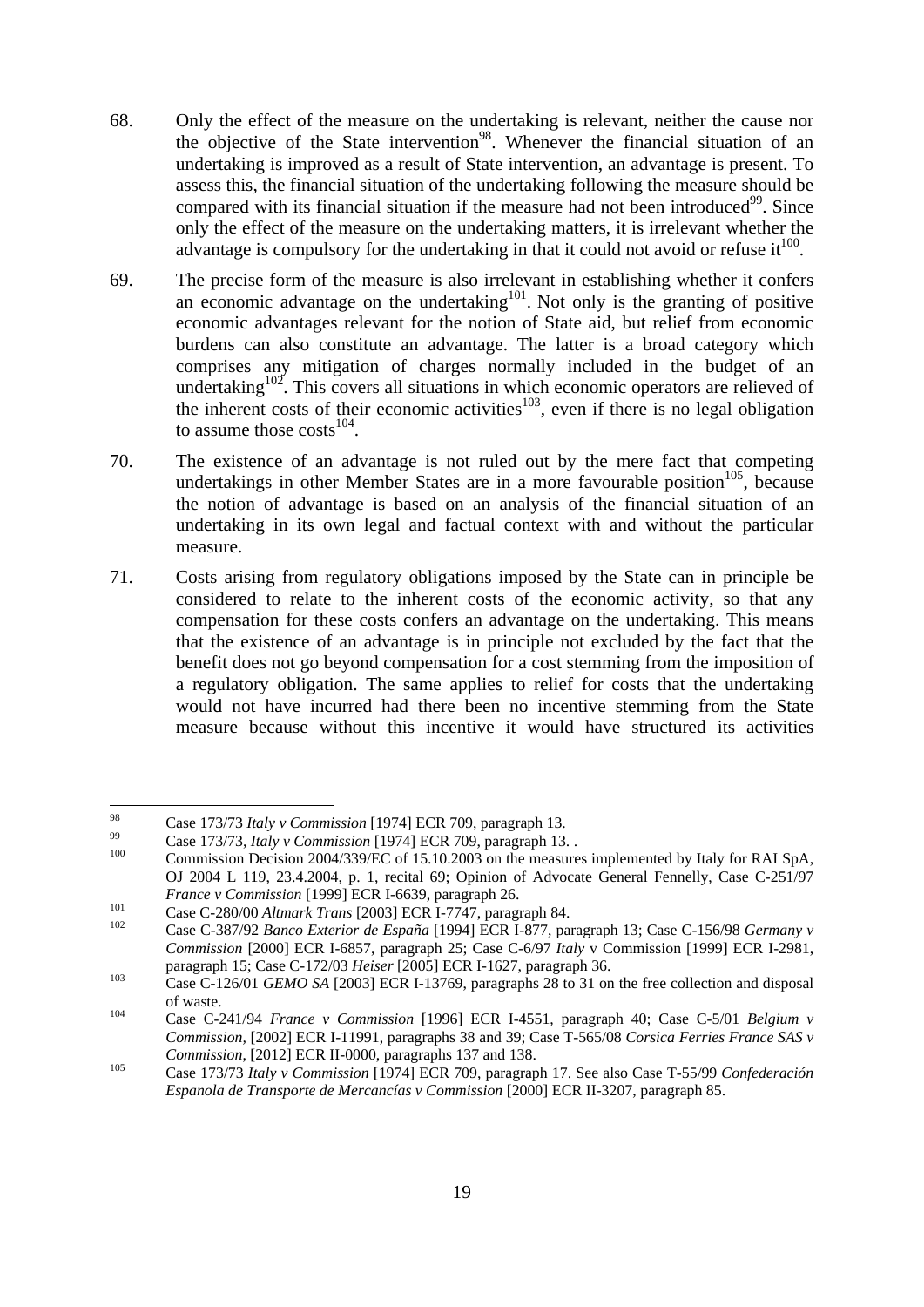68. Only the effect of the measure on the undertaking is relevant, neither the cause nor the objective of the State intervention[98]. Whenever the financial situation of an undertaking is improved as a result of State intervention, an advantage is present. To assess this, the financial situation of the undertaking following the measure should be compared with its financial situation if the measure had not been introduced[99]. Since only the effect of the measure on the undertaking matters, it is irrelevant whether the advantage is compulsory for the undertaking in that it could not avoid or refuse it[100].

69. The precise form of the measure is also irrelevant in establishing whether it confers an economic advantage on the undertaking[101]. Not only is the granting of positive economic advantages relevant for the notion of State aid, but relief from economic burdens can also constitute an advantage. The latter is a broad category which comprises any mitigation of charges normally included in the budget of an undertaking[102]. This covers all situations in which economic operators are relieved of the inherent costs of their economic activities[103], even if there is no legal obligation to assume those costs[104].

70. The existence of an advantage is not ruled out by the mere fact that competing undertakings in other Member States are in a more favourable position[105], because the notion of advantage is based on an analysis of the financial situation of an undertaking in its own legal and factual context with and without the particular measure.

71. Costs arising from regulatory obligations imposed by the State can in principle be considered to relate to the inherent costs of the economic activity, so that any compensation for these costs confers an advantage on the undertaking. This means that the existence of an advantage is in principle not excluded by the fact that the benefit does not go beyond compensation for a cost stemming from the imposition of a regulatory obligation. The same applies to relief for costs that the undertaking would not have incurred had there been no incentive stemming from the State measure because without this incentive it would have structured its activities

---

[98] Case 173/73 *Italy v Commission* [1974] ECR 709, paragraph 13.

[99] Case 173/73, *Italy v Commission* [1974] ECR 709, paragraph 13. .

[100] Commission Decision 2004/339/EC of 15.10.2003 on the measures implemented by Italy for RAI SpA, OJ 2004 L 119, 23.4.2004, p. 1, recital 69; Opinion of Advocate General Fennelly, Case C-251/97 *France v Commission* [1999] ECR I-6639, paragraph 26.

[101] Case C-280/00 *Altmark Trans* [2003] ECR I-7747, paragraph 84.

[102] Case C-387/92 *Banco Exterior de España* [1994] ECR I-877, paragraph 13; Case C-156/98 *Germany v Commission* [2000] ECR I-6857, paragraph 25; Case C-6/97 *Italy* v Commission [1999] ECR I-2981, paragraph 15; Case C-172/03 *Heiser* [2005] ECR I-1627, paragraph 36.

[103] Case C-126/01 *GEMO SA* [2003] ECR I-13769, paragraphs 28 to 31 on the free collection and disposal of waste.

[104] Case C-241/94 *France v Commission* [1996] ECR I-4551, paragraph 40; Case C-5/01 *Belgium v Commission,* [2002] ECR I-11991, paragraphs 38 and 39; Case T-565/08 *Corsica Ferries France SAS v Commission,* [2012] ECR II-0000, paragraphs 137 and 138.

[105] Case 173/73 *Italy v Commission* [1974] ECR 709, paragraph 17. See also Case T-55/99 *Confederación Espanola de Transporte de Mercancías v Commission* [2000] ECR II-3207, paragraph 85.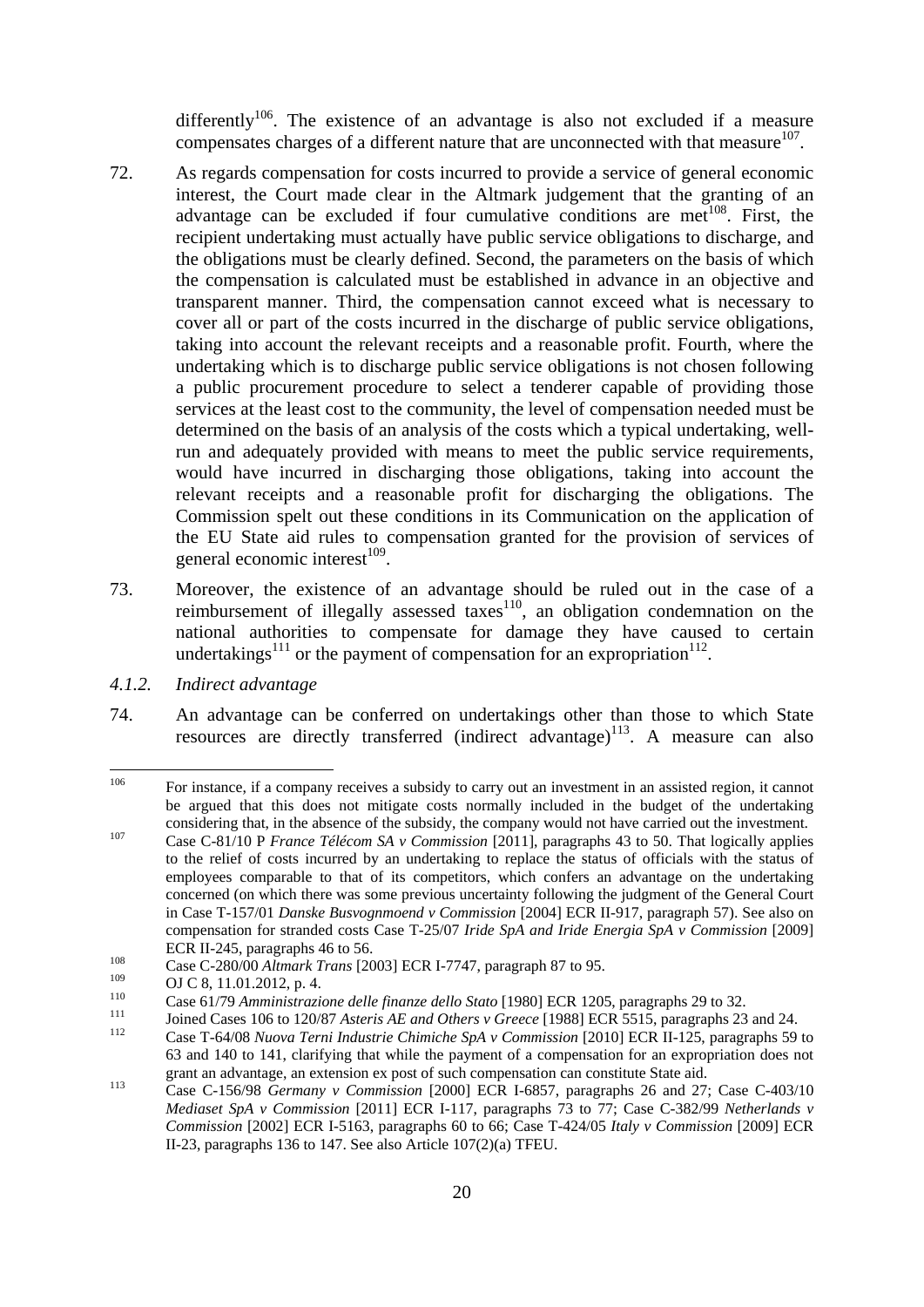differently[106]. The existence of an advantage is also not excluded if a measure compensates charges of a different nature that are unconnected with that measure[107].

72. As regards compensation for costs incurred to provide a service of general economic interest, the Court made clear in the Altmark judgement that the granting of an advantage can be excluded if four cumulative conditions are met[108]. First, the recipient undertaking must actually have public service obligations to discharge, and the obligations must be clearly defined. Second, the parameters on the basis of which the compensation is calculated must be established in advance in an objective and transparent manner. Third, the compensation cannot exceed what is necessary to cover all or part of the costs incurred in the discharge of public service obligations, taking into account the relevant receipts and a reasonable profit. Fourth, where the undertaking which is to discharge public service obligations is not chosen following a public procurement procedure to select a tenderer capable of providing those services at the least cost to the community, the level of compensation needed must be determined on the basis of an analysis of the costs which a typical undertaking, well-run and adequately provided with means to meet the public service requirements, would have incurred in discharging those obligations, taking into account the relevant receipts and a reasonable profit for discharging the obligations. The Commission spelt out these conditions in its Communication on the application of the EU State aid rules to compensation granted for the provision of services of general economic interest[109].

73. Moreover, the existence of an advantage should be ruled out in the case of a reimbursement of illegally assessed taxes[110], an obligation condemnation on the national authorities to compensate for damage they have caused to certain undertakings[111] or the payment of compensation for an expropriation[112].

*4.1.2. Indirect advantage*

74. An advantage can be conferred on undertakings other than those to which State resources are directly transferred (indirect advantage)[113]. A measure can also

---

[106] For instance, if a company receives a subsidy to carry out an investment in an assisted region, it cannot be argued that this does not mitigate costs normally included in the budget of the undertaking considering that, in the absence of the subsidy, the company would not have carried out the investment.

[107] Case C-81/10 P *France Télécom SA v Commission* [2011], paragraphs 43 to 50. That logically applies to the relief of costs incurred by an undertaking to replace the status of officials with the status of employees comparable to that of its competitors, which confers an advantage on the undertaking concerned (on which there was some previous uncertainty following the judgment of the General Court in Case T-157/01 *Danske Busvognmoend v Commission* [2004] ECR II-917, paragraph 57). See also on compensation for stranded costs Case T-25/07 *Iride SpA and Iride Energia SpA v Commission* [2009] ECR II-245, paragraphs 46 to 56.

[108] Case C-280/00 *Altmark Trans* [2003] ECR I-7747, paragraph 87 to 95.

[109] OJ C 8, 11.01.2012, p. 4.

[110] Case 61/79 *Amministrazione delle finanze dello Stato* [1980] ECR 1205, paragraphs 29 to 32.

[111] Joined Cases 106 to 120/87 *Asteris AE and Others v Greece* [1988] ECR 5515, paragraphs 23 and 24.

[112] Case T-64/08 *Nuova Terni Industrie Chimiche SpA v Commission* [2010] ECR II-125, paragraphs 59 to 63 and 140 to 141, clarifying that while the payment of a compensation for an expropriation does not grant an advantage, an extension ex post of such compensation can constitute State aid.

[113] Case C-156/98 *Germany v Commission* [2000] ECR I-6857, paragraphs 26 and 27; Case C-403/10 *Mediaset SpA v Commission* [2011] ECR I-117, paragraphs 73 to 77; Case C-382/99 *Netherlands v Commission* [2002] ECR I-5163, paragraphs 60 to 66; Case T-424/05 *Italy v Commission* [2009] ECR II-23, paragraphs 136 to 147. See also Article 107(2)(a) TFEU.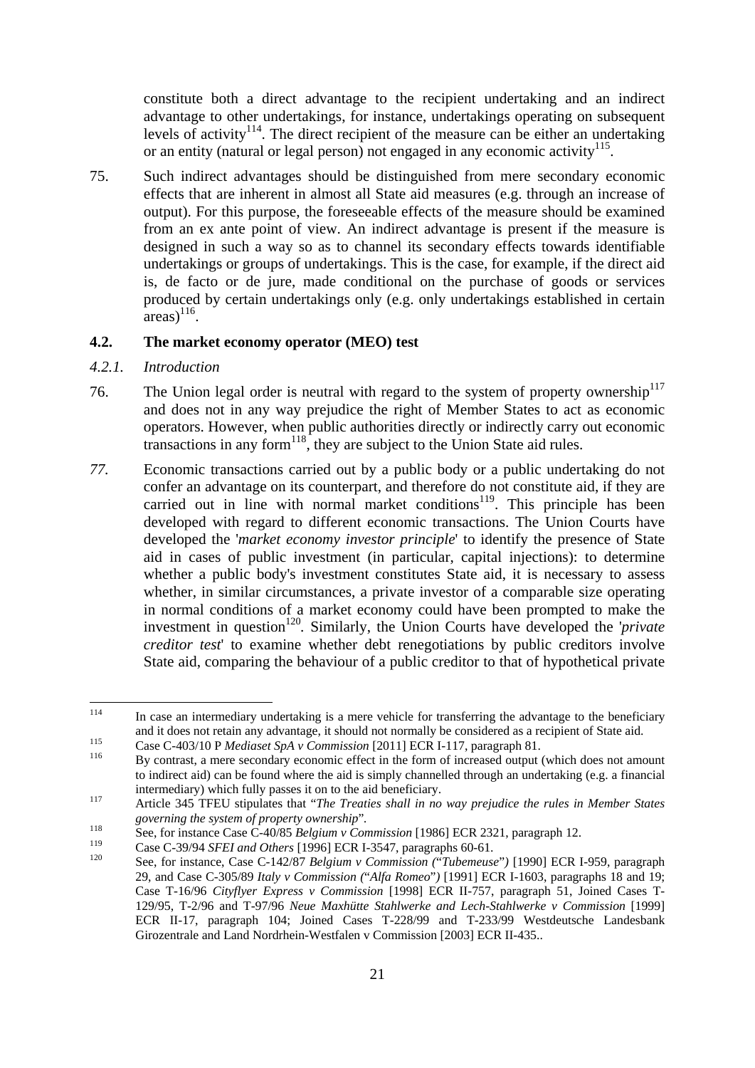constitute both a direct advantage to the recipient undertaking and an indirect advantage to other undertakings, for instance, undertakings operating on subsequent levels of activity[114]. The direct recipient of the measure can be either an undertaking or an entity (natural or legal person) not engaged in any economic activity[115].

75. Such indirect advantages should be distinguished from mere secondary economic effects that are inherent in almost all State aid measures (e.g. through an increase of output). For this purpose, the foreseeable effects of the measure should be examined from an ex ante point of view. An indirect advantage is present if the measure is designed in such a way so as to channel its secondary effects towards identifiable undertakings or groups of undertakings. This is the case, for example, if the direct aid is, de facto or de jure, made conditional on the purchase of goods or services produced by certain undertakings only (e.g. only undertakings established in certain areas)[116].

### 4.2. The market economy operator (MEO) test

#### *4.2.1. Introduction*

76. The Union legal order is neutral with regard to the system of property ownership[117] and does not in any way prejudice the right of Member States to act as economic operators. However, when public authorities directly or indirectly carry out economic transactions in any form[118], they are subject to the Union State aid rules.

*77.* Economic transactions carried out by a public body or a public undertaking do not confer an advantage on its counterpart, and therefore do not constitute aid, if they are carried out in line with normal market conditions[119]. This principle has been developed with regard to different economic transactions. The Union Courts have developed the '*market economy investor principle*' to identify the presence of State aid in cases of public investment (in particular, capital injections): to determine whether a public body's investment constitutes State aid, it is necessary to assess whether, in similar circumstances, a private investor of a comparable size operating in normal conditions of a market economy could have been prompted to make the investment in question[120]. Similarly, the Union Courts have developed the '*private creditor test*' to examine whether debt renegotiations by public creditors involve State aid, comparing the behaviour of a public creditor to that of hypothetical private

---

[114] In case an intermediary undertaking is a mere vehicle for transferring the advantage to the beneficiary and it does not retain any advantage, it should not normally be considered as a recipient of State aid.

[115] Case C-403/10 P *Mediaset SpA v Commission* [2011] ECR I-117, paragraph 81.

[116] By contrast, a mere secondary economic effect in the form of increased output (which does not amount to indirect aid) can be found where the aid is simply channelled through an undertaking (e.g. a financial intermediary) which fully passes it on to the aid beneficiary.

[117] Article 345 TFEU stipulates that "*The Treaties shall in no way prejudice the rules in Member States governing the system of property ownership*".

[118] See, for instance Case C-40/85 *Belgium v Commission* [1986] ECR 2321, paragraph 12.

[119] Case C-39/94 *SFEI and Others* [1996] ECR I-3547, paragraphs 60-61.

[120] See, for instance, Case C-142/87 *Belgium v Commission ("Tubemeuse")* [1990] ECR I-959, paragraph 29, and Case C-305/89 *Italy v Commission ("Alfa Romeo")* [1991] ECR I-1603, paragraphs 18 and 19; Case T-16/96 *Cityflyer Express v Commission* [1998] ECR II-757, paragraph 51, Joined Cases T-129/95, T-2/96 and T-97/96 *Neue Maxhütte Stahlwerke and Lech-Stahlwerke v Commission* [1999] ECR II-17, paragraph 104; Joined Cases T-228/99 and T-233/99 Westdeutsche Landesbank Girozentrale and Land Nordrhein-Westfalen v Commission [2003] ECR II-435..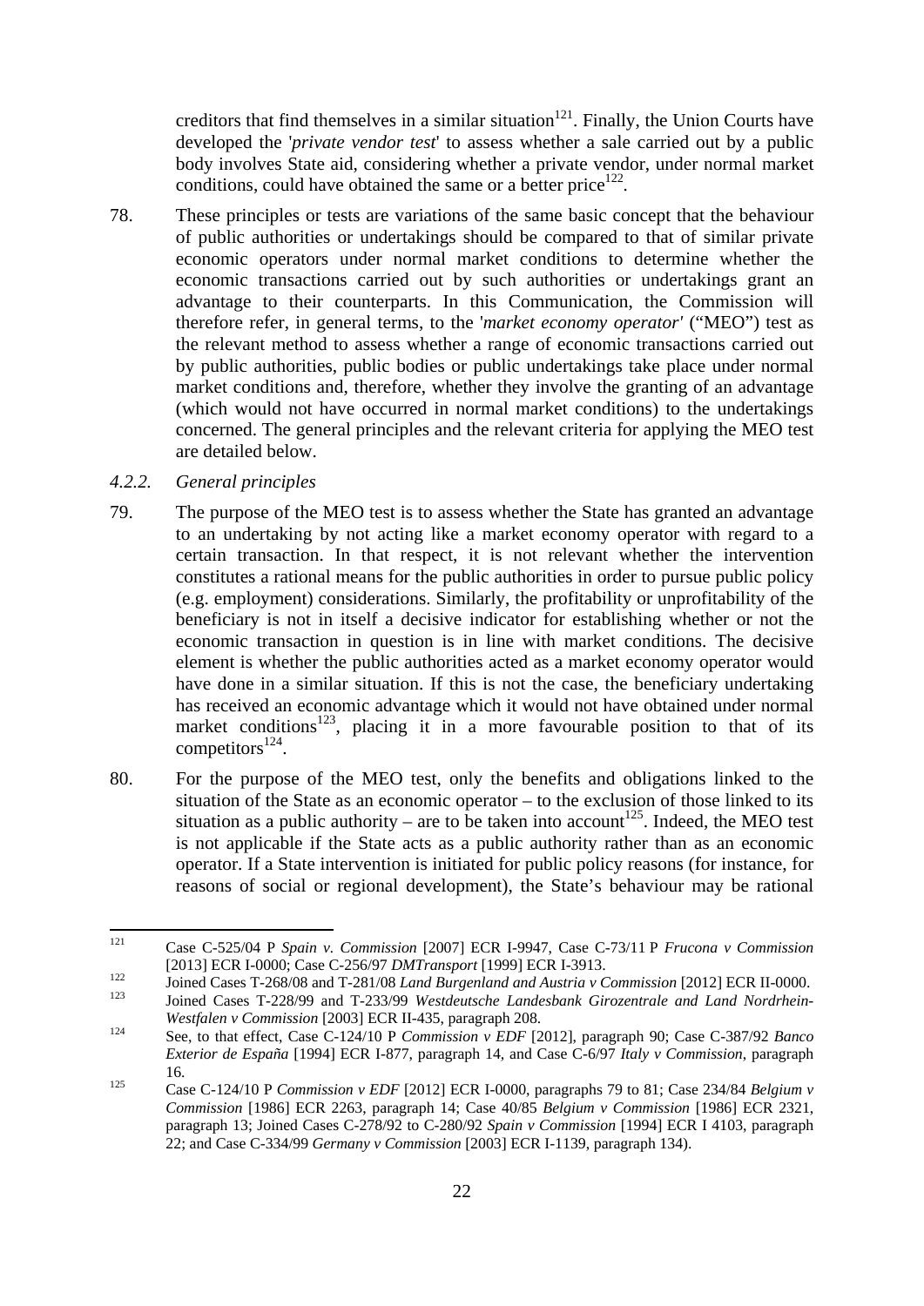creditors that find themselves in a similar situation[121]. Finally, the Union Courts have developed the '*private vendor test*' to assess whether a sale carried out by a public body involves State aid, considering whether a private vendor, under normal market conditions, could have obtained the same or a better price[122].

78. These principles or tests are variations of the same basic concept that the behaviour of public authorities or undertakings should be compared to that of similar private economic operators under normal market conditions to determine whether the economic transactions carried out by such authorities or undertakings grant an advantage to their counterparts. In this Communication, the Commission will therefore refer, in general terms, to the '*market economy operator'* ("MEO") test as the relevant method to assess whether a range of economic transactions carried out by public authorities, public bodies or public undertakings take place under normal market conditions and, therefore, whether they involve the granting of an advantage (which would not have occurred in normal market conditions) to the undertakings concerned. The general principles and the relevant criteria for applying the MEO test are detailed below.

### *4.2.2. General principles*

79. The purpose of the MEO test is to assess whether the State has granted an advantage to an undertaking by not acting like a market economy operator with regard to a certain transaction. In that respect, it is not relevant whether the intervention constitutes a rational means for the public authorities in order to pursue public policy (e.g. employment) considerations. Similarly, the profitability or unprofitability of the beneficiary is not in itself a decisive indicator for establishing whether or not the economic transaction in question is in line with market conditions. The decisive element is whether the public authorities acted as a market economy operator would have done in a similar situation. If this is not the case, the beneficiary undertaking has received an economic advantage which it would not have obtained under normal market conditions[123], placing it in a more favourable position to that of its competitors[124].

80. For the purpose of the MEO test, only the benefits and obligations linked to the situation of the State as an economic operator – to the exclusion of those linked to its situation as a public authority – are to be taken into account[125]. Indeed, the MEO test is not applicable if the State acts as a public authority rather than as an economic operator. If a State intervention is initiated for public policy reasons (for instance, for reasons of social or regional development), the State's behaviour may be rational

---

[121] Case C-525/04 P *Spain v. Commission* [2007] ECR I-9947, Case C-73/11 P *Frucona v Commission* [2013] ECR I-0000; Case C-256/97 *DMTransport* [1999] ECR I-3913.

[122] Joined Cases T-268/08 and T-281/08 *Land Burgenland and Austria v Commission* [2012] ECR II-0000.

[123] Joined Cases T-228/99 and T-233/99 *Westdeutsche Landesbank Girozentrale and Land Nordrhein-Westfalen v Commission* [2003] ECR II-435, paragraph 208.

[124] See, to that effect, Case C-124/10 P *Commission v EDF* [2012], paragraph 90; Case C-387/92 *Banco Exterior de España* [1994] ECR I-877, paragraph 14, and Case C-6/97 *Italy v Commission*, paragraph 16.

[125] Case C-124/10 P *Commission v EDF* [2012] ECR I-0000, paragraphs 79 to 81; Case 234/84 *Belgium v Commission* [1986] ECR 2263, paragraph 14; Case 40/85 *Belgium v Commission* [1986] ECR 2321, paragraph 13; Joined Cases C-278/92 to C-280/92 *Spain v Commission* [1994] ECR I 4103, paragraph 22; and Case C-334/99 *Germany v Commission* [2003] ECR I-1139, paragraph 134).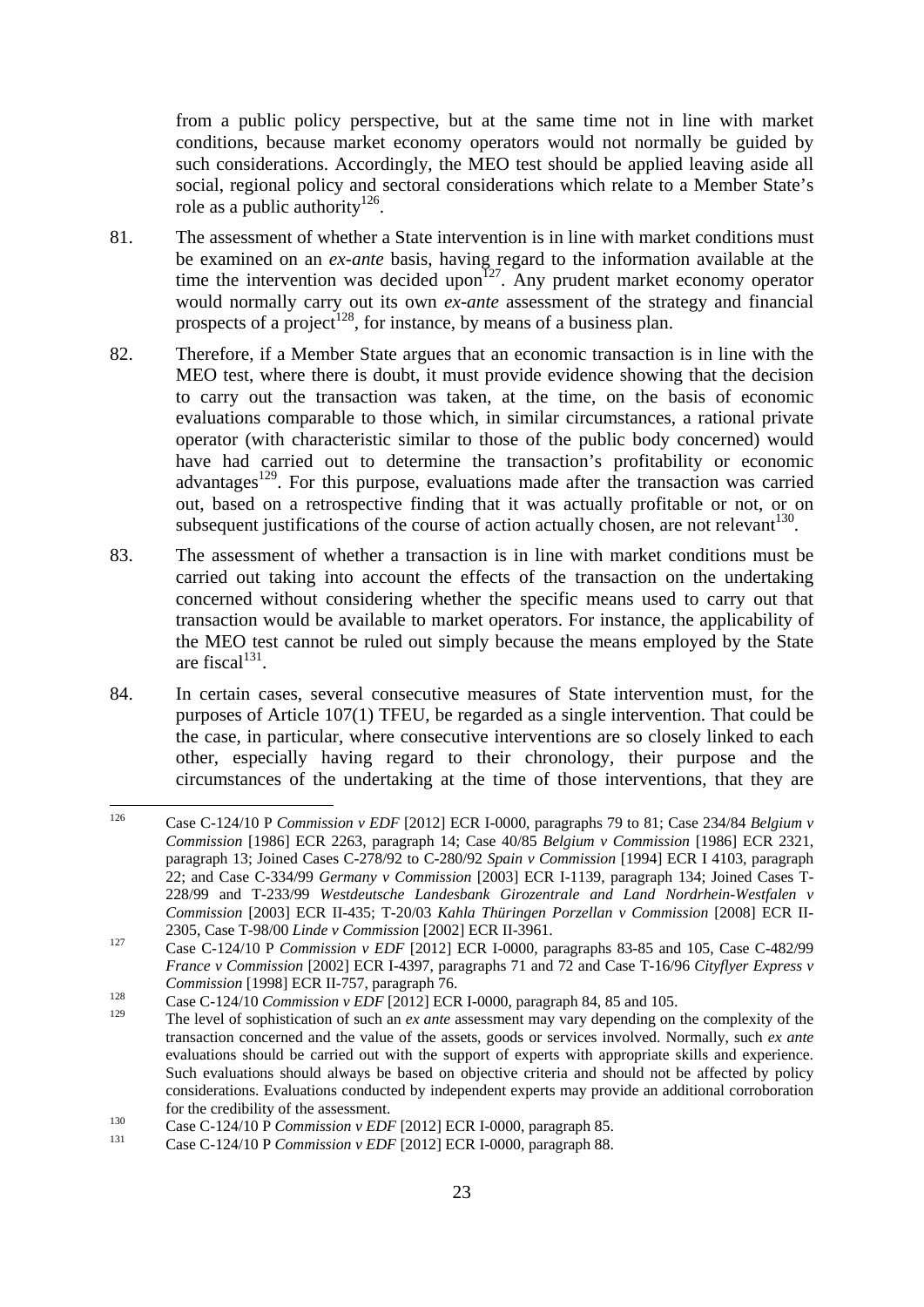from a public policy perspective, but at the same time not in line with market conditions, because market economy operators would not normally be guided by such considerations. Accordingly, the MEO test should be applied leaving aside all social, regional policy and sectoral considerations which relate to a Member State's role as a public authority[126].

81. The assessment of whether a State intervention is in line with market conditions must be examined on an *ex-ante* basis, having regard to the information available at the time the intervention was decided upon[127]. Any prudent market economy operator would normally carry out its own *ex-ante* assessment of the strategy and financial prospects of a project[128], for instance, by means of a business plan.

82. Therefore, if a Member State argues that an economic transaction is in line with the MEO test, where there is doubt, it must provide evidence showing that the decision to carry out the transaction was taken, at the time, on the basis of economic evaluations comparable to those which, in similar circumstances, a rational private operator (with characteristic similar to those of the public body concerned) would have had carried out to determine the transaction's profitability or economic advantages[129]. For this purpose, evaluations made after the transaction was carried out, based on a retrospective finding that it was actually profitable or not, or on subsequent justifications of the course of action actually chosen, are not relevant[130].

83. The assessment of whether a transaction is in line with market conditions must be carried out taking into account the effects of the transaction on the undertaking concerned without considering whether the specific means used to carry out that transaction would be available to market operators. For instance, the applicability of the MEO test cannot be ruled out simply because the means employed by the State are fiscal[131].

84. In certain cases, several consecutive measures of State intervention must, for the purposes of Article 107(1) TFEU, be regarded as a single intervention. That could be the case, in particular, where consecutive interventions are so closely linked to each other, especially having regard to their chronology, their purpose and the circumstances of the undertaking at the time of those interventions, that they are

---

[126] Case C-124/10 P *Commission v EDF* [2012] ECR I-0000, paragraphs 79 to 81; Case 234/84 *Belgium v Commission* [1986] ECR 2263, paragraph 14; Case 40/85 *Belgium v Commission* [1986] ECR 2321, paragraph 13; Joined Cases C-278/92 to C-280/92 *Spain v Commission* [1994] ECR I 4103, paragraph 22; and Case C-334/99 *Germany v Commission* [2003] ECR I-1139, paragraph 134; Joined Cases T-228/99 and T-233/99 *Westdeutsche Landesbank Girozentrale and Land Nordrhein-Westfalen v Commission* [2003] ECR II-435; T-20/03 *Kahla Thüringen Porzellan v Commission* [2008] ECR II-2305, Case T-98/00 *Linde v Commission* [2002] ECR II-3961.

[127] Case C-124/10 P *Commission v EDF* [2012] ECR I-0000, paragraphs 83-85 and 105, Case C-482/99 *France v Commission* [2002] ECR I-4397, paragraphs 71 and 72 and Case T-16/96 *Cityflyer Express v Commission* [1998] ECR II-757, paragraph 76.

[128] Case C-124/10 *Commission v EDF* [2012] ECR I-0000, paragraph 84, 85 and 105.

[129] The level of sophistication of such an *ex ante* assessment may vary depending on the complexity of the transaction concerned and the value of the assets, goods or services involved. Normally, such *ex ante* evaluations should be carried out with the support of experts with appropriate skills and experience. Such evaluations should always be based on objective criteria and should not be affected by policy considerations. Evaluations conducted by independent experts may provide an additional corroboration for the credibility of the assessment.

[130] Case C-124/10 P *Commission v EDF* [2012] ECR I-0000, paragraph 85.

[131] Case C-124/10 P *Commission v EDF* [2012] ECR I-0000, paragraph 88.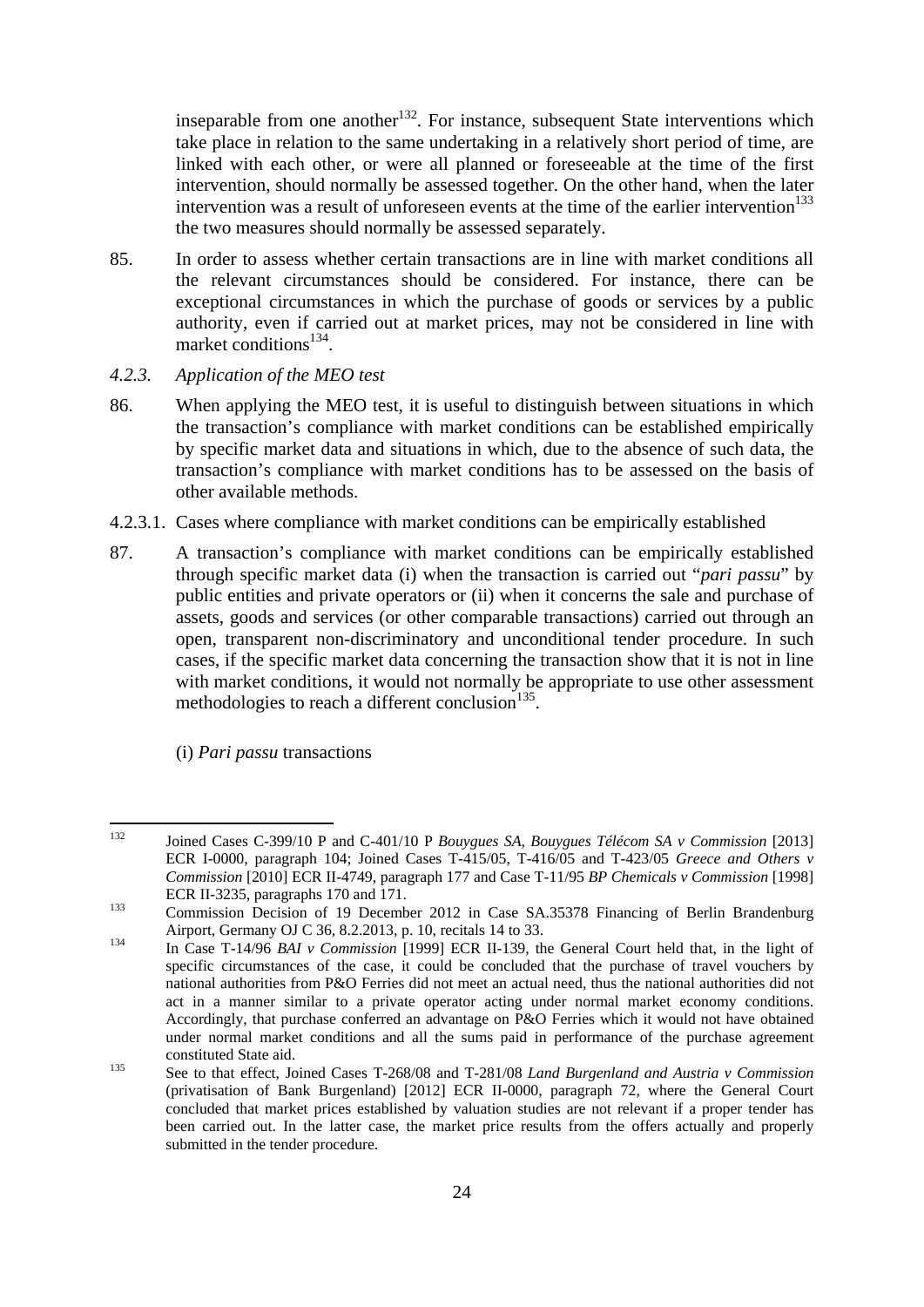inseparable from one another[132]. For instance, subsequent State interventions which take place in relation to the same undertaking in a relatively short period of time, are linked with each other, or were all planned or foreseeable at the time of the first intervention, should normally be assessed together. On the other hand, when the later intervention was a result of unforeseen events at the time of the earlier intervention[133] the two measures should normally be assessed separately.

85. In order to assess whether certain transactions are in line with market conditions all the relevant circumstances should be considered. For instance, there can be exceptional circumstances in which the purchase of goods or services by a public authority, even if carried out at market prices, may not be considered in line with market conditions[134].

### *4.2.3. Application of the MEO test*

86. When applying the MEO test, it is useful to distinguish between situations in which the transaction's compliance with market conditions can be established empirically by specific market data and situations in which, due to the absence of such data, the transaction's compliance with market conditions has to be assessed on the basis of other available methods.

#### 4.2.3.1. Cases where compliance with market conditions can be empirically established

87. A transaction's compliance with market conditions can be empirically established through specific market data (i) when the transaction is carried out "*pari passu*" by public entities and private operators or (ii) when it concerns the sale and purchase of assets, goods and services (or other comparable transactions) carried out through an open, transparent non-discriminatory and unconditional tender procedure. In such cases, if the specific market data concerning the transaction show that it is not in line with market conditions, it would not normally be appropriate to use other assessment methodologies to reach a different conclusion[135].

(i) *Pari passu* transactions

---

[132] Joined Cases C-399/10 P and C-401/10 P *Bouygues SA, Bouygues Télécom SA v Commission* [2013] ECR I-0000, paragraph 104; Joined Cases T-415/05, T-416/05 and T-423/05 *Greece and Others v Commission* [2010] ECR II-4749, paragraph 177 and Case T-11/95 *BP Chemicals v Commission* [1998] ECR II-3235, paragraphs 170 and 171.

[133] Commission Decision of 19 December 2012 in Case SA.35378 Financing of Berlin Brandenburg Airport, Germany OJ C 36, 8.2.2013, p. 10, recitals 14 to 33.

[134] In Case T-14/96 *BAI v Commission* [1999] ECR II-139, the General Court held that, in the light of specific circumstances of the case, it could be concluded that the purchase of travel vouchers by national authorities from P&O Ferries did not meet an actual need, thus the national authorities did not act in a manner similar to a private operator acting under normal market economy conditions. Accordingly, that purchase conferred an advantage on P&O Ferries which it would not have obtained under normal market conditions and all the sums paid in performance of the purchase agreement constituted State aid.

[135] See to that effect, Joined Cases T-268/08 and T-281/08 *Land Burgenland and Austria v Commission* (privatisation of Bank Burgenland) [2012] ECR II-0000, paragraph 72, where the General Court concluded that market prices established by valuation studies are not relevant if a proper tender has been carried out. In the latter case, the market price results from the offers actually and properly submitted in the tender procedure.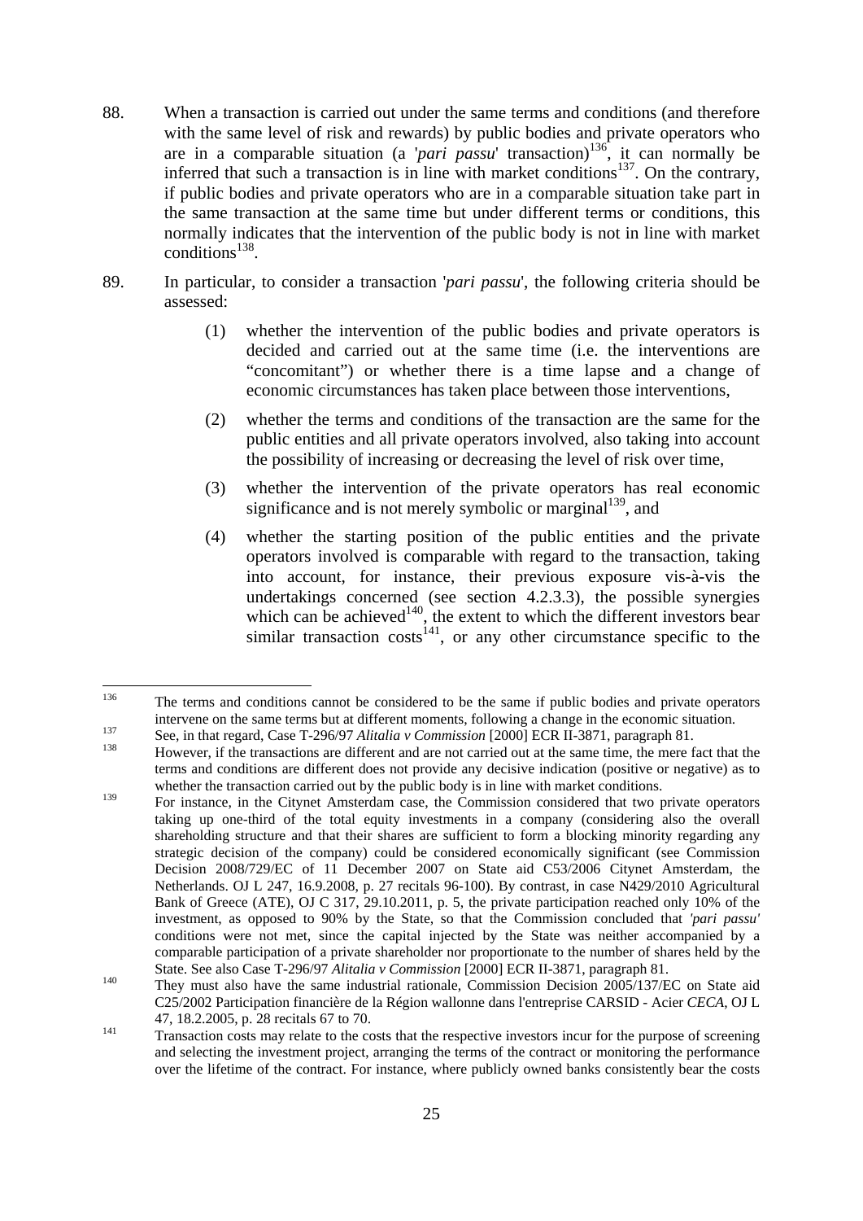88. When a transaction is carried out under the same terms and conditions (and therefore with the same level of risk and rewards) by public bodies and private operators who are in a comparable situation (a '*pari passu*' transaction)[136], it can normally be inferred that such a transaction is in line with market conditions[137]. On the contrary, if public bodies and private operators who are in a comparable situation take part in the same transaction at the same time but under different terms or conditions, this normally indicates that the intervention of the public body is not in line with market conditions[138].

89. In particular, to consider a transaction '*pari passu*', the following criteria should be assessed:

    (1) whether the intervention of the public bodies and private operators is decided and carried out at the same time (i.e. the interventions are "concomitant") or whether there is a time lapse and a change of economic circumstances has taken place between those interventions,

    (2) whether the terms and conditions of the transaction are the same for the public entities and all private operators involved, also taking into account the possibility of increasing or decreasing the level of risk over time,

    (3) whether the intervention of the private operators has real economic significance and is not merely symbolic or marginal[139], and

    (4) whether the starting position of the public entities and the private operators involved is comparable with regard to the transaction, taking into account, for instance, their previous exposure vis-à-vis the undertakings concerned (see section 4.2.3.3), the possible synergies which can be achieved[140], the extent to which the different investors bear similar transaction costs[141], or any other circumstance specific to the

---

[136] The terms and conditions cannot be considered to be the same if public bodies and private operators intervene on the same terms but at different moments, following a change in the economic situation.

[137] See, in that regard, Case T-296/97 *Alitalia v Commission* [2000] ECR II-3871, paragraph 81.

[138] However, if the transactions are different and are not carried out at the same time, the mere fact that the terms and conditions are different does not provide any decisive indication (positive or negative) as to whether the transaction carried out by the public body is in line with market conditions.

[139] For instance, in the Citynet Amsterdam case, the Commission considered that two private operators taking up one-third of the total equity investments in a company (considering also the overall shareholding structure and that their shares are sufficient to form a blocking minority regarding any strategic decision of the company) could be considered economically significant (see Commission Decision 2008/729/EC of 11 December 2007 on State aid C53/2006 Citynet Amsterdam, the Netherlands. OJ L 247, 16.9.2008, p. 27 recitals 96-100). By contrast, in case N429/2010 Agricultural Bank of Greece (ATE), OJ C 317, 29.10.2011, p. 5, the private participation reached only 10% of the investment, as opposed to 90% by the State, so that the Commission concluded that *'pari passu'* conditions were not met, since the capital injected by the State was neither accompanied by a comparable participation of a private shareholder nor proportionate to the number of shares held by the State. See also Case T-296/97 *Alitalia v Commission* [2000] ECR II-3871, paragraph 81.

[140] They must also have the same industrial rationale, Commission Decision 2005/137/EC on State aid C25/2002 Participation financière de la Région wallonne dans l'entreprise CARSID - Acier *CECA*, OJ L 47, 18.2.2005, p. 28 recitals 67 to 70.

[141] Transaction costs may relate to the costs that the respective investors incur for the purpose of screening and selecting the investment project, arranging the terms of the contract or monitoring the performance over the lifetime of the contract. For instance, where publicly owned banks consistently bear the costs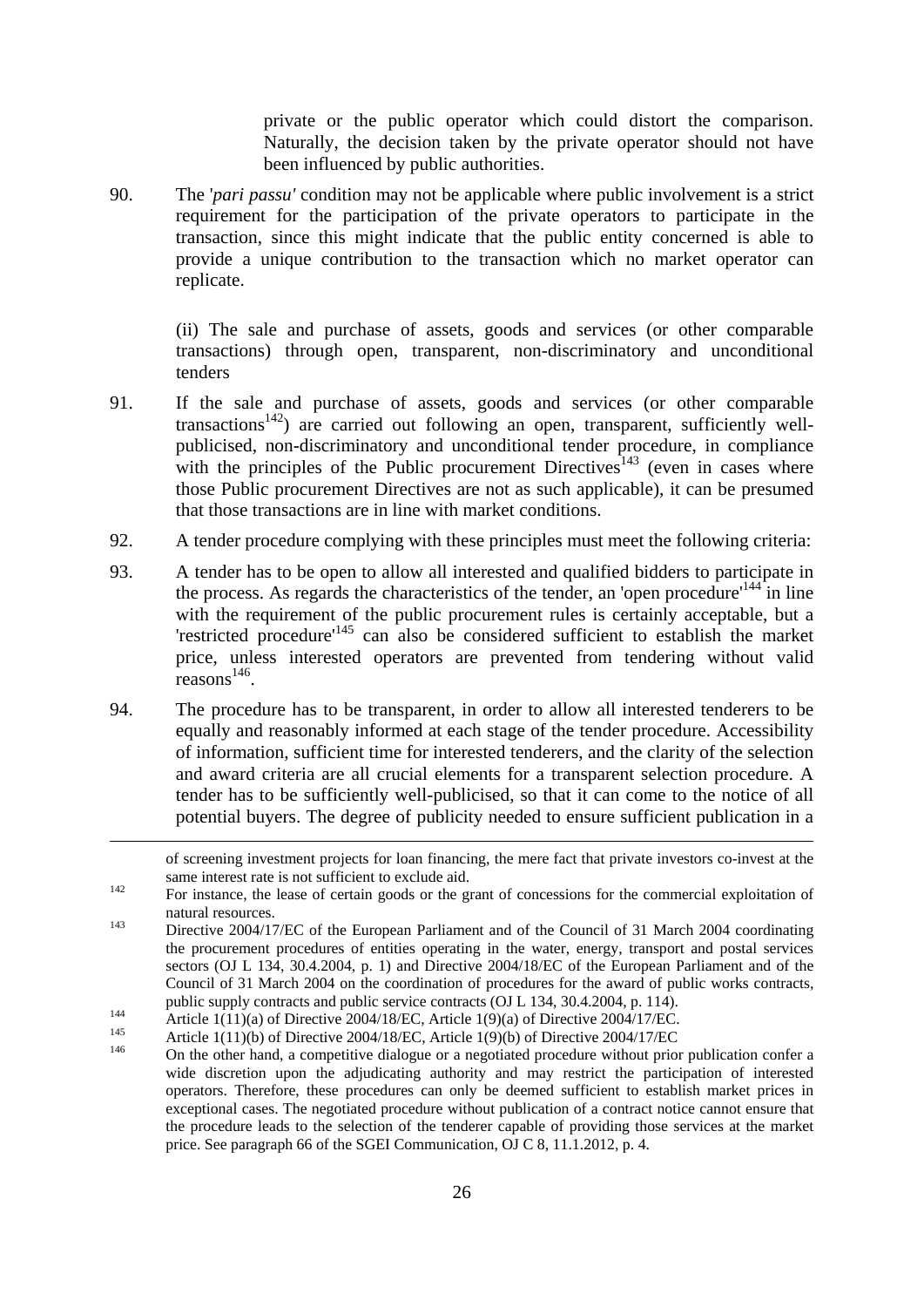private or the public operator which could distort the comparison. Naturally, the decision taken by the private operator should not have been influenced by public authorities.

90. The '*pari passu*' condition may not be applicable where public involvement is a strict requirement for the participation of the private operators to participate in the transaction, since this might indicate that the public entity concerned is able to provide a unique contribution to the transaction which no market operator can replicate.

(ii) The sale and purchase of assets, goods and services (or other comparable transactions) through open, transparent, non-discriminatory and unconditional tenders

91. If the sale and purchase of assets, goods and services (or other comparable transactions[142]) are carried out following an open, transparent, sufficiently well-publicised, non-discriminatory and unconditional tender procedure, in compliance with the principles of the Public procurement Directives[143] (even in cases where those Public procurement Directives are not as such applicable), it can be presumed that those transactions are in line with market conditions.

92. A tender procedure complying with these principles must meet the following criteria:

93. A tender has to be open to allow all interested and qualified bidders to participate in the process. As regards the characteristics of the tender, an 'open procedure'[144] in line with the requirement of the public procurement rules is certainly acceptable, but a 'restricted procedure'[145] can also be considered sufficient to establish the market price, unless interested operators are prevented from tendering without valid reasons[146].

94. The procedure has to be transparent, in order to allow all interested tenderers to be equally and reasonably informed at each stage of the tender procedure. Accessibility of information, sufficient time for interested tenderers, and the clarity of the selection and award criteria are all crucial elements for a transparent selection procedure. A tender has to be sufficiently well-publicised, so that it can come to the notice of all potential buyers. The degree of publicity needed to ensure sufficient publication in a

---

of screening investment projects for loan financing, the mere fact that private investors co-invest at the same interest rate is not sufficient to exclude aid.

[142] For instance, the lease of certain goods or the grant of concessions for the commercial exploitation of natural resources.

[143] Directive 2004/17/EC of the European Parliament and of the Council of 31 March 2004 coordinating the procurement procedures of entities operating in the water, energy, transport and postal services sectors (OJ L 134, 30.4.2004, p. 1) and Directive 2004/18/EC of the European Parliament and of the Council of 31 March 2004 on the coordination of procedures for the award of public works contracts, public supply contracts and public service contracts (OJ L 134, 30.4.2004, p. 114).

[144] Article 1(11)(a) of Directive 2004/18/EC, Article 1(9)(a) of Directive 2004/17/EC.

[145] Article 1(11)(b) of Directive 2004/18/EC, Article 1(9)(b) of Directive 2004/17/EC

[146] On the other hand, a competitive dialogue or a negotiated procedure without prior publication confer a wide discretion upon the adjudicating authority and may restrict the participation of interested operators. Therefore, these procedures can only be deemed sufficient to establish market prices in exceptional cases. The negotiated procedure without publication of a contract notice cannot ensure that the procedure leads to the selection of the tenderer capable of providing those services at the market price. See paragraph 66 of the SGEI Communication, OJ C 8, 11.1.2012, p. 4.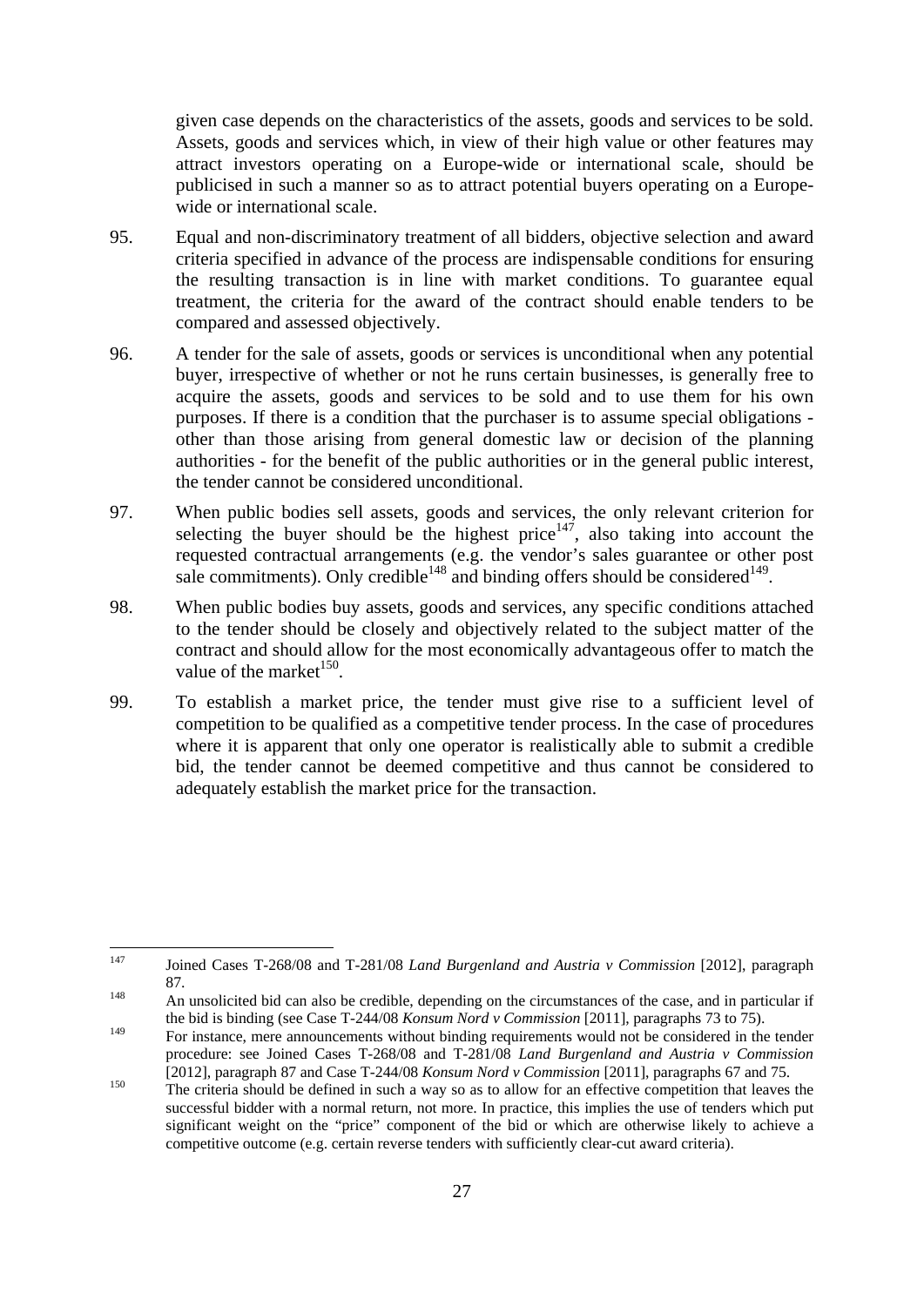given case depends on the characteristics of the assets, goods and services to be sold. Assets, goods and services which, in view of their high value or other features may attract investors operating on a Europe-wide or international scale, should be publicised in such a manner so as to attract potential buyers operating on a Europe-wide or international scale.

95. Equal and non-discriminatory treatment of all bidders, objective selection and award criteria specified in advance of the process are indispensable conditions for ensuring the resulting transaction is in line with market conditions. To guarantee equal treatment, the criteria for the award of the contract should enable tenders to be compared and assessed objectively.

96. A tender for the sale of assets, goods or services is unconditional when any potential buyer, irrespective of whether or not he runs certain businesses, is generally free to acquire the assets, goods and services to be sold and to use them for his own purposes. If there is a condition that the purchaser is to assume special obligations - other than those arising from general domestic law or decision of the planning authorities - for the benefit of the public authorities or in the general public interest, the tender cannot be considered unconditional.

97. When public bodies sell assets, goods and services, the only relevant criterion for selecting the buyer should be the highest price[147], also taking into account the requested contractual arrangements (e.g. the vendor's sales guarantee or other post sale commitments). Only credible[148] and binding offers should be considered[149].

98. When public bodies buy assets, goods and services, any specific conditions attached to the tender should be closely and objectively related to the subject matter of the contract and should allow for the most economically advantageous offer to match the value of the market[150].

99. To establish a market price, the tender must give rise to a sufficient level of competition to be qualified as a competitive tender process. In the case of procedures where it is apparent that only one operator is realistically able to submit a credible bid, the tender cannot be deemed competitive and thus cannot be considered to adequately establish the market price for the transaction.

---

[147] Joined Cases T-268/08 and T-281/08 *Land Burgenland and Austria v Commission* [2012], paragraph 87.

[148] An unsolicited bid can also be credible, depending on the circumstances of the case, and in particular if the bid is binding (see Case T-244/08 *Konsum Nord v Commission* [2011], paragraphs 73 to 75).

[149] For instance, mere announcements without binding requirements would not be considered in the tender procedure: see Joined Cases T-268/08 and T-281/08 *Land Burgenland and Austria v Commission* [2012], paragraph 87 and Case T-244/08 *Konsum Nord v Commission* [2011], paragraphs 67 and 75.

[150] The criteria should be defined in such a way so as to allow for an effective competition that leaves the successful bidder with a normal return, not more. In practice, this implies the use of tenders which put significant weight on the "price" component of the bid or which are otherwise likely to achieve a competitive outcome (e.g. certain reverse tenders with sufficiently clear-cut award criteria).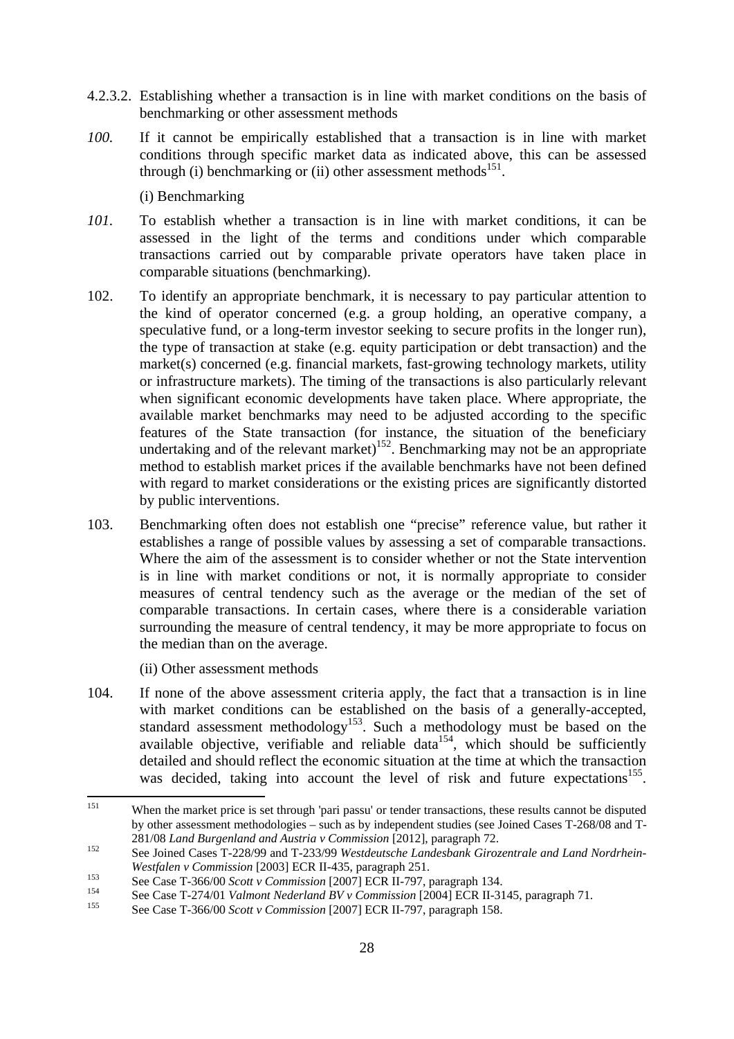#### 4.2.3.2. Establishing whether a transaction is in line with market conditions on the basis of benchmarking or other assessment methods

*100.* If it cannot be empirically established that a transaction is in line with market conditions through specific market data as indicated above, this can be assessed through (i) benchmarking or (ii) other assessment methods[151].

(i) Benchmarking

*101.* To establish whether a transaction is in line with market conditions, it can be assessed in the light of the terms and conditions under which comparable transactions carried out by comparable private operators have taken place in comparable situations (benchmarking).

102. To identify an appropriate benchmark, it is necessary to pay particular attention to the kind of operator concerned (e.g. a group holding, an operative company, a speculative fund, or a long-term investor seeking to secure profits in the longer run), the type of transaction at stake (e.g. equity participation or debt transaction) and the market(s) concerned (e.g. financial markets, fast-growing technology markets, utility or infrastructure markets). The timing of the transactions is also particularly relevant when significant economic developments have taken place. Where appropriate, the available market benchmarks may need to be adjusted according to the specific features of the State transaction (for instance, the situation of the beneficiary undertaking and of the relevant market)[152]. Benchmarking may not be an appropriate method to establish market prices if the available benchmarks have not been defined with regard to market considerations or the existing prices are significantly distorted by public interventions.

103. Benchmarking often does not establish one "precise" reference value, but rather it establishes a range of possible values by assessing a set of comparable transactions. Where the aim of the assessment is to consider whether or not the State intervention is in line with market conditions or not, it is normally appropriate to consider measures of central tendency such as the average or the median of the set of comparable transactions. In certain cases, where there is a considerable variation surrounding the measure of central tendency, it may be more appropriate to focus on the median than on the average.

(ii) Other assessment methods

104. If none of the above assessment criteria apply, the fact that a transaction is in line with market conditions can be established on the basis of a generally-accepted, standard assessment methodology[153]. Such a methodology must be based on the available objective, verifiable and reliable data[154], which should be sufficiently detailed and should reflect the economic situation at the time at which the transaction was decided, taking into account the level of risk and future expectations[155].

---

[151] When the market price is set through 'pari passu' or tender transactions, these results cannot be disputed by other assessment methodologies – such as by independent studies (see Joined Cases T-268/08 and T-281/08 *Land Burgenland and Austria v Commission* [2012], paragraph 72.

[152] See Joined Cases T-228/99 and T-233/99 *Westdeutsche Landesbank Girozentrale and Land Nordrhein-Westfalen v Commission* [2003] ECR II-435, paragraph 251.

[153] See Case T-366/00 *Scott v Commission* [2007] ECR II-797, paragraph 134.

[154] See Case T-274/01 *Valmont Nederland BV v Commission* [2004] ECR II-3145, paragraph 71.

[155] See Case T-366/00 *Scott v Commission* [2007] ECR II-797, paragraph 158.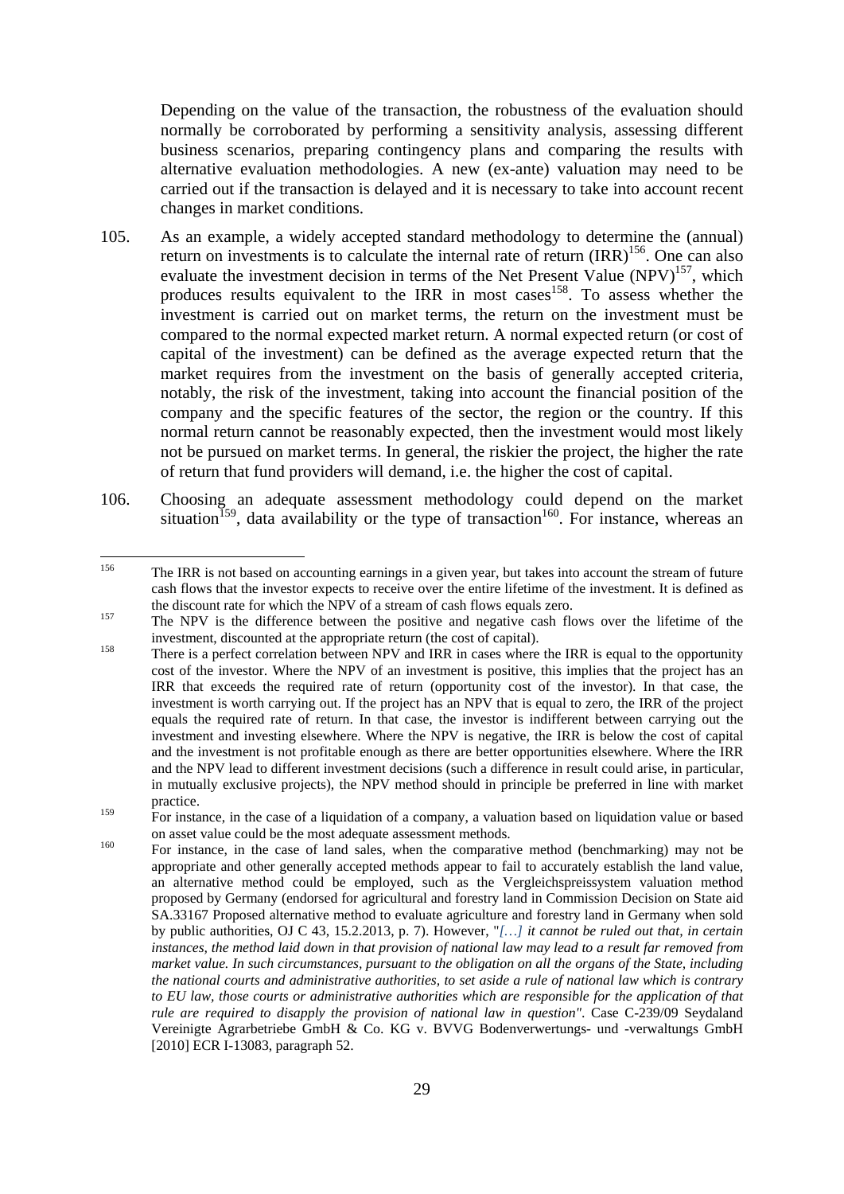Depending on the value of the transaction, the robustness of the evaluation should normally be corroborated by performing a sensitivity analysis, assessing different business scenarios, preparing contingency plans and comparing the results with alternative evaluation methodologies. A new (ex-ante) valuation may need to be carried out if the transaction is delayed and it is necessary to take into account recent changes in market conditions.

105. As an example, a widely accepted standard methodology to determine the (annual) return on investments is to calculate the internal rate of return (IRR)[156]. One can also evaluate the investment decision in terms of the Net Present Value (NPV)[157], which produces results equivalent to the IRR in most cases[158]. To assess whether the investment is carried out on market terms, the return on the investment must be compared to the normal expected market return. A normal expected return (or cost of capital of the investment) can be defined as the average expected return that the market requires from the investment on the basis of generally accepted criteria, notably, the risk of the investment, taking into account the financial position of the company and the specific features of the sector, the region or the country. If this normal return cannot be reasonably expected, then the investment would most likely not be pursued on market terms. In general, the riskier the project, the higher the rate of return that fund providers will demand, i.e. the higher the cost of capital.

106. Choosing an adequate assessment methodology could depend on the market situation[159], data availability or the type of transaction[160]. For instance, whereas an

---

[156] The IRR is not based on accounting earnings in a given year, but takes into account the stream of future cash flows that the investor expects to receive over the entire lifetime of the investment. It is defined as the discount rate for which the NPV of a stream of cash flows equals zero.

[157] The NPV is the difference between the positive and negative cash flows over the lifetime of the investment, discounted at the appropriate return (the cost of capital).

[158] There is a perfect correlation between NPV and IRR in cases where the IRR is equal to the opportunity cost of the investor. Where the NPV of an investment is positive, this implies that the project has an IRR that exceeds the required rate of return (opportunity cost of the investor). In that case, the investment is worth carrying out. If the project has an NPV that is equal to zero, the IRR of the project equals the required rate of return. In that case, the investor is indifferent between carrying out the investment and investing elsewhere. Where the NPV is negative, the IRR is below the cost of capital and the investment is not profitable enough as there are better opportunities elsewhere. Where the IRR and the NPV lead to different investment decisions (such a difference in result could arise, in particular, in mutually exclusive projects), the NPV method should in principle be preferred in line with market practice.

[159] For instance, in the case of a liquidation of a company, a valuation based on liquidation value or based on asset value could be the most adequate assessment methods.

[160] For instance, in the case of land sales, when the comparative method (benchmarking) may not be appropriate and other generally accepted methods appear to fail to accurately establish the land value, an alternative method could be employed, such as the Vergleichspreissystem valuation method proposed by Germany (endorsed for agricultural and forestry land in Commission Decision on State aid SA.33167 Proposed alternative method to evaluate agriculture and forestry land in Germany when sold by public authorities, OJ C 43, 15.2.2013, p. 7). However, "*[…] it cannot be ruled out that, in certain instances, the method laid down in that provision of national law may lead to a result far removed from market value. In such circumstances, pursuant to the obligation on all the organs of the State, including the national courts and administrative authorities, to set aside a rule of national law which is contrary to EU law, those courts or administrative authorities which are responsible for the application of that rule are required to disapply the provision of national law in question*". Case C-239/09 Seydaland Vereinigte Agrarbetriebe GmbH & Co. KG v. BVVG Bodenverwertungs- und -verwaltungs GmbH [2010] ECR I-13083, paragraph 52.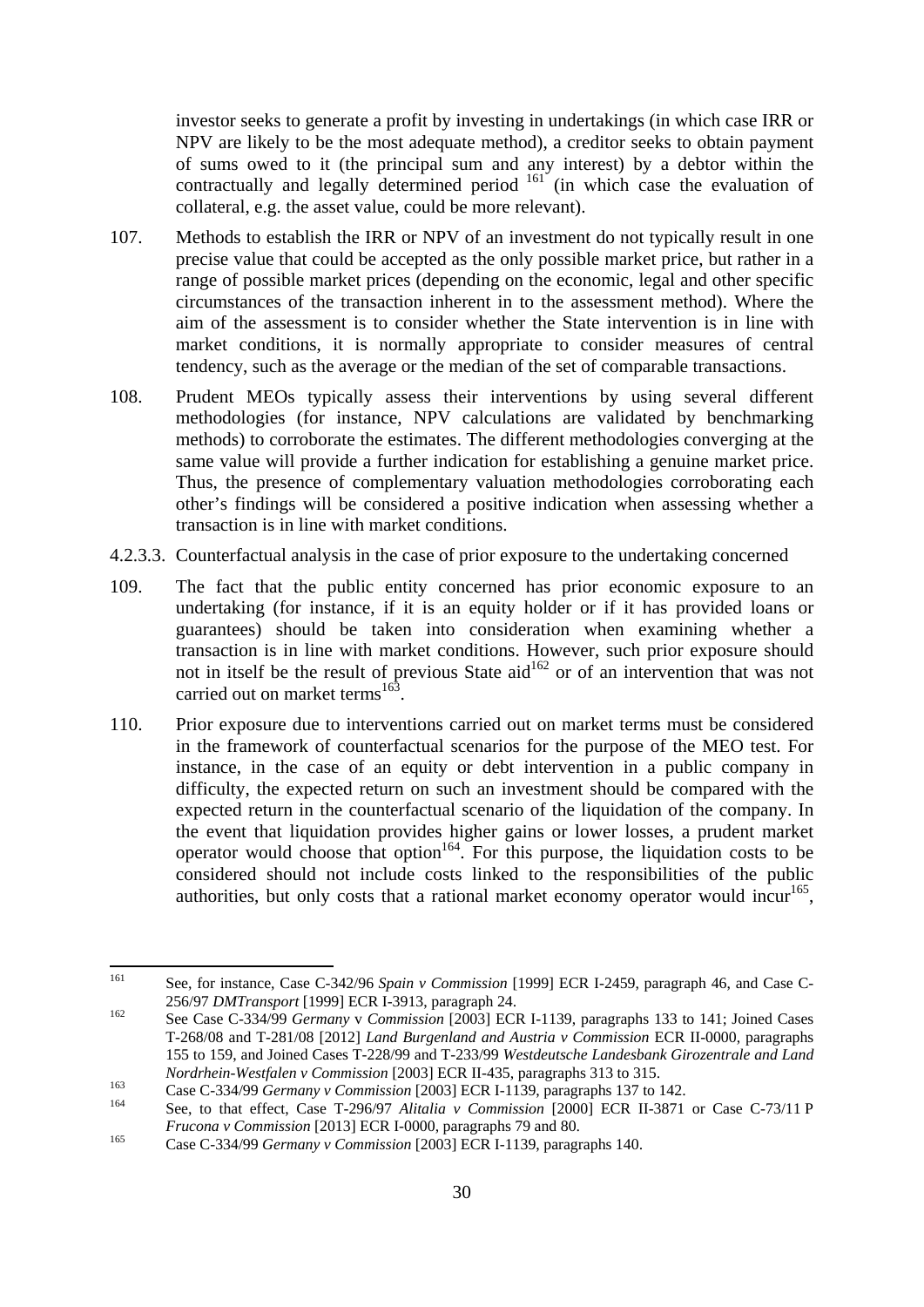investor seeks to generate a profit by investing in undertakings (in which case IRR or NPV are likely to be the most adequate method), a creditor seeks to obtain payment of sums owed to it (the principal sum and any interest) by a debtor within the contractually and legally determined period [161] (in which case the evaluation of collateral, e.g. the asset value, could be more relevant).

107. Methods to establish the IRR or NPV of an investment do not typically result in one precise value that could be accepted as the only possible market price, but rather in a range of possible market prices (depending on the economic, legal and other specific circumstances of the transaction inherent in to the assessment method). Where the aim of the assessment is to consider whether the State intervention is in line with market conditions, it is normally appropriate to consider measures of central tendency, such as the average or the median of the set of comparable transactions.

108. Prudent MEOs typically assess their interventions by using several different methodologies (for instance, NPV calculations are validated by benchmarking methods) to corroborate the estimates. The different methodologies converging at the same value will provide a further indication for establishing a genuine market price. Thus, the presence of complementary valuation methodologies corroborating each other's findings will be considered a positive indication when assessing whether a transaction is in line with market conditions.

4.2.3.3. Counterfactual analysis in the case of prior exposure to the undertaking concerned

109. The fact that the public entity concerned has prior economic exposure to an undertaking (for instance, if it is an equity holder or if it has provided loans or guarantees) should be taken into consideration when examining whether a transaction is in line with market conditions. However, such prior exposure should not in itself be the result of previous State aid[162] or of an intervention that was not carried out on market terms[163].

110. Prior exposure due to interventions carried out on market terms must be considered in the framework of counterfactual scenarios for the purpose of the MEO test. For instance, in the case of an equity or debt intervention in a public company in difficulty, the expected return on such an investment should be compared with the expected return in the counterfactual scenario of the liquidation of the company. In the event that liquidation provides higher gains or lower losses, a prudent market operator would choose that option[164]. For this purpose, the liquidation costs to be considered should not include costs linked to the responsibilities of the public authorities, but only costs that a rational market economy operator would incur[165],

---

[161] See, for instance, Case C-342/96 *Spain v Commission* [1999] ECR I-2459, paragraph 46, and Case C-256/97 *DMTransport* [1999] ECR I-3913, paragraph 24.

[162] See Case C-334/99 *Germany* v *Commission* [2003] ECR I-1139, paragraphs 133 to 141; Joined Cases T-268/08 and T-281/08 [2012] *Land Burgenland and Austria v Commission* ECR II-0000, paragraphs 155 to 159, and Joined Cases T-228/99 and T-233/99 *Westdeutsche Landesbank Girozentrale and Land Nordrhein-Westfalen v Commission* [2003] ECR II-435, paragraphs 313 to 315.

[163] Case C-334/99 *Germany v Commission* [2003] ECR I-1139, paragraphs 137 to 142.

[164] See, to that effect, Case T-296/97 *Alitalia v Commission* [2000] ECR II-3871 or Case C-73/11 P *Frucona v Commission* [2013] ECR I-0000, paragraphs 79 and 80.

[165] Case C-334/99 *Germany v Commission* [2003] ECR I-1139, paragraphs 140.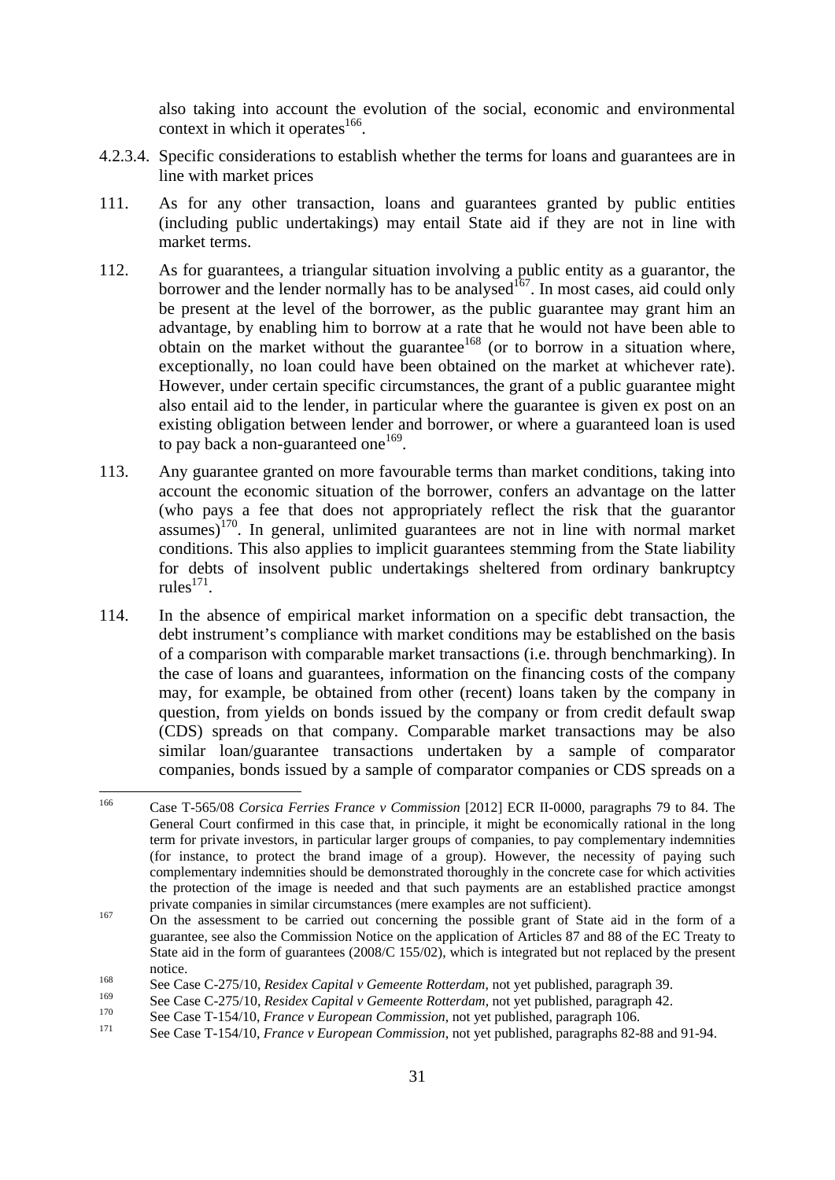also taking into account the evolution of the social, economic and environmental context in which it operates[166].

#### 4.2.3.4. Specific considerations to establish whether the terms for loans and guarantees are in line with market prices

111. As for any other transaction, loans and guarantees granted by public entities (including public undertakings) may entail State aid if they are not in line with market terms.

112. As for guarantees, a triangular situation involving a public entity as a guarantor, the borrower and the lender normally has to be analysed[167]. In most cases, aid could only be present at the level of the borrower, as the public guarantee may grant him an advantage, by enabling him to borrow at a rate that he would not have been able to obtain on the market without the guarantee[168] (or to borrow in a situation where, exceptionally, no loan could have been obtained on the market at whichever rate). However, under certain specific circumstances, the grant of a public guarantee might also entail aid to the lender, in particular where the guarantee is given ex post on an existing obligation between lender and borrower, or where a guaranteed loan is used to pay back a non-guaranteed one[169].

113. Any guarantee granted on more favourable terms than market conditions, taking into account the economic situation of the borrower, confers an advantage on the latter (who pays a fee that does not appropriately reflect the risk that the guarantor assumes)[170]. In general, unlimited guarantees are not in line with normal market conditions. This also applies to implicit guarantees stemming from the State liability for debts of insolvent public undertakings sheltered from ordinary bankruptcy rules[171].

114. In the absence of empirical market information on a specific debt transaction, the debt instrument's compliance with market conditions may be established on the basis of a comparison with comparable market transactions (i.e. through benchmarking). In the case of loans and guarantees, information on the financing costs of the company may, for example, be obtained from other (recent) loans taken by the company in question, from yields on bonds issued by the company or from credit default swap (CDS) spreads on that company. Comparable market transactions may be also similar loan/guarantee transactions undertaken by a sample of comparator companies, bonds issued by a sample of comparator companies or CDS spreads on a

---

[166] Case T-565/08 *Corsica Ferries France v Commission* [2012] ECR II-0000, paragraphs 79 to 84. The General Court confirmed in this case that, in principle, it might be economically rational in the long term for private investors, in particular larger groups of companies, to pay complementary indemnities (for instance, to protect the brand image of a group). However, the necessity of paying such complementary indemnities should be demonstrated thoroughly in the concrete case for which activities the protection of the image is needed and that such payments are an established practice amongst private companies in similar circumstances (mere examples are not sufficient).

[167] On the assessment to be carried out concerning the possible grant of State aid in the form of a guarantee, see also the Commission Notice on the application of Articles 87 and 88 of the EC Treaty to State aid in the form of guarantees (2008/C 155/02), which is integrated but not replaced by the present notice.

[168] See Case C-275/10, *Residex Capital v Gemeente Rotterdam*, not yet published, paragraph 39.

[169] See Case C-275/10, *Residex Capital v Gemeente Rotterdam*, not yet published, paragraph 42.

[170] See Case T-154/10, *France v European Commission*, not yet published, paragraph 106.

[171] See Case T-154/10, *France v European Commission*, not yet published, paragraphs 82-88 and 91-94.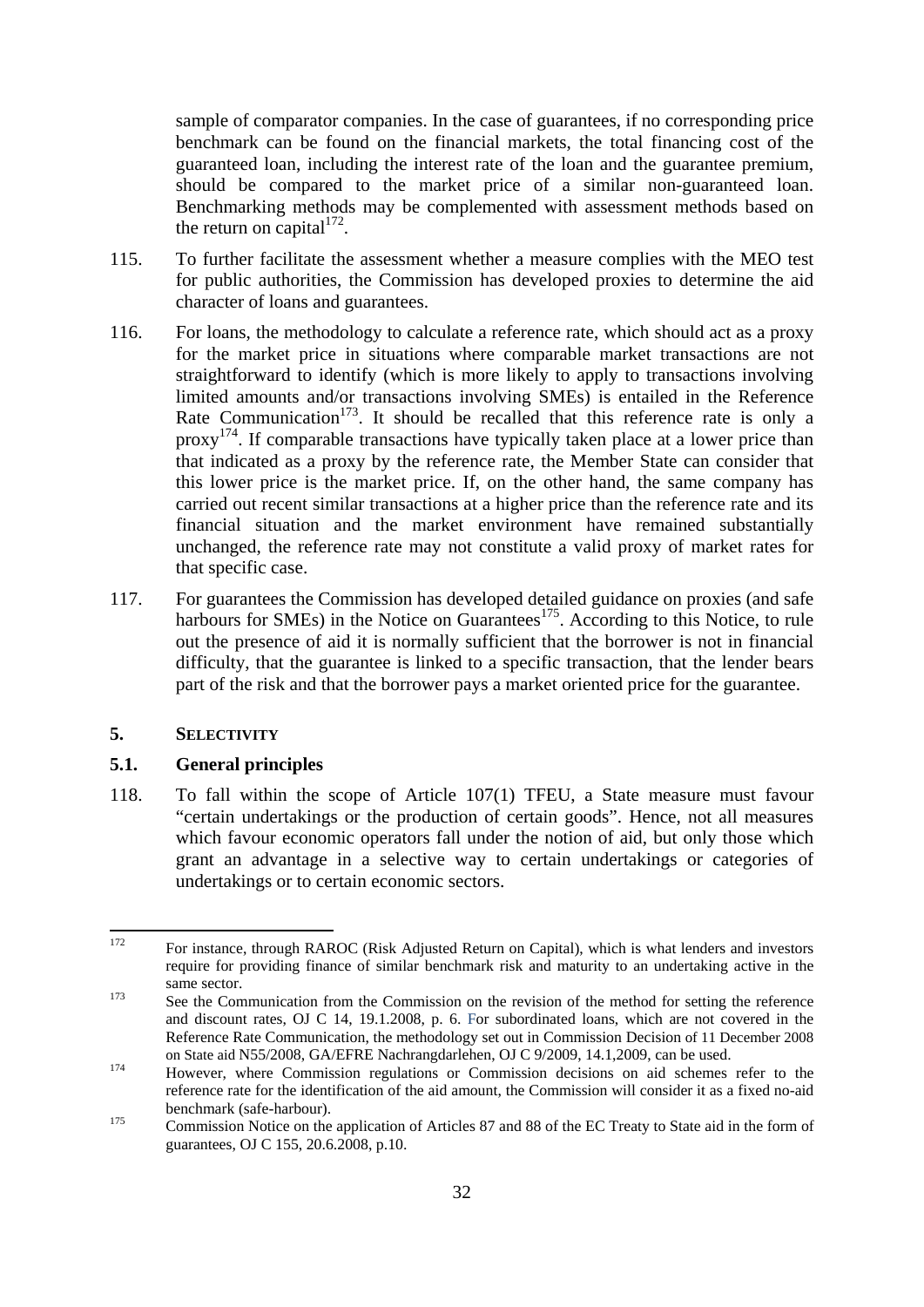sample of comparator companies. In the case of guarantees, if no corresponding price benchmark can be found on the financial markets, the total financing cost of the guaranteed loan, including the interest rate of the loan and the guarantee premium, should be compared to the market price of a similar non-guaranteed loan. Benchmarking methods may be complemented with assessment methods based on the return on capital[172].

115. To further facilitate the assessment whether a measure complies with the MEO test for public authorities, the Commission has developed proxies to determine the aid character of loans and guarantees.

116. For loans, the methodology to calculate a reference rate, which should act as a proxy for the market price in situations where comparable market transactions are not straightforward to identify (which is more likely to apply to transactions involving limited amounts and/or transactions involving SMEs) is entailed in the Reference Rate Communication[173]. It should be recalled that this reference rate is only a proxy[174]. If comparable transactions have typically taken place at a lower price than that indicated as a proxy by the reference rate, the Member State can consider that this lower price is the market price. If, on the other hand, the same company has carried out recent similar transactions at a higher price than the reference rate and its financial situation and the market environment have remained substantially unchanged, the reference rate may not constitute a valid proxy of market rates for that specific case.

117. For guarantees the Commission has developed detailed guidance on proxies (and safe harbours for SMEs) in the Notice on Guarantees[175]. According to this Notice, to rule out the presence of aid it is normally sufficient that the borrower is not in financial difficulty, that the guarantee is linked to a specific transaction, that the lender bears part of the risk and that the borrower pays a market oriented price for the guarantee.

## 5. SELECTIVITY

### 5.1. General principles

118. To fall within the scope of Article 107(1) TFEU, a State measure must favour "certain undertakings or the production of certain goods". Hence, not all measures which favour economic operators fall under the notion of aid, but only those which grant an advantage in a selective way to certain undertakings or categories of undertakings or to certain economic sectors.

---

[172] For instance, through RAROC (Risk Adjusted Return on Capital), which is what lenders and investors require for providing finance of similar benchmark risk and maturity to an undertaking active in the same sector.

[173] See the Communication from the Commission on the revision of the method for setting the reference and discount rates, OJ C 14, 19.1.2008, p. 6. For subordinated loans, which are not covered in the Reference Rate Communication, the methodology set out in Commission Decision of 11 December 2008 on State aid N55/2008, GA/EFRE Nachrangdarlehen, OJ C 9/2009, 14.1,2009, can be used.

[174] However, where Commission regulations or Commission decisions on aid schemes refer to the reference rate for the identification of the aid amount, the Commission will consider it as a fixed no-aid benchmark (safe-harbour).

[175] Commission Notice on the application of Articles 87 and 88 of the EC Treaty to State aid in the form of guarantees, OJ C 155, 20.6.2008, p.10.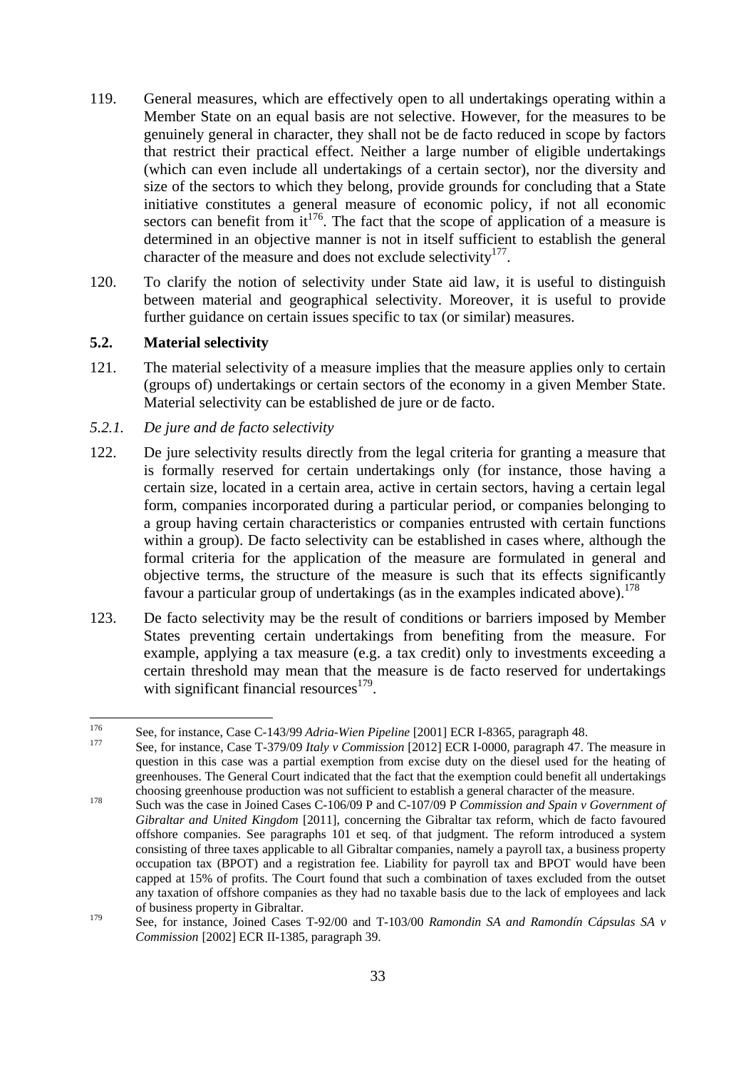119. General measures, which are effectively open to all undertakings operating within a Member State on an equal basis are not selective. However, for the measures to be genuinely general in character, they shall not be de facto reduced in scope by factors that restrict their practical effect. Neither a large number of eligible undertakings (which can even include all undertakings of a certain sector), nor the diversity and size of the sectors to which they belong, provide grounds for concluding that a State initiative constitutes a general measure of economic policy, if not all economic sectors can benefit from it[176]. The fact that the scope of application of a measure is determined in an objective manner is not in itself sufficient to establish the general character of the measure and does not exclude selectivity[177].

120. To clarify the notion of selectivity under State aid law, it is useful to distinguish between material and geographical selectivity. Moreover, it is useful to provide further guidance on certain issues specific to tax (or similar) measures.

## 5.2. Material selectivity

121. The material selectivity of a measure implies that the measure applies only to certain (groups of) undertakings or certain sectors of the economy in a given Member State. Material selectivity can be established de jure or de facto.

### *5.2.1. De jure and de facto selectivity*

122. De jure selectivity results directly from the legal criteria for granting a measure that is formally reserved for certain undertakings only (for instance, those having a certain size, located in a certain area, active in certain sectors, having a certain legal form, companies incorporated during a particular period, or companies belonging to a group having certain characteristics or companies entrusted with certain functions within a group). De facto selectivity can be established in cases where, although the formal criteria for the application of the measure are formulated in general and objective terms, the structure of the measure is such that its effects significantly favour a particular group of undertakings (as in the examples indicated above).[178]

123. De facto selectivity may be the result of conditions or barriers imposed by Member States preventing certain undertakings from benefiting from the measure. For example, applying a tax measure (e.g. a tax credit) only to investments exceeding a certain threshold may mean that the measure is de facto reserved for undertakings with significant financial resources[179].

---

[176] See, for instance, Case C-143/99 *Adria-Wien Pipeline* [2001] ECR I-8365, paragraph 48.

[177] See, for instance, Case T-379/09 *Italy v Commission* [2012] ECR I-0000, paragraph 47. The measure in question in this case was a partial exemption from excise duty on the diesel used for the heating of greenhouses. The General Court indicated that the fact that the exemption could benefit all undertakings choosing greenhouse production was not sufficient to establish a general character of the measure.

[178] Such was the case in Joined Cases C-106/09 P and C-107/09 P *Commission and Spain v Government of Gibraltar and United Kingdom* [2011], concerning the Gibraltar tax reform, which de facto favoured offshore companies. See paragraphs 101 et seq. of that judgment. The reform introduced a system consisting of three taxes applicable to all Gibraltar companies, namely a payroll tax, a business property occupation tax (BPOT) and a registration fee. Liability for payroll tax and BPOT would have been capped at 15% of profits. The Court found that such a combination of taxes excluded from the outset any taxation of offshore companies as they had no taxable basis due to the lack of employees and lack of business property in Gibraltar.

[179] See, for instance, Joined Cases T-92/00 and T-103/00 *Ramondin SA and Ramondín Cápsulas SA v Commission* [2002] ECR II-1385, paragraph 39.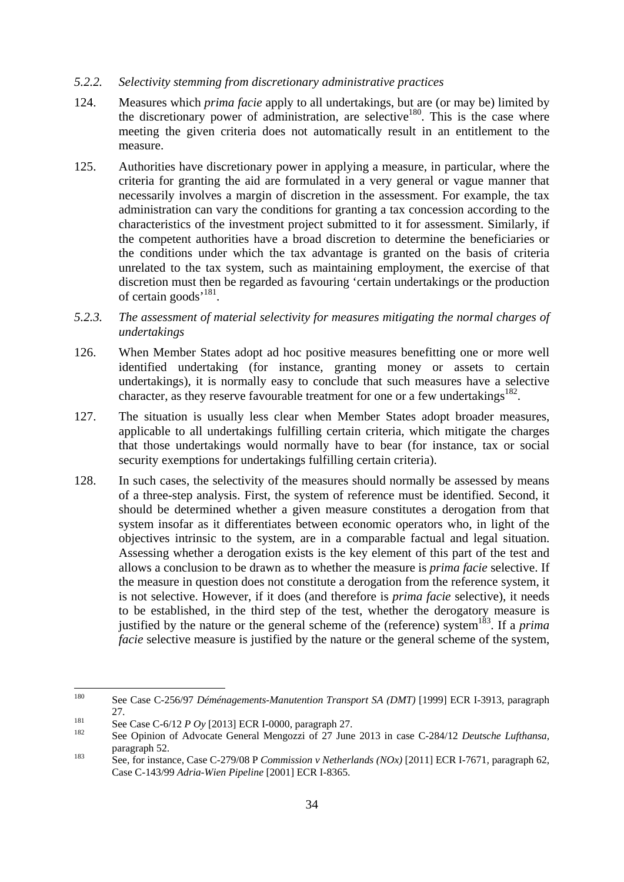### *5.2.2. Selectivity stemming from discretionary administrative practices*

124. Measures which *prima facie* apply to all undertakings, but are (or may be) limited by the discretionary power of administration, are selective[180]. This is the case where meeting the given criteria does not automatically result in an entitlement to the measure.

125. Authorities have discretionary power in applying a measure, in particular, where the criteria for granting the aid are formulated in a very general or vague manner that necessarily involves a margin of discretion in the assessment. For example, the tax administration can vary the conditions for granting a tax concession according to the characteristics of the investment project submitted to it for assessment. Similarly, if the competent authorities have a broad discretion to determine the beneficiaries or the conditions under which the tax advantage is granted on the basis of criteria unrelated to the tax system, such as maintaining employment, the exercise of that discretion must then be regarded as favouring 'certain undertakings or the production of certain goods'[181].

### *5.2.3. The assessment of material selectivity for measures mitigating the normal charges of undertakings*

126. When Member States adopt ad hoc positive measures benefitting one or more well identified undertaking (for instance, granting money or assets to certain undertakings), it is normally easy to conclude that such measures have a selective character, as they reserve favourable treatment for one or a few undertakings[182].

127. The situation is usually less clear when Member States adopt broader measures, applicable to all undertakings fulfilling certain criteria, which mitigate the charges that those undertakings would normally have to bear (for instance, tax or social security exemptions for undertakings fulfilling certain criteria).

128. In such cases, the selectivity of the measures should normally be assessed by means of a three-step analysis. First, the system of reference must be identified. Second, it should be determined whether a given measure constitutes a derogation from that system insofar as it differentiates between economic operators who, in light of the objectives intrinsic to the system, are in a comparable factual and legal situation. Assessing whether a derogation exists is the key element of this part of the test and allows a conclusion to be drawn as to whether the measure is *prima facie* selective. If the measure in question does not constitute a derogation from the reference system, it is not selective. However, if it does (and therefore is *prima facie* selective), it needs to be established, in the third step of the test, whether the derogatory measure is justified by the nature or the general scheme of the (reference) system[183]. If a *prima facie* selective measure is justified by the nature or the general scheme of the system,

---

[180] See Case C-256/97 *Déménagements-Manutention Transport SA (DMT)* [1999] ECR I-3913, paragraph 27.

[181] See Case C-6/12 *P Oy* [2013] ECR I-0000, paragraph 27.

[182] See Opinion of Advocate General Mengozzi of 27 June 2013 in case C-284/12 *Deutsche Lufthansa*, paragraph 52.

[183] See, for instance, Case C-279/08 P *Commission v Netherlands (NOx)* [2011] ECR I-7671, paragraph 62, Case C-143/99 *Adria-Wien Pipeline* [2001] ECR I-8365.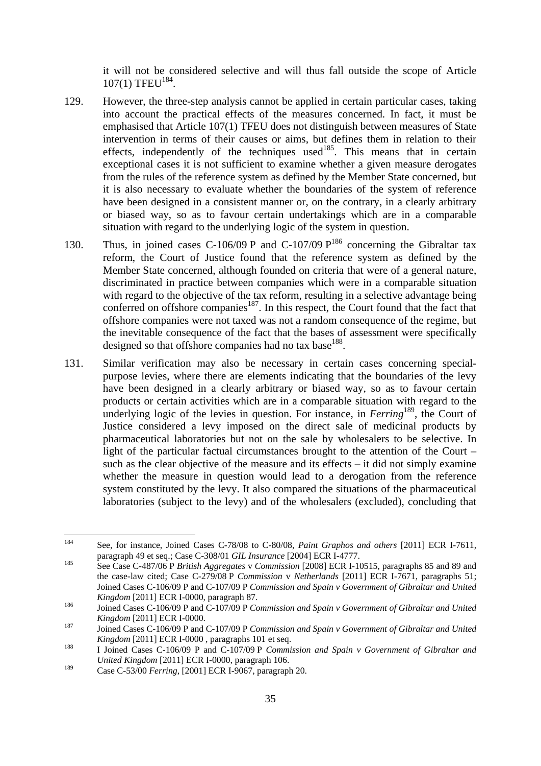it will not be considered selective and will thus fall outside the scope of Article 107(1) TFEU[184].

129. However, the three-step analysis cannot be applied in certain particular cases, taking into account the practical effects of the measures concerned. In fact, it must be emphasised that Article 107(1) TFEU does not distinguish between measures of State intervention in terms of their causes or aims, but defines them in relation to their effects, independently of the techniques used[185]. This means that in certain exceptional cases it is not sufficient to examine whether a given measure derogates from the rules of the reference system as defined by the Member State concerned, but it is also necessary to evaluate whether the boundaries of the system of reference have been designed in a consistent manner or, on the contrary, in a clearly arbitrary or biased way, so as to favour certain undertakings which are in a comparable situation with regard to the underlying logic of the system in question.

130. Thus, in joined cases C-106/09 P and C-107/09 P[186] concerning the Gibraltar tax reform, the Court of Justice found that the reference system as defined by the Member State concerned, although founded on criteria that were of a general nature, discriminated in practice between companies which were in a comparable situation with regard to the objective of the tax reform, resulting in a selective advantage being conferred on offshore companies[187]. In this respect, the Court found that the fact that offshore companies were not taxed was not a random consequence of the regime, but the inevitable consequence of the fact that the bases of assessment were specifically designed so that offshore companies had no tax base[188].

131. Similar verification may also be necessary in certain cases concerning special-purpose levies, where there are elements indicating that the boundaries of the levy have been designed in a clearly arbitrary or biased way, so as to favour certain products or certain activities which are in a comparable situation with regard to the underlying logic of the levies in question. For instance, in *Ferring*[189], the Court of Justice considered a levy imposed on the direct sale of medicinal products by pharmaceutical laboratories but not on the sale by wholesalers to be selective. In light of the particular factual circumstances brought to the attention of the Court – such as the clear objective of the measure and its effects – it did not simply examine whether the measure in question would lead to a derogation from the reference system constituted by the levy. It also compared the situations of the pharmaceutical laboratories (subject to the levy) and of the wholesalers (excluded), concluding that

---

[184] See, for instance, Joined Cases C-78/08 to C-80/08, *Paint Graphos and others* [2011] ECR I-7611, paragraph 49 et seq.; Case C-308/01 *GIL Insurance* [2004] ECR I-4777.

[185] See Case C-487/06 P *British Aggregates* v *Commission* [2008] ECR I-10515, paragraphs 85 and 89 and the case-law cited; Case C-279/08 P *Commission* v *Netherlands* [2011] ECR I-7671, paragraphs 51; Joined Cases C-106/09 P and C-107/09 P *Commission and Spain v Government of Gibraltar and United Kingdom* [2011] ECR I-0000, paragraph 87.

[186] Joined Cases C-106/09 P and C-107/09 P *Commission and Spain v Government of Gibraltar and United Kingdom* [2011] ECR I-0000.

[187] Joined Cases C-106/09 P and C-107/09 P *Commission and Spain v Government of Gibraltar and United Kingdom* [2011] ECR I-0000 , paragraphs 101 et seq.

[188] I Joined Cases C-106/09 P and C-107/09 P *Commission and Spain v Government of Gibraltar and United Kingdom* [2011] ECR I-0000, paragraph 106.

[189] Case C-53/00 *Ferring*, [2001] ECR I-9067, paragraph 20.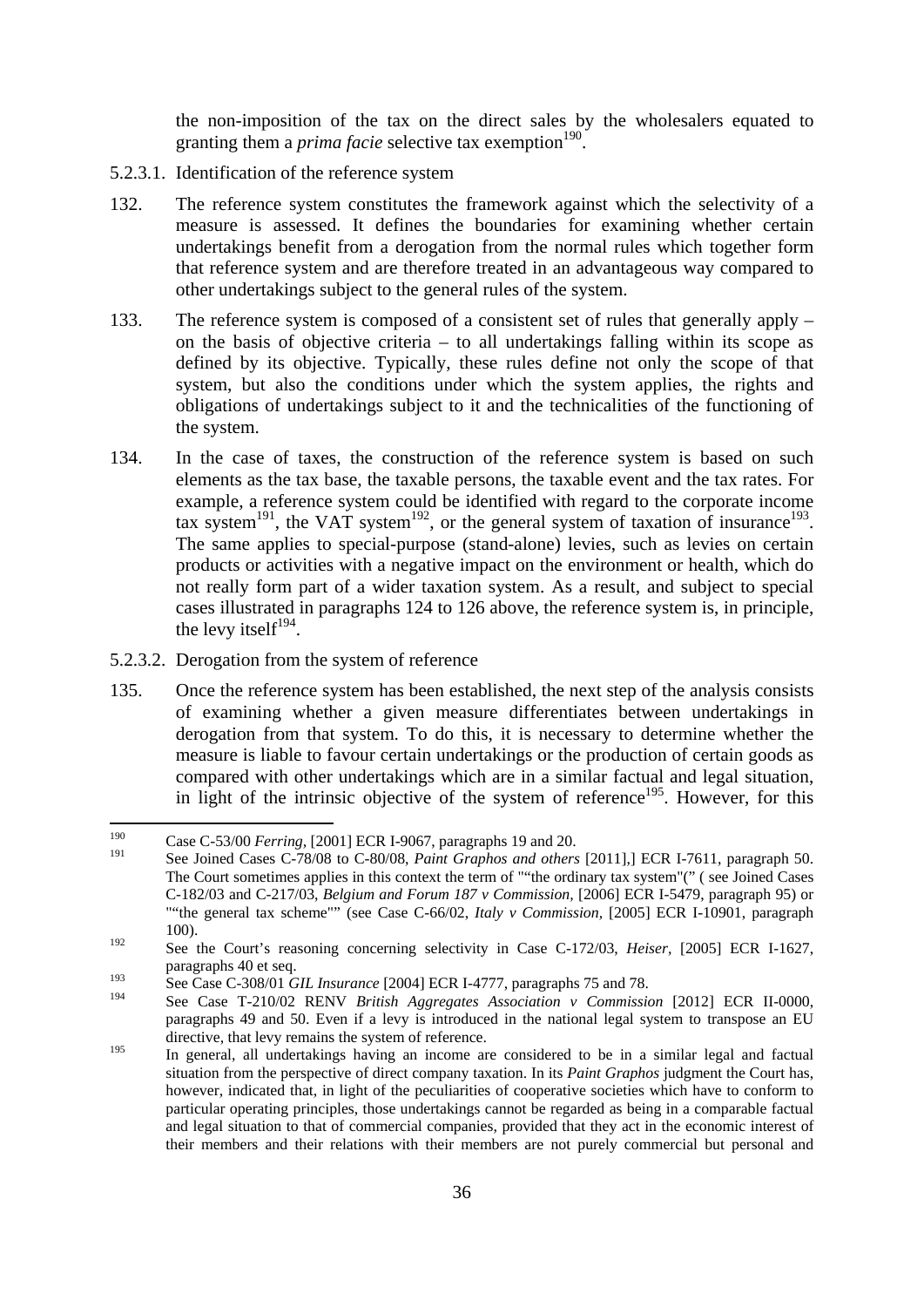the non-imposition of the tax on the direct sales by the wholesalers equated to granting them a *prima facie* selective tax exemption[190].

5.2.3.1. Identification of the reference system

132. The reference system constitutes the framework against which the selectivity of a measure is assessed. It defines the boundaries for examining whether certain undertakings benefit from a derogation from the normal rules which together form that reference system and are therefore treated in an advantageous way compared to other undertakings subject to the general rules of the system.

133. The reference system is composed of a consistent set of rules that generally apply – on the basis of objective criteria – to all undertakings falling within its scope as defined by its objective. Typically, these rules define not only the scope of that system, but also the conditions under which the system applies, the rights and obligations of undertakings subject to it and the technicalities of the functioning of the system.

134. In the case of taxes, the construction of the reference system is based on such elements as the tax base, the taxable persons, the taxable event and the tax rates. For example, a reference system could be identified with regard to the corporate income tax system[191], the VAT system[192], or the general system of taxation of insurance[193]. The same applies to special-purpose (stand-alone) levies, such as levies on certain products or activities with a negative impact on the environment or health, which do not really form part of a wider taxation system. As a result, and subject to special cases illustrated in paragraphs 124 to 126 above, the reference system is, in principle, the levy itself[194].

5.2.3.2. Derogation from the system of reference

135. Once the reference system has been established, the next step of the analysis consists of examining whether a given measure differentiates between undertakings in derogation from that system. To do this, it is necessary to determine whether the measure is liable to favour certain undertakings or the production of certain goods as compared with other undertakings which are in a similar factual and legal situation, in light of the intrinsic objective of the system of reference[195]. However, for this

---

[190] Case C-53/00 *Ferring,* [2001] ECR I-9067, paragraphs 19 and 20.

[191] See Joined Cases C-78/08 to C-80/08, *Paint Graphos and others* [2011],] ECR I-7611, paragraph 50. The Court sometimes applies in this context the term of ""the ordinary tax system"(" ( see Joined Cases C-182/03 and C-217/03, *Belgium and Forum 187 v Commission,* [2006] ECR I-5479, paragraph 95) or ""the general tax scheme"" (see Case C-66/02, *Italy v Commission,* [2005] ECR I-10901, paragraph 100).

[192] See the Court's reasoning concerning selectivity in Case C-172/03, *Heiser,* [2005] ECR I-1627, paragraphs 40 et seq.

[193] See Case C-308/01 *GIL Insurance* [2004] ECR I-4777, paragraphs 75 and 78.

[194] See Case T-210/02 RENV *British Aggregates Association v Commission* [2012] ECR II-0000, paragraphs 49 and 50. Even if a levy is introduced in the national legal system to transpose an EU directive, that levy remains the system of reference.

[195] In general, all undertakings having an income are considered to be in a similar legal and factual situation from the perspective of direct company taxation. In its *Paint Graphos* judgment the Court has, however, indicated that, in light of the peculiarities of cooperative societies which have to conform to particular operating principles, those undertakings cannot be regarded as being in a comparable factual and legal situation to that of commercial companies, provided that they act in the economic interest of their members and their relations with their members are not purely commercial but personal and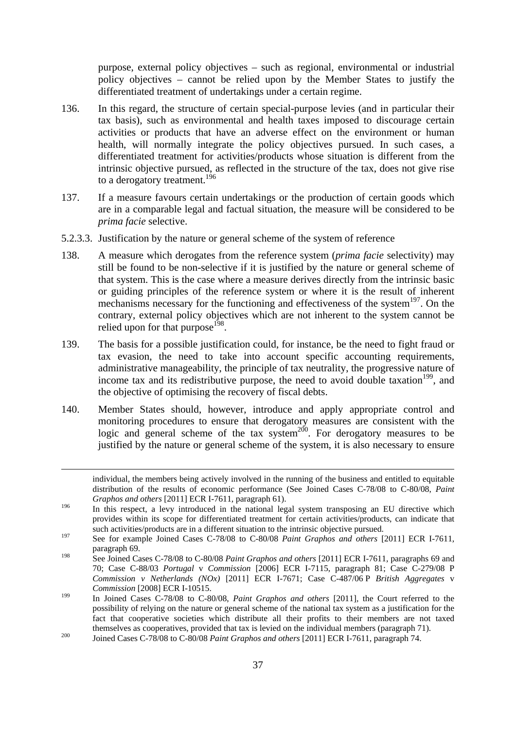purpose, external policy objectives – such as regional, environmental or industrial policy objectives – cannot be relied upon by the Member States to justify the differentiated treatment of undertakings under a certain regime.

136. In this regard, the structure of certain special-purpose levies (and in particular their tax basis), such as environmental and health taxes imposed to discourage certain activities or products that have an adverse effect on the environment or human health, will normally integrate the policy objectives pursued. In such cases, a differentiated treatment for activities/products whose situation is different from the intrinsic objective pursued, as reflected in the structure of the tax, does not give rise to a derogatory treatment.[196]

137. If a measure favours certain undertakings or the production of certain goods which are in a comparable legal and factual situation, the measure will be considered to be *prima facie* selective.

5.2.3.3. Justification by the nature or general scheme of the system of reference

138. A measure which derogates from the reference system (*prima facie* selectivity) may still be found to be non-selective if it is justified by the nature or general scheme of that system. This is the case where a measure derives directly from the intrinsic basic or guiding principles of the reference system or where it is the result of inherent mechanisms necessary for the functioning and effectiveness of the system[197]. On the contrary, external policy objectives which are not inherent to the system cannot be relied upon for that purpose[198].

139. The basis for a possible justification could, for instance, be the need to fight fraud or tax evasion, the need to take into account specific accounting requirements, administrative manageability, the principle of tax neutrality, the progressive nature of income tax and its redistributive purpose, the need to avoid double taxation[199], and the objective of optimising the recovery of fiscal debts.

140. Member States should, however, introduce and apply appropriate control and monitoring procedures to ensure that derogatory measures are consistent with the logic and general scheme of the tax system[200]. For derogatory measures to be justified by the nature or general scheme of the system, it is also necessary to ensure

---

individual, the members being actively involved in the running of the business and entitled to equitable distribution of the results of economic performance (See Joined Cases C-78/08 to C-80/08, *Paint Graphos and others* [2011] ECR I-7611, paragraph 61).

[196] In this respect, a levy introduced in the national legal system transposing an EU directive which provides within its scope for differentiated treatment for certain activities/products, can indicate that such activities/products are in a different situation to the intrinsic objective pursued.

[197] See for example Joined Cases C-78/08 to C-80/08 *Paint Graphos and others* [2011] ECR I-7611, paragraph 69.

[198] See Joined Cases C-78/08 to C-80/08 *Paint Graphos and others* [2011] ECR I-7611, paragraphs 69 and 70; Case C-88/03 *Portugal* v *Commission* [2006] ECR I-7115, paragraph 81; Case C-279/08 P *Commission v Netherlands (NOx)* [2011] ECR I-7671; Case C-487/06 P *British Aggregates* v *Commission* [2008] ECR I-10515.

[199] In Joined Cases C-78/08 to C-80/08, *Paint Graphos and others* [2011], the Court referred to the possibility of relying on the nature or general scheme of the national tax system as a justification for the fact that cooperative societies which distribute all their profits to their members are not taxed themselves as cooperatives, provided that tax is levied on the individual members (paragraph 71).

[200] Joined Cases C-78/08 to C-80/08 *Paint Graphos and others* [2011] ECR I-7611, paragraph 74.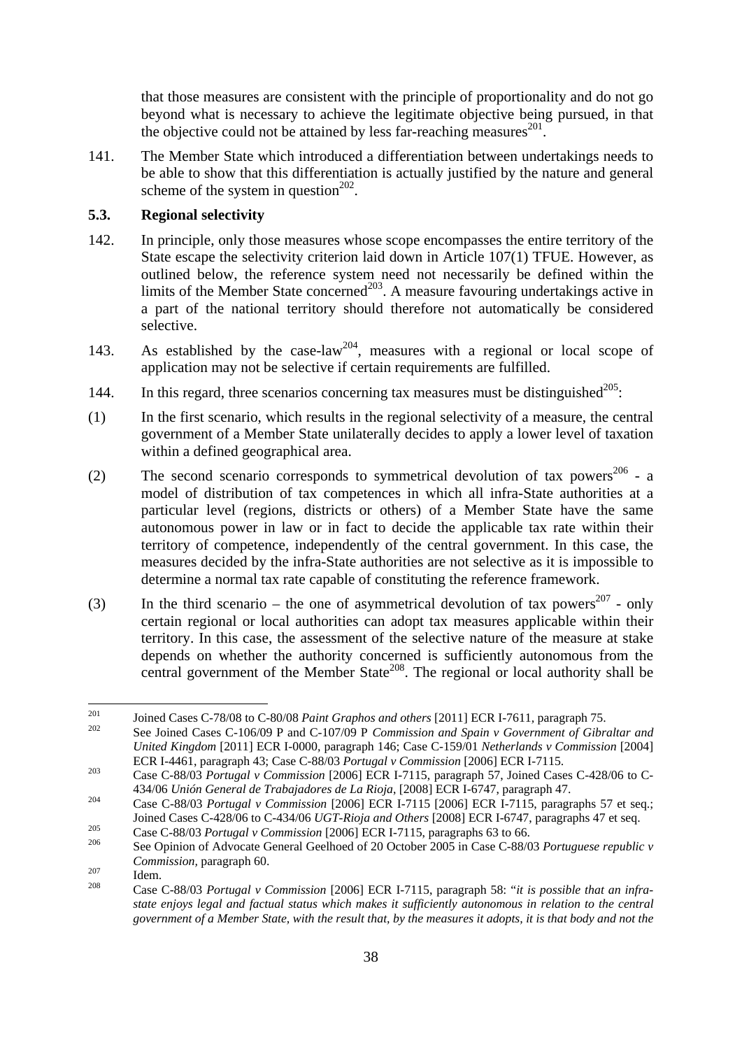that those measures are consistent with the principle of proportionality and do not go beyond what is necessary to achieve the legitimate objective being pursued, in that the objective could not be attained by less far-reaching measures[201].

141. The Member State which introduced a differentiation between undertakings needs to be able to show that this differentiation is actually justified by the nature and general scheme of the system in question[202].

### 5.3. Regional selectivity

142. In principle, only those measures whose scope encompasses the entire territory of the State escape the selectivity criterion laid down in Article 107(1) TFUE. However, as outlined below, the reference system need not necessarily be defined within the limits of the Member State concerned[203]. A measure favouring undertakings active in a part of the national territory should therefore not automatically be considered selective.

143. As established by the case-law[204], measures with a regional or local scope of application may not be selective if certain requirements are fulfilled.

144. In this regard, three scenarios concerning tax measures must be distinguished[205]:

(1) In the first scenario, which results in the regional selectivity of a measure, the central government of a Member State unilaterally decides to apply a lower level of taxation within a defined geographical area.

(2) The second scenario corresponds to symmetrical devolution of tax powers[206] - a model of distribution of tax competences in which all infra-State authorities at a particular level (regions, districts or others) of a Member State have the same autonomous power in law or in fact to decide the applicable tax rate within their territory of competence, independently of the central government. In this case, the measures decided by the infra-State authorities are not selective as it is impossible to determine a normal tax rate capable of constituting the reference framework.

(3) In the third scenario – the one of asymmetrical devolution of tax powers[207] - only certain regional or local authorities can adopt tax measures applicable within their territory. In this case, the assessment of the selective nature of the measure at stake depends on whether the authority concerned is sufficiently autonomous from the central government of the Member State[208]. The regional or local authority shall be

---

[201] Joined Cases C-78/08 to C-80/08 *Paint Graphos and others* [2011] ECR I-7611, paragraph 75.

[202] See Joined Cases C-106/09 P and C-107/09 P *Commission and Spain v Government of Gibraltar and United Kingdom* [2011] ECR I-0000, paragraph 146; Case C-159/01 *Netherlands v Commission* [2004] ECR I-4461, paragraph 43; Case C-88/03 *Portugal v Commission* [2006] ECR I-7115.

[203] Case C-88/03 *Portugal v Commission* [2006] ECR I-7115, paragraph 57, Joined Cases C-428/06 to C-434/06 *Unión General de Trabajadores de La Rioja*, [2008] ECR I-6747, paragraph 47.

[204] Case C-88/03 *Portugal v Commission* [2006] ECR I-7115 [2006] ECR I-7115, paragraphs 57 et seq.; Joined Cases C-428/06 to C-434/06 *UGT-Rioja and Others* [2008] ECR I-6747, paragraphs 47 et seq.

[205] Case C-88/03 *Portugal v Commission* [2006] ECR I-7115, paragraphs 63 to 66.

[206] See Opinion of Advocate General Geelhoed of 20 October 2005 in Case C-88/03 *Portuguese republic v Commission*, paragraph 60.

[207] Idem.

[208] Case C-88/03 *Portugal v Commission* [2006] ECR I-7115, paragraph 58: "*it is possible that an infra-state enjoys legal and factual status which makes it sufficiently autonomous in relation to the central government of a Member State, with the result that, by the measures it adopts, it is that body and not the*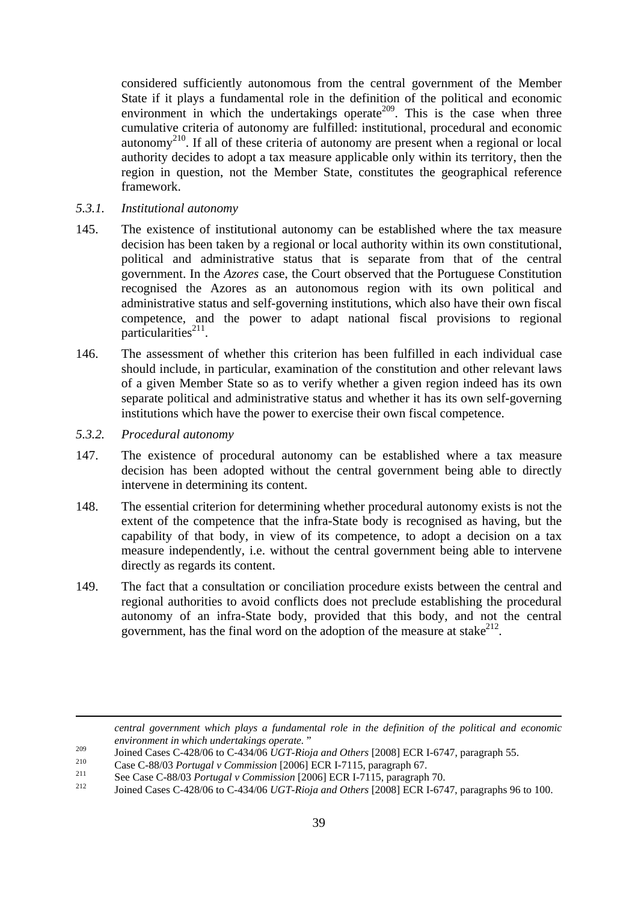considered sufficiently autonomous from the central government of the Member State if it plays a fundamental role in the definition of the political and economic environment in which the undertakings operate[209]. This is the case when three cumulative criteria of autonomy are fulfilled: institutional, procedural and economic autonomy[210]. If all of these criteria of autonomy are present when a regional or local authority decides to adopt a tax measure applicable only within its territory, then the region in question, not the Member State, constitutes the geographical reference framework.

### 5.3.1. *Institutional autonomy*

145. The existence of institutional autonomy can be established where the tax measure decision has been taken by a regional or local authority within its own constitutional, political and administrative status that is separate from that of the central government. In the *Azores* case, the Court observed that the Portuguese Constitution recognised the Azores as an autonomous region with its own political and administrative status and self-governing institutions, which also have their own fiscal competence, and the power to adapt national fiscal provisions to regional particularities[211].

146. The assessment of whether this criterion has been fulfilled in each individual case should include, in particular, examination of the constitution and other relevant laws of a given Member State so as to verify whether a given region indeed has its own separate political and administrative status and whether it has its own self-governing institutions which have the power to exercise their own fiscal competence.

### 5.3.2. *Procedural autonomy*

147. The existence of procedural autonomy can be established where a tax measure decision has been adopted without the central government being able to directly intervene in determining its content.

148. The essential criterion for determining whether procedural autonomy exists is not the extent of the competence that the infra-State body is recognised as having, but the capability of that body, in view of its competence, to adopt a decision on a tax measure independently, i.e. without the central government being able to intervene directly as regards its content.

149. The fact that a consultation or conciliation procedure exists between the central and regional authorities to avoid conflicts does not preclude establishing the procedural autonomy of an infra-State body, provided that this body, and not the central government, has the final word on the adoption of the measure at stake[212].

---

*central government which plays a fundamental role in the definition of the political and economic environment in which undertakings operate."*

[209] Joined Cases C-428/06 to C-434/06 *UGT-Rioja and Others* [2008] ECR I-6747, paragraph 55.

[210] Case C-88/03 *Portugal v Commission* [2006] ECR I-7115, paragraph 67.

[211] See Case C-88/03 *Portugal v Commission* [2006] ECR I-7115, paragraph 70.

[212] Joined Cases C-428/06 to C-434/06 *UGT-Rioja and Others* [2008] ECR I-6747, paragraphs 96 to 100.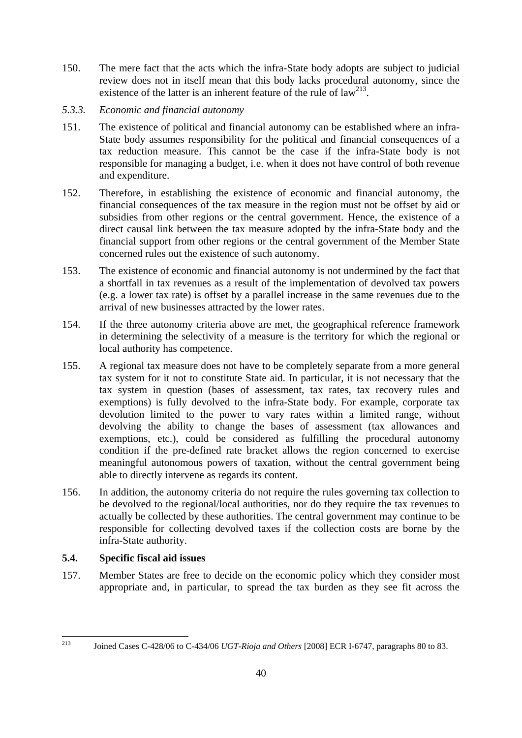150. The mere fact that the acts which the infra-State body adopts are subject to judicial review does not in itself mean that this body lacks procedural autonomy, since the existence of the latter is an inherent feature of the rule of law[213].

### 5.3.3. *Economic and financial autonomy*

151. The existence of political and financial autonomy can be established where an infra-State body assumes responsibility for the political and financial consequences of a tax reduction measure. This cannot be the case if the infra-State body is not responsible for managing a budget, i.e. when it does not have control of both revenue and expenditure.

152. Therefore, in establishing the existence of economic and financial autonomy, the financial consequences of the tax measure in the region must not be offset by aid or subsidies from other regions or the central government. Hence, the existence of a direct causal link between the tax measure adopted by the infra-State body and the financial support from other regions or the central government of the Member State concerned rules out the existence of such autonomy.

153. The existence of economic and financial autonomy is not undermined by the fact that a shortfall in tax revenues as a result of the implementation of devolved tax powers (e.g. a lower tax rate) is offset by a parallel increase in the same revenues due to the arrival of new businesses attracted by the lower rates.

154. If the three autonomy criteria above are met, the geographical reference framework in determining the selectivity of a measure is the territory for which the regional or local authority has competence.

155. A regional tax measure does not have to be completely separate from a more general tax system for it not to constitute State aid. In particular, it is not necessary that the tax system in question (bases of assessment, tax rates, tax recovery rules and exemptions) is fully devolved to the infra-State body. For example, corporate tax devolution limited to the power to vary rates within a limited range, without devolving the ability to change the bases of assessment (tax allowances and exemptions, etc.), could be considered as fulfilling the procedural autonomy condition if the pre-defined rate bracket allows the region concerned to exercise meaningful autonomous powers of taxation, without the central government being able to directly intervene as regards its content.

156. In addition, the autonomy criteria do not require the rules governing tax collection to be devolved to the regional/local authorities, nor do they require the tax revenues to actually be collected by these authorities. The central government may continue to be responsible for collecting devolved taxes if the collection costs are borne by the infra-State authority.

## 5.4. Specific fiscal aid issues

157. Member States are free to decide on the economic policy which they consider most appropriate and, in particular, to spread the tax burden as they see fit across the

---

[213] Joined Cases C-428/06 to C-434/06 *UGT-Rioja and Others* [2008] ECR I-6747, paragraphs 80 to 83.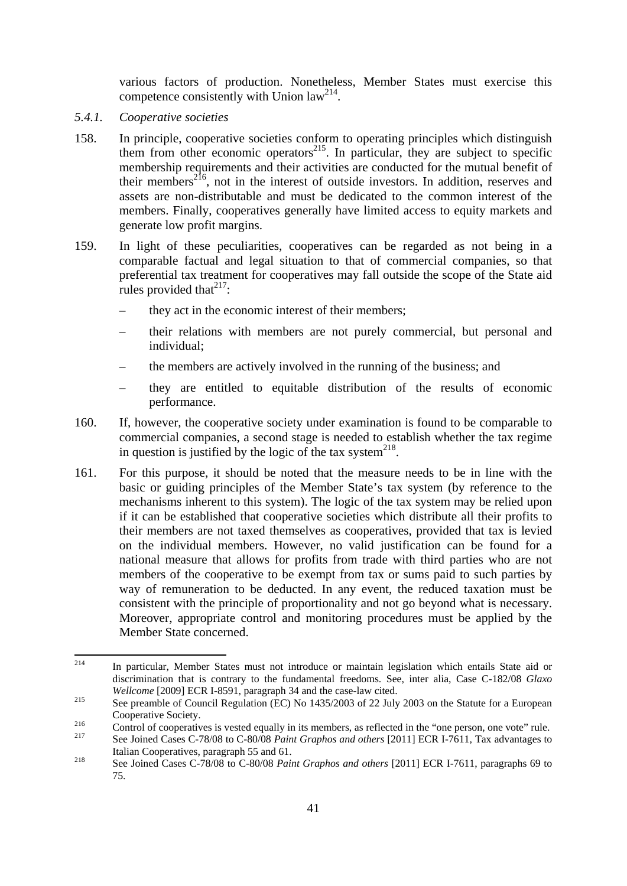various factors of production. Nonetheless, Member States must exercise this competence consistently with Union law[214].

*5.4.1. Cooperative societies*

158. In principle, cooperative societies conform to operating principles which distinguish them from other economic operators[215]. In particular, they are subject to specific membership requirements and their activities are conducted for the mutual benefit of their members[216], not in the interest of outside investors. In addition, reserves and assets are non-distributable and must be dedicated to the common interest of the members. Finally, cooperatives generally have limited access to equity markets and generate low profit margins.

159. In light of these peculiarities, cooperatives can be regarded as not being in a comparable factual and legal situation to that of commercial companies, so that preferential tax treatment for cooperatives may fall outside the scope of the State aid rules provided that[217]:

- they act in the economic interest of their members;
- their relations with members are not purely commercial, but personal and individual;
- the members are actively involved in the running of the business; and
- they are entitled to equitable distribution of the results of economic performance.

160. If, however, the cooperative society under examination is found to be comparable to commercial companies, a second stage is needed to establish whether the tax regime in question is justified by the logic of the tax system[218].

161. For this purpose, it should be noted that the measure needs to be in line with the basic or guiding principles of the Member State's tax system (by reference to the mechanisms inherent to this system). The logic of the tax system may be relied upon if it can be established that cooperative societies which distribute all their profits to their members are not taxed themselves as cooperatives, provided that tax is levied on the individual members. However, no valid justification can be found for a national measure that allows for profits from trade with third parties who are not members of the cooperative to be exempt from tax or sums paid to such parties by way of remuneration to be deducted. In any event, the reduced taxation must be consistent with the principle of proportionality and not go beyond what is necessary. Moreover, appropriate control and monitoring procedures must be applied by the Member State concerned.

---

[214] In particular, Member States must not introduce or maintain legislation which entails State aid or discrimination that is contrary to the fundamental freedoms. See, inter alia, Case C-182/08 *Glaxo Wellcome* [2009] ECR I-8591, paragraph 34 and the case-law cited.

[215] See preamble of Council Regulation (EC) No 1435/2003 of 22 July 2003 on the Statute for a European Cooperative Society.

[216] Control of cooperatives is vested equally in its members, as reflected in the "one person, one vote" rule.

[217] See Joined Cases C-78/08 to C-80/08 *Paint Graphos and others* [2011] ECR I-7611, Tax advantages to Italian Cooperatives, paragraph 55 and 61.

[218] See Joined Cases C-78/08 to C-80/08 *Paint Graphos and others* [2011] ECR I-7611, paragraphs 69 to 75.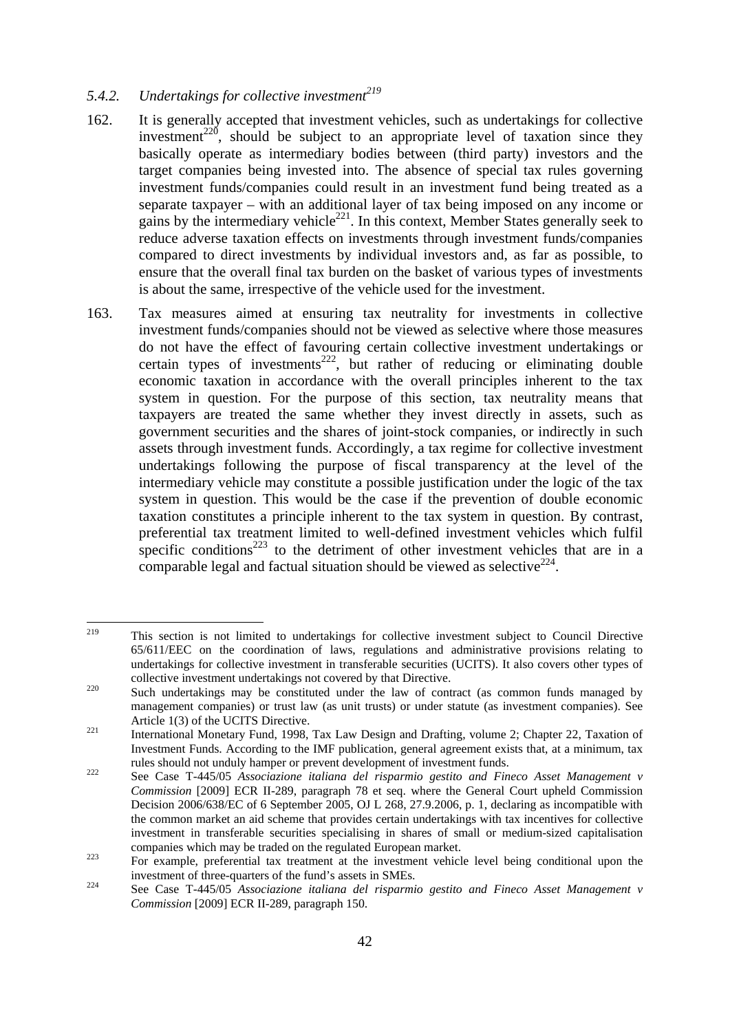### 5.4.2. *Undertakings for collective investment*[219]

162. It is generally accepted that investment vehicles, such as undertakings for collective investment[220], should be subject to an appropriate level of taxation since they basically operate as intermediary bodies between (third party) investors and the target companies being invested into. The absence of special tax rules governing investment funds/companies could result in an investment fund being treated as a separate taxpayer – with an additional layer of tax being imposed on any income or gains by the intermediary vehicle[221]. In this context, Member States generally seek to reduce adverse taxation effects on investments through investment funds/companies compared to direct investments by individual investors and, as far as possible, to ensure that the overall final tax burden on the basket of various types of investments is about the same, irrespective of the vehicle used for the investment.

163. Tax measures aimed at ensuring tax neutrality for investments in collective investment funds/companies should not be viewed as selective where those measures do not have the effect of favouring certain collective investment undertakings or certain types of investments[222], but rather of reducing or eliminating double economic taxation in accordance with the overall principles inherent to the tax system in question. For the purpose of this section, tax neutrality means that taxpayers are treated the same whether they invest directly in assets, such as government securities and the shares of joint-stock companies, or indirectly in such assets through investment funds. Accordingly, a tax regime for collective investment undertakings following the purpose of fiscal transparency at the level of the intermediary vehicle may constitute a possible justification under the logic of the tax system in question. This would be the case if the prevention of double economic taxation constitutes a principle inherent to the tax system in question. By contrast, preferential tax treatment limited to well-defined investment vehicles which fulfil specific conditions[223] to the detriment of other investment vehicles that are in a comparable legal and factual situation should be viewed as selective[224].

---

[219] This section is not limited to undertakings for collective investment subject to Council Directive 65/611/EEC on the coordination of laws, regulations and administrative provisions relating to undertakings for collective investment in transferable securities (UCITS). It also covers other types of collective investment undertakings not covered by that Directive.

[220] Such undertakings may be constituted under the law of contract (as common funds managed by management companies) or trust law (as unit trusts) or under statute (as investment companies). See Article 1(3) of the UCITS Directive.

[221] International Monetary Fund, 1998, Tax Law Design and Drafting, volume 2; Chapter 22, Taxation of Investment Funds. According to the IMF publication, general agreement exists that, at a minimum, tax rules should not unduly hamper or prevent development of investment funds.

[222] See Case T-445/05 *Associazione italiana del risparmio gestito and Fineco Asset Management v Commission* [2009] ECR II-289, paragraph 78 et seq. where the General Court upheld Commission Decision 2006/638/EC of 6 September 2005, OJ L 268, 27.9.2006, p. 1, declaring as incompatible with the common market an aid scheme that provides certain undertakings with tax incentives for collective investment in transferable securities specialising in shares of small or medium-sized capitalisation companies which may be traded on the regulated European market.

[223] For example, preferential tax treatment at the investment vehicle level being conditional upon the investment of three-quarters of the fund's assets in SMEs.

[224] See Case T-445/05 *Associazione italiana del risparmio gestito and Fineco Asset Management v Commission* [2009] ECR II-289, paragraph 150.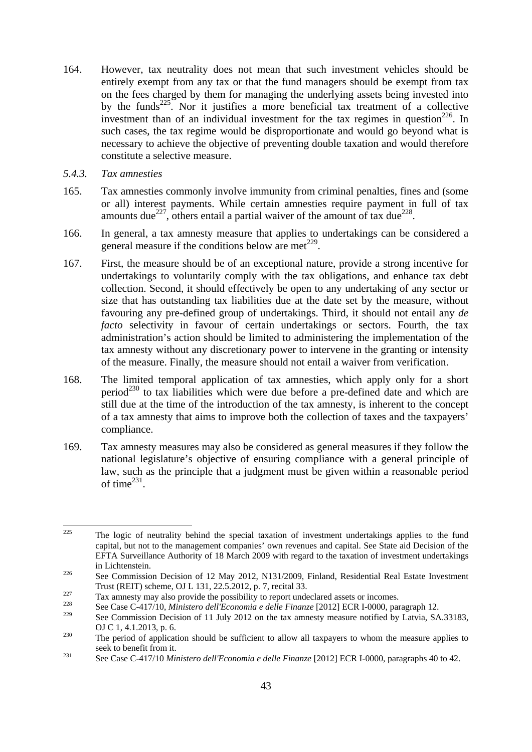164. However, tax neutrality does not mean that such investment vehicles should be entirely exempt from any tax or that the fund managers should be exempt from tax on the fees charged by them for managing the underlying assets being invested into by the funds[225]. Nor it justifies a more beneficial tax treatment of a collective investment than of an individual investment for the tax regimes in question[226]. In such cases, the tax regime would be disproportionate and would go beyond what is necessary to achieve the objective of preventing double taxation and would therefore constitute a selective measure.

### *5.4.3. Tax amnesties*

165. Tax amnesties commonly involve immunity from criminal penalties, fines and (some or all) interest payments. While certain amnesties require payment in full of tax amounts due[227], others entail a partial waiver of the amount of tax due[228].

166. In general, a tax amnesty measure that applies to undertakings can be considered a general measure if the conditions below are met[229].

167. First, the measure should be of an exceptional nature, provide a strong incentive for undertakings to voluntarily comply with the tax obligations, and enhance tax debt collection. Second, it should effectively be open to any undertaking of any sector or size that has outstanding tax liabilities due at the date set by the measure, without favouring any pre-defined group of undertakings. Third, it should not entail any *de facto* selectivity in favour of certain undertakings or sectors. Fourth, the tax administration's action should be limited to administering the implementation of the tax amnesty without any discretionary power to intervene in the granting or intensity of the measure. Finally, the measure should not entail a waiver from verification.

168. The limited temporal application of tax amnesties, which apply only for a short period[230] to tax liabilities which were due before a pre-defined date and which are still due at the time of the introduction of the tax amnesty, is inherent to the concept of a tax amnesty that aims to improve both the collection of taxes and the taxpayers' compliance.

169. Tax amnesty measures may also be considered as general measures if they follow the national legislature's objective of ensuring compliance with a general principle of law, such as the principle that a judgment must be given within a reasonable period of time[231].

---

[225] The logic of neutrality behind the special taxation of investment undertakings applies to the fund capital, but not to the management companies' own revenues and capital. See State aid Decision of the EFTA Surveillance Authority of 18 March 2009 with regard to the taxation of investment undertakings in Lichtenstein.

[226] See Commission Decision of 12 May 2012, N131/2009, Finland, Residential Real Estate Investment Trust (REIT) scheme, OJ L 131, 22.5.2012, p. 7, recital 33.

[227] Tax amnesty may also provide the possibility to report undeclared assets or incomes.

[228] See Case C-417/10, *Ministero dell'Economia e delle Finanze* [2012] ECR I-0000, paragraph 12.

[229] See Commission Decision of 11 July 2012 on the tax amnesty measure notified by Latvia, SA.33183, OJ C 1, 4.1.2013, p. 6.

[230] The period of application should be sufficient to allow all taxpayers to whom the measure applies to seek to benefit from it.

[231] See Case C-417/10 *Ministero dell'Economia e delle Finanze* [2012] ECR I-0000, paragraphs 40 to 42.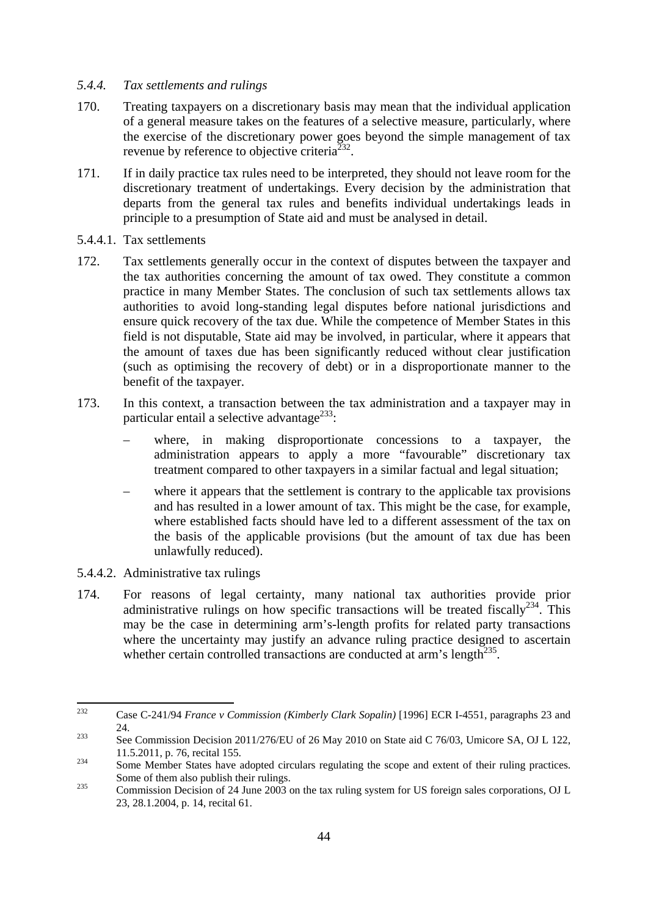### *5.4.4. Tax settlements and rulings*

170. Treating taxpayers on a discretionary basis may mean that the individual application of a general measure takes on the features of a selective measure, particularly, where the exercise of the discretionary power goes beyond the simple management of tax revenue by reference to objective criteria[232].

171. If in daily practice tax rules need to be interpreted, they should not leave room for the discretionary treatment of undertakings. Every decision by the administration that departs from the general tax rules and benefits individual undertakings leads in principle to a presumption of State aid and must be analysed in detail.

#### 5.4.4.1. Tax settlements

172. Tax settlements generally occur in the context of disputes between the taxpayer and the tax authorities concerning the amount of tax owed. They constitute a common practice in many Member States. The conclusion of such tax settlements allows tax authorities to avoid long-standing legal disputes before national jurisdictions and ensure quick recovery of the tax due. While the competence of Member States in this field is not disputable, State aid may be involved, in particular, where it appears that the amount of taxes due has been significantly reduced without clear justification (such as optimising the recovery of debt) or in a disproportionate manner to the benefit of the taxpayer.

173. In this context, a transaction between the tax administration and a taxpayer may in particular entail a selective advantage[233]:

– where, in making disproportionate concessions to a taxpayer, the administration appears to apply a more "favourable" discretionary tax treatment compared to other taxpayers in a similar factual and legal situation;

– where it appears that the settlement is contrary to the applicable tax provisions and has resulted in a lower amount of tax. This might be the case, for example, where established facts should have led to a different assessment of the tax on the basis of the applicable provisions (but the amount of tax due has been unlawfully reduced).

#### 5.4.4.2. Administrative tax rulings

174. For reasons of legal certainty, many national tax authorities provide prior administrative rulings on how specific transactions will be treated fiscally[234]. This may be the case in determining arm's-length profits for related party transactions where the uncertainty may justify an advance ruling practice designed to ascertain whether certain controlled transactions are conducted at arm's length[235].

---

[232] Case C-241/94 *France v Commission (Kimberly Clark Sopalin)* [1996] ECR I-4551, paragraphs 23 and 24.

[233] See Commission Decision 2011/276/EU of 26 May 2010 on State aid C 76/03, Umicore SA, OJ L 122, 11.5.2011, p. 76, recital 155.

[234] Some Member States have adopted circulars regulating the scope and extent of their ruling practices. Some of them also publish their rulings.

[235] Commission Decision of 24 June 2003 on the tax ruling system for US foreign sales corporations, OJ L 23, 28.1.2004, p. 14, recital 61.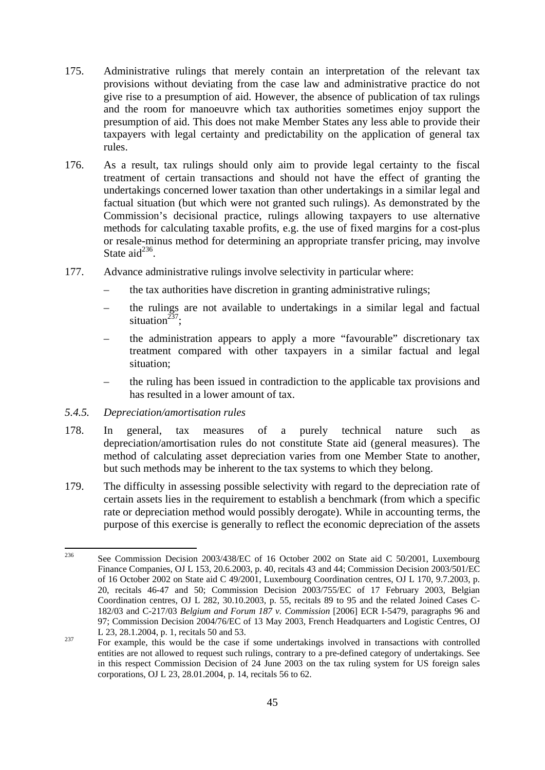175. Administrative rulings that merely contain an interpretation of the relevant tax provisions without deviating from the case law and administrative practice do not give rise to a presumption of aid. However, the absence of publication of tax rulings and the room for manoeuvre which tax authorities sometimes enjoy support the presumption of aid. This does not make Member States any less able to provide their taxpayers with legal certainty and predictability on the application of general tax rules.

176. As a result, tax rulings should only aim to provide legal certainty to the fiscal treatment of certain transactions and should not have the effect of granting the undertakings concerned lower taxation than other undertakings in a similar legal and factual situation (but which were not granted such rulings). As demonstrated by the Commission's decisional practice, rulings allowing taxpayers to use alternative methods for calculating taxable profits, e.g. the use of fixed margins for a cost-plus or resale-minus method for determining an appropriate transfer pricing, may involve State aid[236].

177. Advance administrative rulings involve selectivity in particular where:

– the tax authorities have discretion in granting administrative rulings;

– the rulings are not available to undertakings in a similar legal and factual situation[237];

– the administration appears to apply a more "favourable" discretionary tax treatment compared with other taxpayers in a similar factual and legal situation;

– the ruling has been issued in contradiction to the applicable tax provisions and has resulted in a lower amount of tax.

### *5.4.5. Depreciation/amortisation rules*

178. In general, tax measures of a purely technical nature such as depreciation/amortisation rules do not constitute State aid (general measures). The method of calculating asset depreciation varies from one Member State to another, but such methods may be inherent to the tax systems to which they belong.

179. The difficulty in assessing possible selectivity with regard to the depreciation rate of certain assets lies in the requirement to establish a benchmark (from which a specific rate or depreciation method would possibly derogate). While in accounting terms, the purpose of this exercise is generally to reflect the economic depreciation of the assets

---

[236] See Commission Decision 2003/438/EC of 16 October 2002 on State aid C 50/2001, Luxembourg Finance Companies, OJ L 153, 20.6.2003, p. 40, recitals 43 and 44; Commission Decision 2003/501/EC of 16 October 2002 on State aid C 49/2001, Luxembourg Coordination centres, OJ L 170, 9.7.2003, p. 20, recitals 46-47 and 50; Commission Decision 2003/755/EC of 17 February 2003, Belgian Coordination centres, OJ L 282, 30.10.2003, p. 55, recitals 89 to 95 and the related Joined Cases C-182/03 and C-217/03 *Belgium and Forum 187 v. Commission* [2006] ECR I-5479, paragraphs 96 and 97; Commission Decision 2004/76/EC of 13 May 2003, French Headquarters and Logistic Centres, OJ L 23, 28.1.2004, p. 1, recitals 50 and 53.

[237] For example, this would be the case if some undertakings involved in transactions with controlled entities are not allowed to request such rulings, contrary to a pre-defined category of undertakings. See in this respect Commission Decision of 24 June 2003 on the tax ruling system for US foreign sales corporations, OJ L 23, 28.01.2004, p. 14, recitals 56 to 62.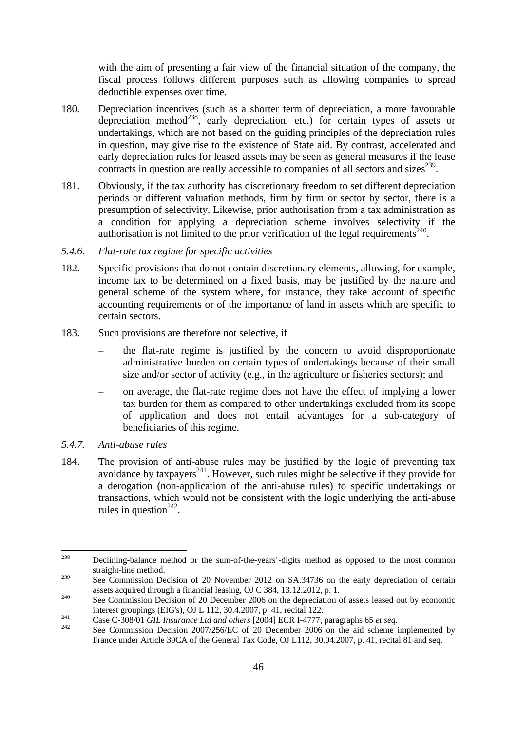with the aim of presenting a fair view of the financial situation of the company, the fiscal process follows different purposes such as allowing companies to spread deductible expenses over time.

180. Depreciation incentives (such as a shorter term of depreciation, a more favourable depreciation method[238], early depreciation, etc.) for certain types of assets or undertakings, which are not based on the guiding principles of the depreciation rules in question, may give rise to the existence of State aid. By contrast, accelerated and early depreciation rules for leased assets may be seen as general measures if the lease contracts in question are really accessible to companies of all sectors and sizes[239].

181. Obviously, if the tax authority has discretionary freedom to set different depreciation periods or different valuation methods, firm by firm or sector by sector, there is a presumption of selectivity. Likewise, prior authorisation from a tax administration as a condition for applying a depreciation scheme involves selectivity if the authorisation is not limited to the prior verification of the legal requirements[240].

### *5.4.6. Flat-rate tax regime for specific activities*

182. Specific provisions that do not contain discretionary elements, allowing, for example, income tax to be determined on a fixed basis, may be justified by the nature and general scheme of the system where, for instance, they take account of specific accounting requirements or of the importance of land in assets which are specific to certain sectors.

183. Such provisions are therefore not selective, if

- the flat-rate regime is justified by the concern to avoid disproportionate administrative burden on certain types of undertakings because of their small size and/or sector of activity (e.g., in the agriculture or fisheries sectors); and
- on average, the flat-rate regime does not have the effect of implying a lower tax burden for them as compared to other undertakings excluded from its scope of application and does not entail advantages for a sub-category of beneficiaries of this regime.

### *5.4.7. Anti-abuse rules*

184. The provision of anti-abuse rules may be justified by the logic of preventing tax avoidance by taxpayers[241]. However, such rules might be selective if they provide for a derogation (non-application of the anti-abuse rules) to specific undertakings or transactions, which would not be consistent with the logic underlying the anti-abuse rules in question[242].

---

[238] Declining-balance method or the sum-of-the-years'-digits method as opposed to the most common straight-line method.

[239] See Commission Decision of 20 November 2012 on SA.34736 on the early depreciation of certain assets acquired through a financial leasing, OJ C 384, 13.12.2012, p. 1.

[240] See Commission Decision of 20 December 2006 on the depreciation of assets leased out by economic interest groupings (EIG's), OJ L 112, 30.4.2007, p. 41, recital 122.

[241] Case C-308/01 *GIL Insurance Ltd and others* [2004] ECR I-4777, paragraphs 65 *et seq*.

[242] See Commission Decision 2007/256/EC of 20 December 2006 on the aid scheme implemented by France under Article 39CA of the General Tax Code, OJ L112, 30.04.2007, p. 41, recital 81 and seq.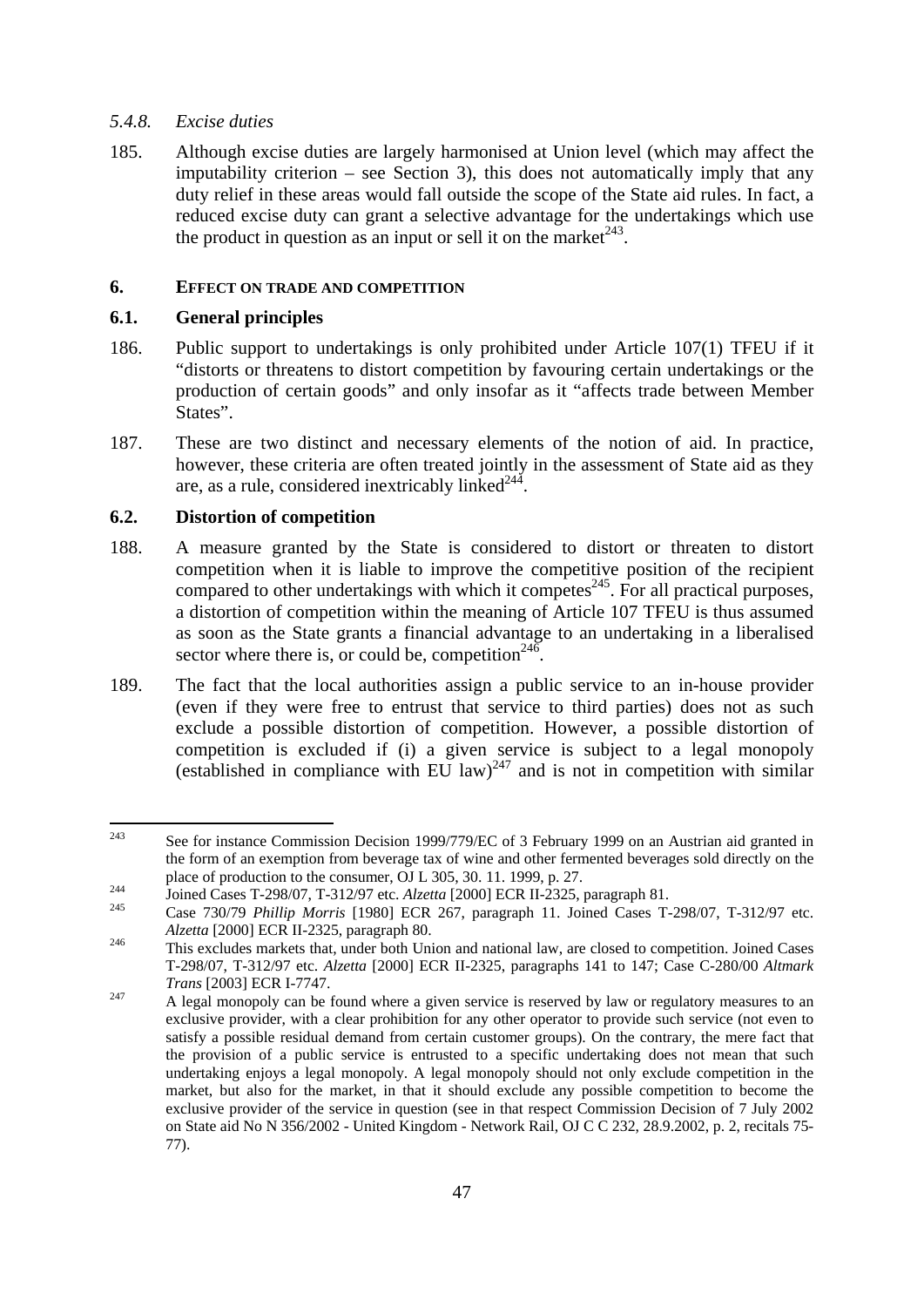### *5.4.8. Excise duties*

185. Although excise duties are largely harmonised at Union level (which may affect the imputability criterion – see Section 3), this does not automatically imply that any duty relief in these areas would fall outside the scope of the State aid rules. In fact, a reduced excise duty can grant a selective advantage for the undertakings which use the product in question as an input or sell it on the market[243].

## 6. EFFECT ON TRADE AND COMPETITION

### 6.1. General principles

186. Public support to undertakings is only prohibited under Article 107(1) TFEU if it "distorts or threatens to distort competition by favouring certain undertakings or the production of certain goods" and only insofar as it "affects trade between Member States".

187. These are two distinct and necessary elements of the notion of aid. In practice, however, these criteria are often treated jointly in the assessment of State aid as they are, as a rule, considered inextricably linked[244].

### 6.2. Distortion of competition

188. A measure granted by the State is considered to distort or threaten to distort competition when it is liable to improve the competitive position of the recipient compared to other undertakings with which it competes[245]. For all practical purposes, a distortion of competition within the meaning of Article 107 TFEU is thus assumed as soon as the State grants a financial advantage to an undertaking in a liberalised sector where there is, or could be, competition[246].

189. The fact that the local authorities assign a public service to an in-house provider (even if they were free to entrust that service to third parties) does not as such exclude a possible distortion of competition. However, a possible distortion of competition is excluded if (i) a given service is subject to a legal monopoly (established in compliance with EU law)[247] and is not in competition with similar

---

[243] See for instance Commission Decision 1999/779/EC of 3 February 1999 on an Austrian aid granted in the form of an exemption from beverage tax of wine and other fermented beverages sold directly on the place of production to the consumer, OJ L 305, 30. 11. 1999, p. 27.

[244] Joined Cases T-298/07, T-312/97 etc. *Alzetta* [2000] ECR II-2325, paragraph 81.

[245] Case 730/79 *Phillip Morris* [1980] ECR 267, paragraph 11. Joined Cases T-298/07, T-312/97 etc. *Alzetta* [2000] ECR II-2325, paragraph 80.

[246] This excludes markets that, under both Union and national law, are closed to competition. Joined Cases T-298/07, T-312/97 etc. *Alzetta* [2000] ECR II-2325, paragraphs 141 to 147; Case C-280/00 *Altmark Trans* [2003] ECR I-7747.

[247] A legal monopoly can be found where a given service is reserved by law or regulatory measures to an exclusive provider, with a clear prohibition for any other operator to provide such service (not even to satisfy a possible residual demand from certain customer groups). On the contrary, the mere fact that the provision of a public service is entrusted to a specific undertaking does not mean that such undertaking enjoys a legal monopoly. A legal monopoly should not only exclude competition in the market, but also for the market, in that it should exclude any possible competition to become the exclusive provider of the service in question (see in that respect Commission Decision of 7 July 2002 on State aid No N 356/2002 - United Kingdom - Network Rail, OJ C C 232, 28.9.2002, p. 2, recitals 75-77).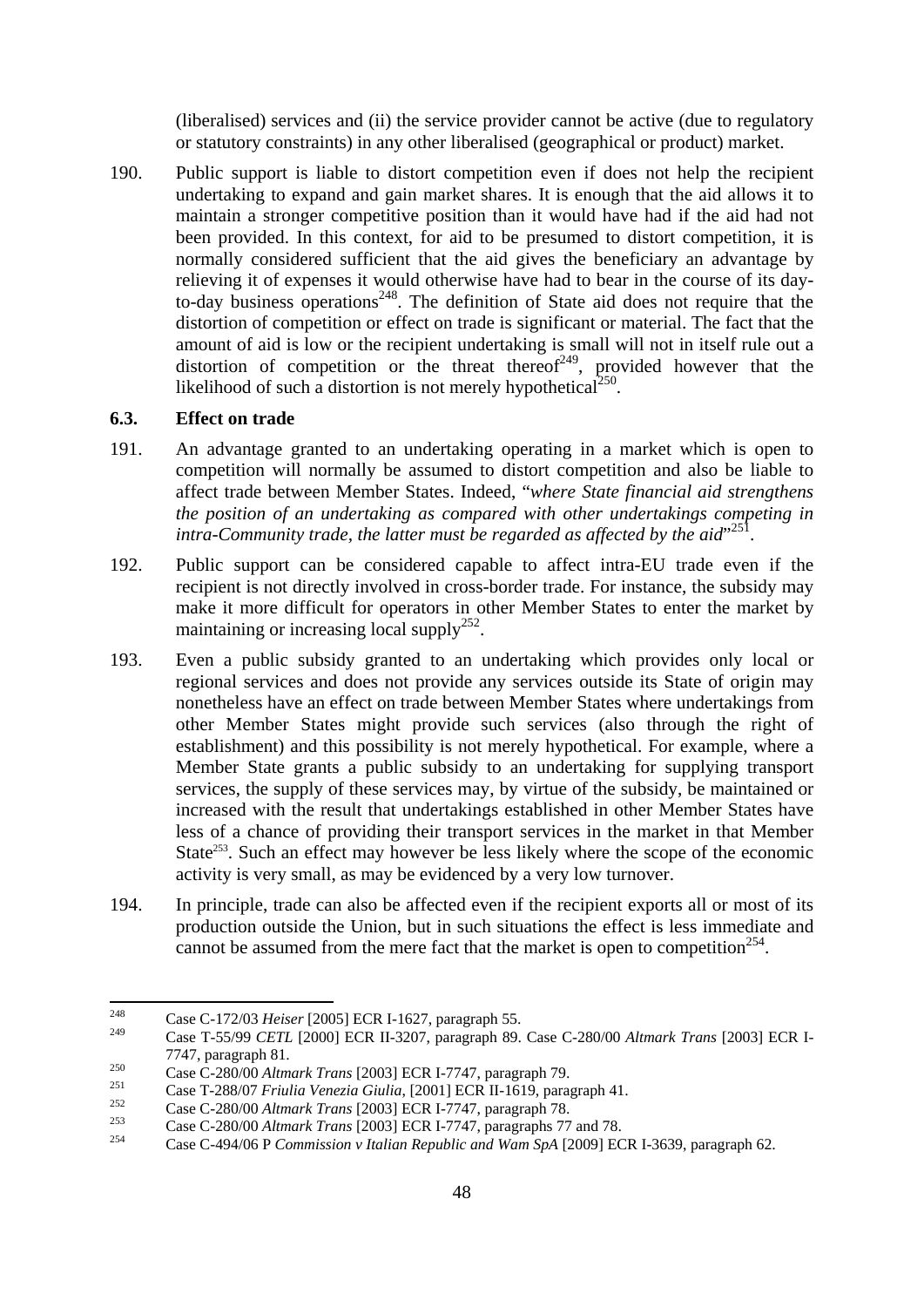(liberalised) services and (ii) the service provider cannot be active (due to regulatory or statutory constraints) in any other liberalised (geographical or product) market.

190. Public support is liable to distort competition even if does not help the recipient undertaking to expand and gain market shares. It is enough that the aid allows it to maintain a stronger competitive position than it would have had if the aid had not been provided. In this context, for aid to be presumed to distort competition, it is normally considered sufficient that the aid gives the beneficiary an advantage by relieving it of expenses it would otherwise have had to bear in the course of its day-to-day business operations[248]. The definition of State aid does not require that the distortion of competition or effect on trade is significant or material. The fact that the amount of aid is low or the recipient undertaking is small will not in itself rule out a distortion of competition or the threat thereof[249], provided however that the likelihood of such a distortion is not merely hypothetical[250].

### 6.3. Effect on trade

191. An advantage granted to an undertaking operating in a market which is open to competition will normally be assumed to distort competition and also be liable to affect trade between Member States. Indeed, "*where State financial aid strengthens the position of an undertaking as compared with other undertakings competing in intra-Community trade, the latter must be regarded as affected by the aid*"[251].

192. Public support can be considered capable to affect intra-EU trade even if the recipient is not directly involved in cross-border trade. For instance, the subsidy may make it more difficult for operators in other Member States to enter the market by maintaining or increasing local supply[252].

193. Even a public subsidy granted to an undertaking which provides only local or regional services and does not provide any services outside its State of origin may nonetheless have an effect on trade between Member States where undertakings from other Member States might provide such services (also through the right of establishment) and this possibility is not merely hypothetical. For example, where a Member State grants a public subsidy to an undertaking for supplying transport services, the supply of these services may, by virtue of the subsidy, be maintained or increased with the result that undertakings established in other Member States have less of a chance of providing their transport services in the market in that Member State[253]. Such an effect may however be less likely where the scope of the economic activity is very small, as may be evidenced by a very low turnover.

194. In principle, trade can also be affected even if the recipient exports all or most of its production outside the Union, but in such situations the effect is less immediate and cannot be assumed from the mere fact that the market is open to competition[254].

---

[248] Case C-172/03 *Heiser* [2005] ECR I-1627, paragraph 55.

[249] Case T-55/99 *CETL* [2000] ECR II-3207, paragraph 89. Case C-280/00 *Altmark Trans* [2003] ECR I-7747, paragraph 81.

[250] Case C-280/00 *Altmark Trans* [2003] ECR I-7747, paragraph 79.

[251] Case T-288/07 *Friulia Venezia Giulia*, [2001] ECR II-1619, paragraph 41.

[252] Case C-280/00 *Altmark Trans* [2003] ECR I-7747, paragraph 78.

[253] Case C-280/00 *Altmark Trans* [2003] ECR I-7747, paragraphs 77 and 78.

[254] Case C-494/06 P *Commission v Italian Republic and Wam SpA* [2009] ECR I-3639, paragraph 62.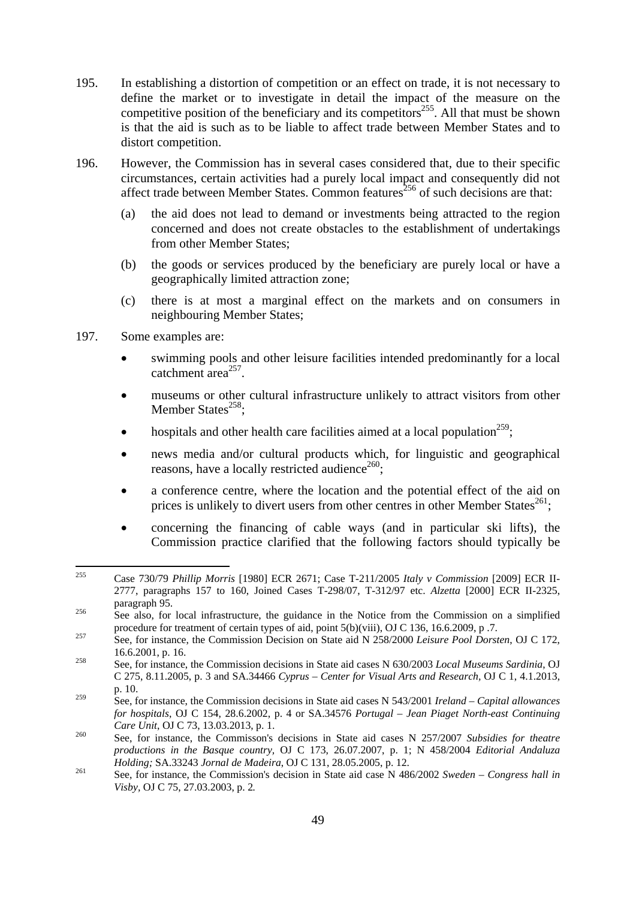195. In establishing a distortion of competition or an effect on trade, it is not necessary to define the market or to investigate in detail the impact of the measure on the competitive position of the beneficiary and its competitors[255]. All that must be shown is that the aid is such as to be liable to affect trade between Member States and to distort competition.

196. However, the Commission has in several cases considered that, due to their specific circumstances, certain activities had a purely local impact and consequently did not affect trade between Member States. Common features[256] of such decisions are that:

(a) the aid does not lead to demand or investments being attracted to the region concerned and does not create obstacles to the establishment of undertakings from other Member States;

(b) the goods or services produced by the beneficiary are purely local or have a geographically limited attraction zone;

(c) there is at most a marginal effect on the markets and on consumers in neighbouring Member States;

197. Some examples are:

- swimming pools and other leisure facilities intended predominantly for a local catchment area[257].
- museums or other cultural infrastructure unlikely to attract visitors from other Member States[258];
- hospitals and other health care facilities aimed at a local population[259];
- news media and/or cultural products which, for linguistic and geographical reasons, have a locally restricted audience[260];
- a conference centre, where the location and the potential effect of the aid on prices is unlikely to divert users from other centres in other Member States[261];
- concerning the financing of cable ways (and in particular ski lifts), the Commission practice clarified that the following factors should typically be

---

[255] Case 730/79 *Phillip Morris* [1980] ECR 2671; Case T-211/2005 *Italy v Commission* [2009] ECR II-2777, paragraphs 157 to 160, Joined Cases T-298/07, T-312/97 etc. *Alzetta* [2000] ECR II-2325, paragraph 95.

[256] See also, for local infrastructure, the guidance in the Notice from the Commission on a simplified procedure for treatment of certain types of aid, point 5(b)(viii), OJ C 136, 16.6.2009, p .7.

[257] See, for instance, the Commission Decision on State aid N 258/2000 *Leisure Pool Dorsten*, OJ C 172, 16.6.2001, p. 16.

[258] See, for instance, the Commission decisions in State aid cases N 630/2003 *Local Museums Sardinia*, OJ C 275, 8.11.2005, p. 3 and SA.34466 *Cyprus – Center for Visual Arts and Research*, OJ C 1, 4.1.2013, p. 10.

[259] See, for instance, the Commission decisions in State aid cases N 543/2001 *Ireland – Capital allowances for hospitals*, OJ C 154, 28.6.2002, p. 4 or SA.34576 *Portugal – Jean Piaget North-east Continuing Care Unit*, OJ C 73, 13.03.2013, p. 1.

[260] See, for instance, the Commisson's decisions in State aid cases N 257/2007 *Subsidies for theatre productions in the Basque country*, OJ C 173, 26.07.2007, p. 1; N 458/2004 *Editorial Andaluza Holding;* SA.33243 *Jornal de Madeira*, OJ C 131, 28.05.2005, p. 12.

[261] See, for instance, the Commission's decision in State aid case N 486/2002 *Sweden – Congress hall in Visby*, OJ C 75, 27.03.2003, p. 2*.*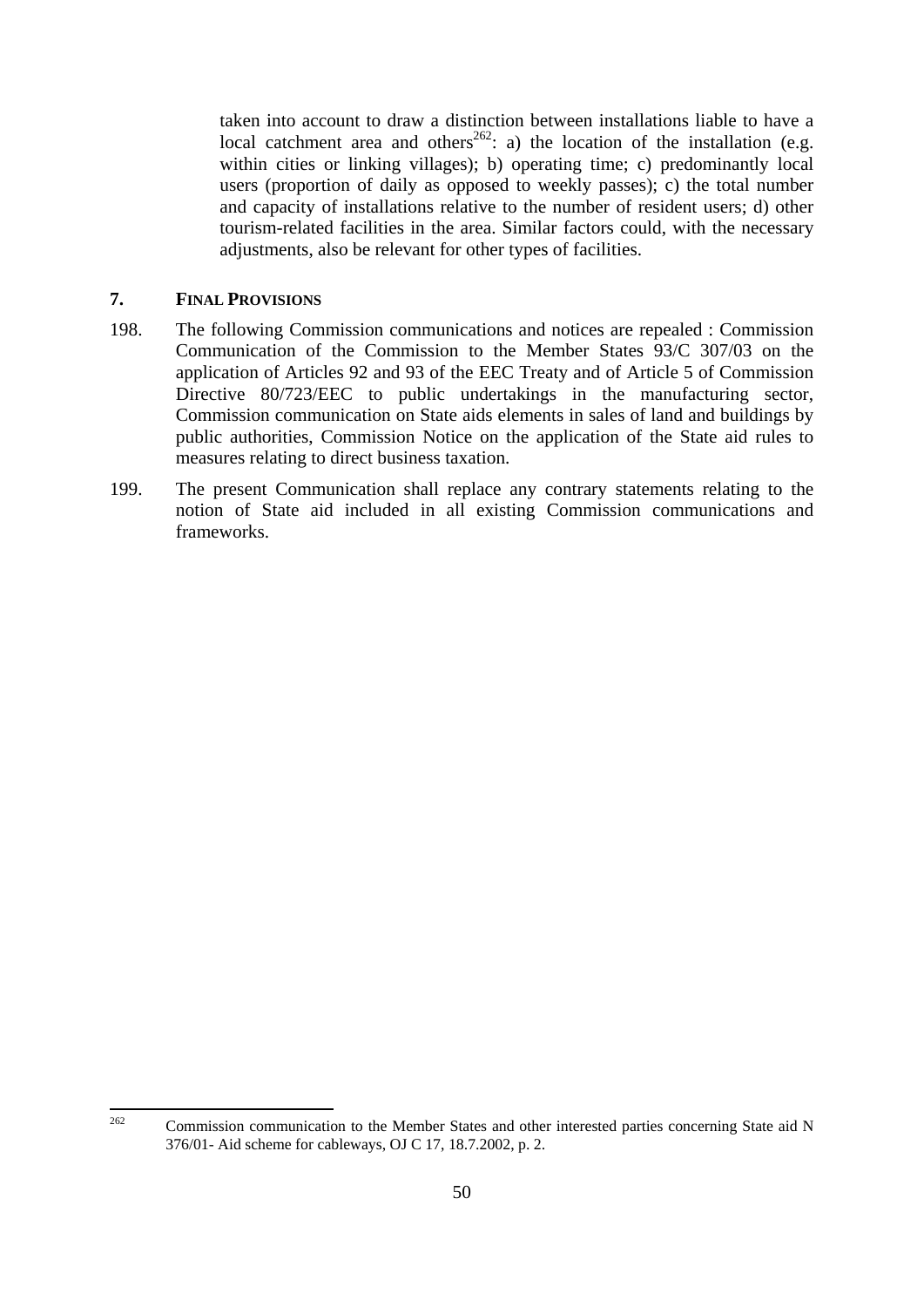taken into account to draw a distinction between installations liable to have a local catchment area and others[262]: a) the location of the installation (e.g. within cities or linking villages); b) operating time; c) predominantly local users (proportion of daily as opposed to weekly passes); c) the total number and capacity of installations relative to the number of resident users; d) other tourism-related facilities in the area. Similar factors could, with the necessary adjustments, also be relevant for other types of facilities.

## 7. FINAL PROVISIONS

198. The following Commission communications and notices are repealed : Commission Communication of the Commission to the Member States 93/C 307/03 on the application of Articles 92 and 93 of the EEC Treaty and of Article 5 of Commission Directive 80/723/EEC to public undertakings in the manufacturing sector, Commission communication on State aids elements in sales of land and buildings by public authorities, Commission Notice on the application of the State aid rules to measures relating to direct business taxation.

199. The present Communication shall replace any contrary statements relating to the notion of State aid included in all existing Commission communications and frameworks.

---

[262] Commission communication to the Member States and other interested parties concerning State aid N 376/01- Aid scheme for cableways, OJ C 17, 18.7.2002, p. 2.